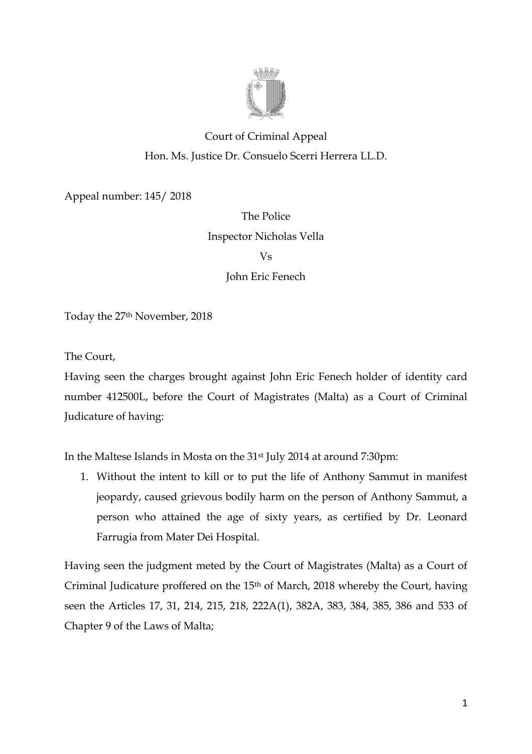Court of Criminal Appeal

Hon. Ms. Justice Dr. Consuelo Scerri Herrera LL.D.

Appeal number: 145/ 2018

The Police

Inspector Nicholas Vella

Vs

John Eric Fenech

Today the 27th November, 2018

The Court,

Having seen the charges brought against John Eric Fenech holder of identity card number 412500L, before the Court of Magistrates (Malta) as a Court of Criminal Judicature of having:

In the Maltese Islands in Mosta on the 31st July 2014 at around 7:30pm:

1. Without the intent to kill or to put the life of Anthony Sammut in manifest jeopardy, caused grievous bodily harm on the person of Anthony Sammut, a person who attained the age of sixty years, as certified by Dr. Leonard Farrugia from Mater Dei Hospital.

Having seen the judgment meted by the Court of Magistrates (Malta) as a Court of Criminal Judicature proffered on the 15th of March, 2018 whereby the Court, having seen the Articles 17, 31, 214, 215, 218, 222A(1), 382A, 383, 384, 385, 386 and 533 of Chapter 9 of the Laws of Malta;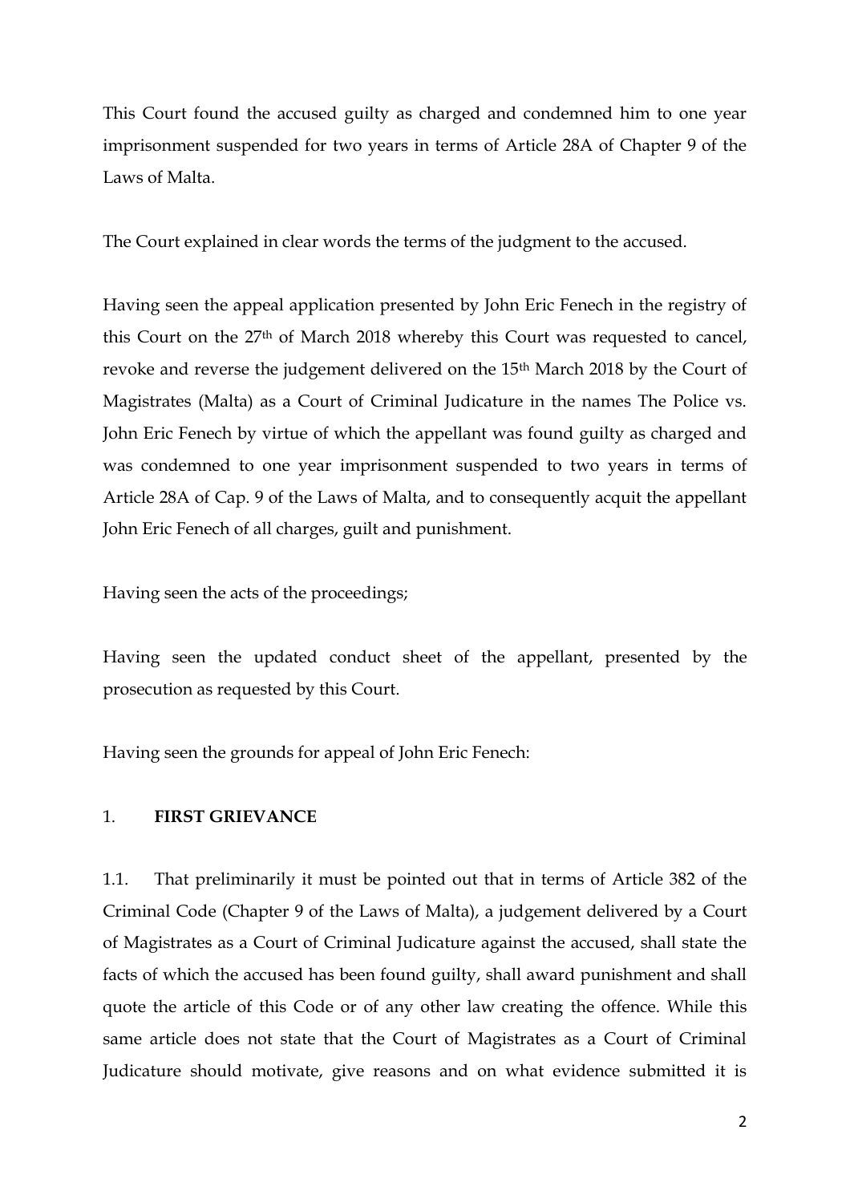This Court found the accused guilty as charged and condemned him to one year imprisonment suspended for two years in terms of Article 28A of Chapter 9 of the Laws of Malta.

The Court explained in clear words the terms of the judgment to the accused.

Having seen the appeal application presented by John Eric Fenech in the registry of this Court on the 27th of March 2018 whereby this Court was requested to cancel, revoke and reverse the judgement delivered on the 15th March 2018 by the Court of Magistrates (Malta) as a Court of Criminal Judicature in the names The Police vs. John Eric Fenech by virtue of which the appellant was found guilty as charged and was condemned to one year imprisonment suspended to two years in terms of Article 28A of Cap. 9 of the Laws of Malta, and to consequently acquit the appellant John Eric Fenech of all charges, guilt and punishment.

Having seen the acts of the proceedings;

Having seen the updated conduct sheet of the appellant, presented by the prosecution as requested by this Court.

Having seen the grounds for appeal of John Eric Fenech:

1. **FIRST GRIEVANCE**

1.1. That preliminarily it must be pointed out that in terms of Article 382 of the Criminal Code (Chapter 9 of the Laws of Malta), a judgement delivered by a Court of Magistrates as a Court of Criminal Judicature against the accused, shall state the facts of which the accused has been found guilty, shall award punishment and shall quote the article of this Code or of any other law creating the offence. While this same article does not state that the Court of Magistrates as a Court of Criminal Judicature should motivate, give reasons and on what evidence submitted it is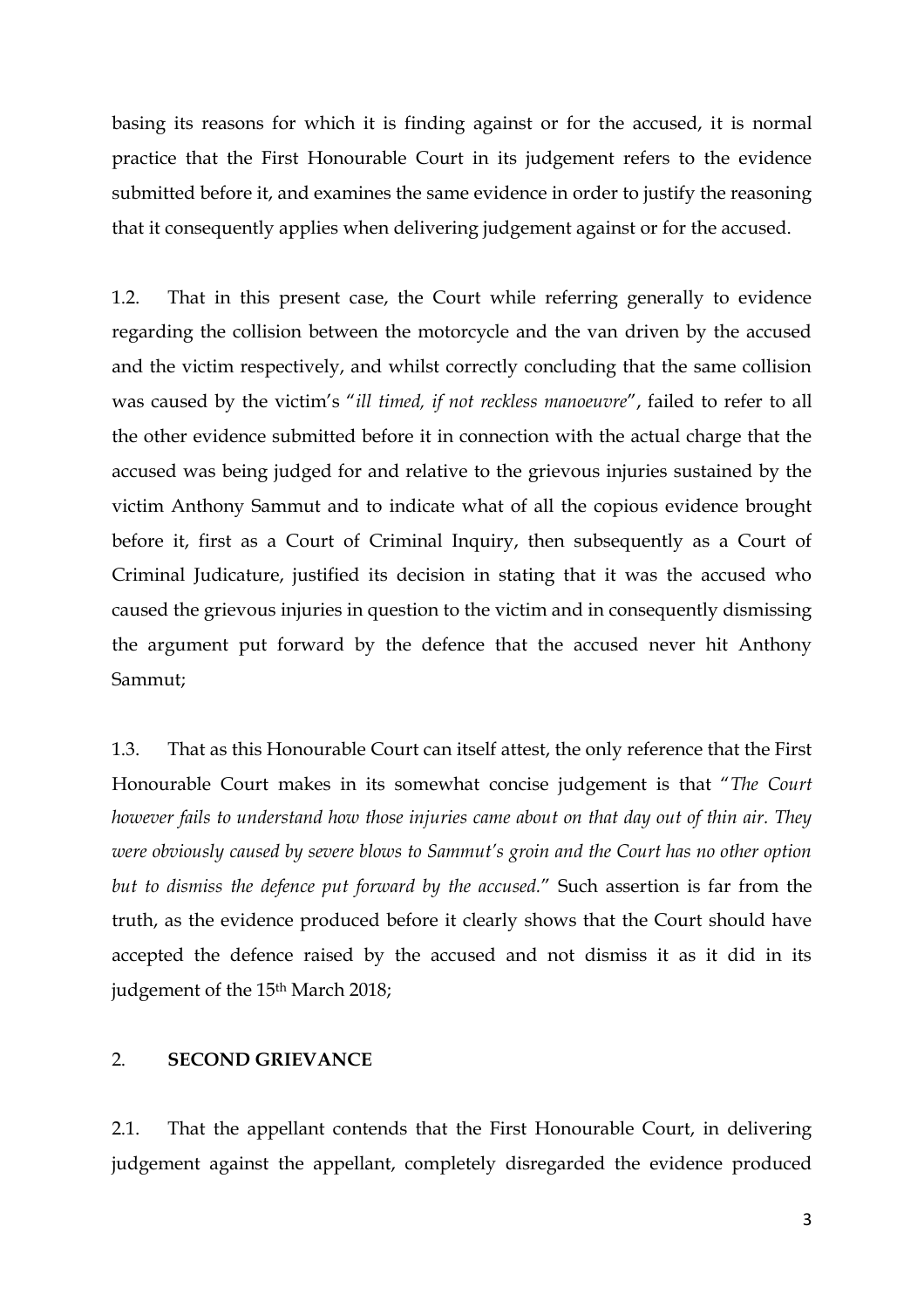basing its reasons for which it is finding against or for the accused, it is normal practice that the First Honourable Court in its judgement refers to the evidence submitted before it, and examines the same evidence in order to justify the reasoning that it consequently applies when delivering judgement against or for the accused.

1.2. That in this present case, the Court while referring generally to evidence regarding the collision between the motorcycle and the van driven by the accused and the victim respectively, and whilst correctly concluding that the same collision was caused by the victim's "*ill timed, if not reckless manoeuvre*", failed to refer to all the other evidence submitted before it in connection with the actual charge that the accused was being judged for and relative to the grievous injuries sustained by the victim Anthony Sammut and to indicate what of all the copious evidence brought before it, first as a Court of Criminal Inquiry, then subsequently as a Court of Criminal Judicature, justified its decision in stating that it was the accused who caused the grievous injuries in question to the victim and in consequently dismissing the argument put forward by the defence that the accused never hit Anthony Sammut;

1.3. That as this Honourable Court can itself attest, the only reference that the First Honourable Court makes in its somewhat concise judgement is that "*The Court however fails to understand how those injuries came about on that day out of thin air. They were obviously caused by severe blows to Sammut's groin and the Court has no other option but to dismiss the defence put forward by the accused.*" Such assertion is far from the truth, as the evidence produced before it clearly shows that the Court should have accepted the defence raised by the accused and not dismiss it as it did in its judgement of the 15th March 2018;

## 2. **SECOND GRIEVANCE**

2.1. That the appellant contends that the First Honourable Court, in delivering judgement against the appellant, completely disregarded the evidence produced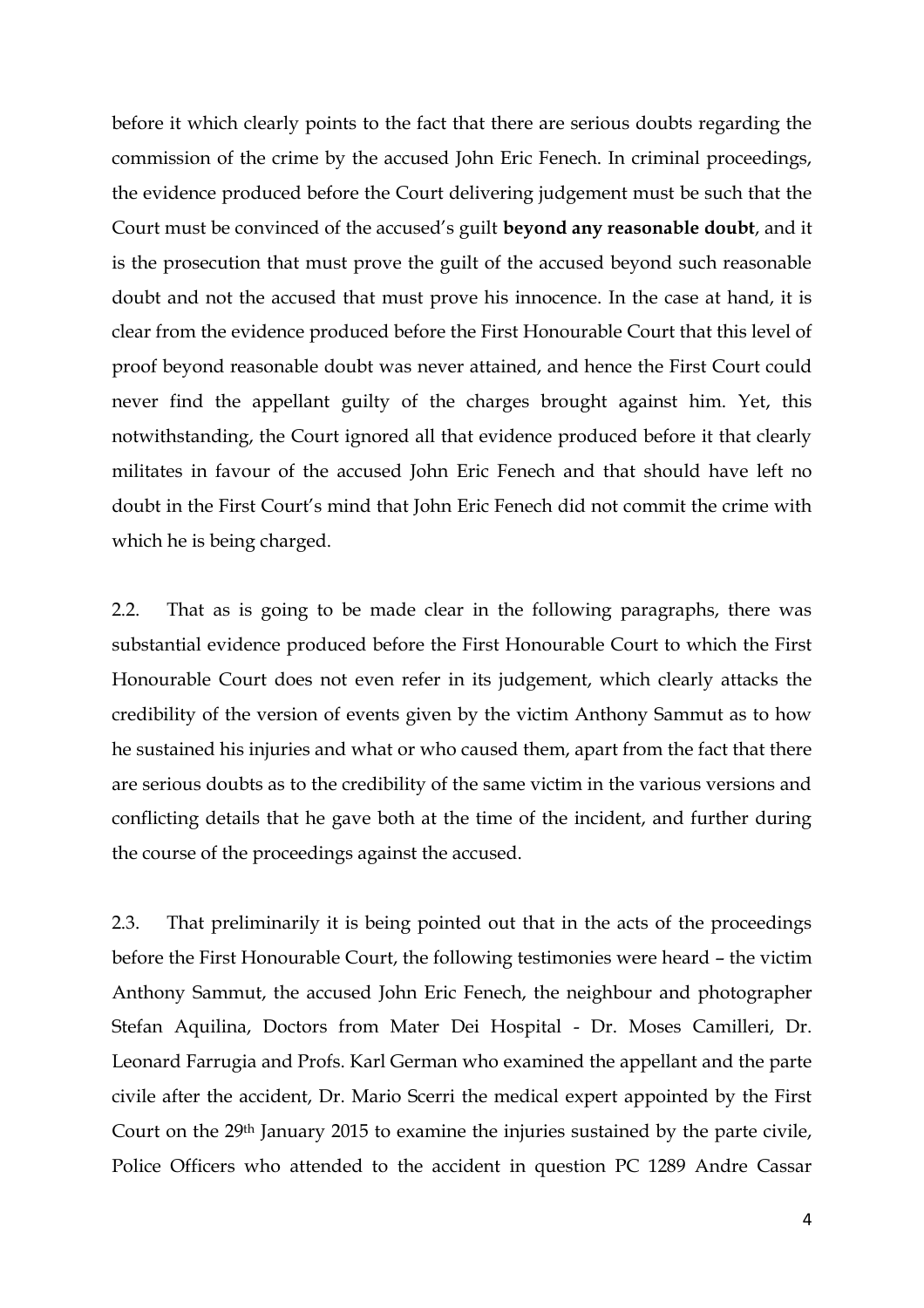before it which clearly points to the fact that there are serious doubts regarding the commission of the crime by the accused John Eric Fenech. In criminal proceedings, the evidence produced before the Court delivering judgement must be such that the Court must be convinced of the accused's guilt **beyond any reasonable doubt**, and it is the prosecution that must prove the guilt of the accused beyond such reasonable doubt and not the accused that must prove his innocence. In the case at hand, it is clear from the evidence produced before the First Honourable Court that this level of proof beyond reasonable doubt was never attained, and hence the First Court could never find the appellant guilty of the charges brought against him. Yet, this notwithstanding, the Court ignored all that evidence produced before it that clearly militates in favour of the accused John Eric Fenech and that should have left no doubt in the First Court's mind that John Eric Fenech did not commit the crime with which he is being charged.

2.2. That as is going to be made clear in the following paragraphs, there was substantial evidence produced before the First Honourable Court to which the First Honourable Court does not even refer in its judgement, which clearly attacks the credibility of the version of events given by the victim Anthony Sammut as to how he sustained his injuries and what or who caused them, apart from the fact that there are serious doubts as to the credibility of the same victim in the various versions and conflicting details that he gave both at the time of the incident, and further during the course of the proceedings against the accused.

2.3. That preliminarily it is being pointed out that in the acts of the proceedings before the First Honourable Court, the following testimonies were heard – the victim Anthony Sammut, the accused John Eric Fenech, the neighbour and photographer Stefan Aquilina, Doctors from Mater Dei Hospital - Dr. Moses Camilleri, Dr. Leonard Farrugia and Profs. Karl German who examined the appellant and the parte civile after the accident, Dr. Mario Scerri the medical expert appointed by the First Court on the 29th January 2015 to examine the injuries sustained by the parte civile, Police Officers who attended to the accident in question PC 1289 Andre Cassar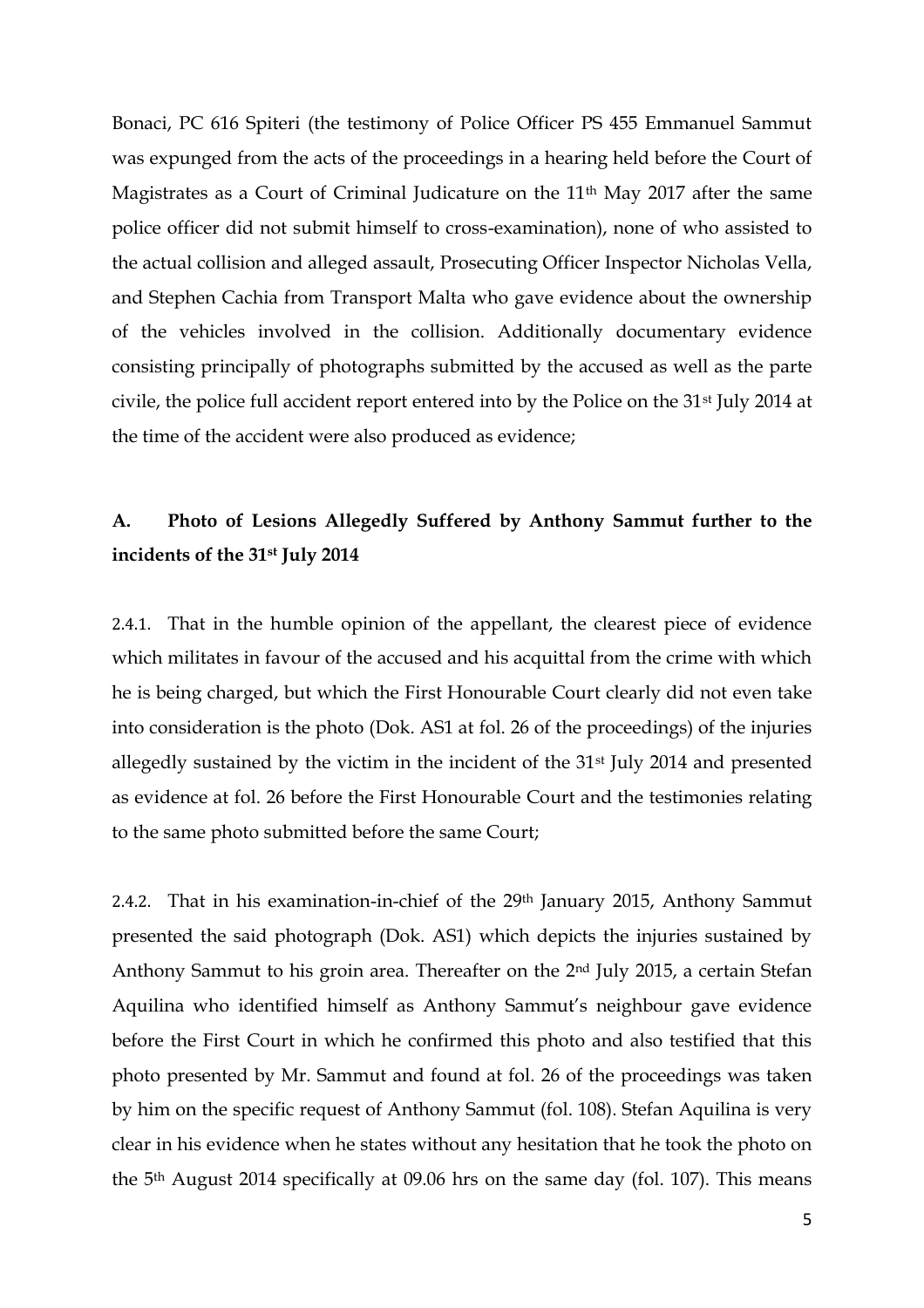Bonaci, PC 616 Spiteri (the testimony of Police Officer PS 455 Emmanuel Sammut was expunged from the acts of the proceedings in a hearing held before the Court of Magistrates as a Court of Criminal Judicature on the 11th May 2017 after the same police officer did not submit himself to cross-examination), none of who assisted to the actual collision and alleged assault, Prosecuting Officer Inspector Nicholas Vella, and Stephen Cachia from Transport Malta who gave evidence about the ownership of the vehicles involved in the collision. Additionally documentary evidence consisting principally of photographs submitted by the accused as well as the parte civile, the police full accident report entered into by the Police on the 31st July 2014 at the time of the accident were also produced as evidence;

## A. Photo of Lesions Allegedly Suffered by Anthony Sammut further to the incidents of the 31st July 2014

2.4.1. That in the humble opinion of the appellant, the clearest piece of evidence which militates in favour of the accused and his acquittal from the crime with which he is being charged, but which the First Honourable Court clearly did not even take into consideration is the photo (Dok. AS1 at fol. 26 of the proceedings) of the injuries allegedly sustained by the victim in the incident of the 31st July 2014 and presented as evidence at fol. 26 before the First Honourable Court and the testimonies relating to the same photo submitted before the same Court;

2.4.2. That in his examination-in-chief of the 29th January 2015, Anthony Sammut presented the said photograph (Dok. AS1) which depicts the injuries sustained by Anthony Sammut to his groin area. Thereafter on the 2nd July 2015, a certain Stefan Aquilina who identified himself as Anthony Sammut's neighbour gave evidence before the First Court in which he confirmed this photo and also testified that this photo presented by Mr. Sammut and found at fol. 26 of the proceedings was taken by him on the specific request of Anthony Sammut (fol. 108). Stefan Aquilina is very clear in his evidence when he states without any hesitation that he took the photo on the 5th August 2014 specifically at 09.06 hrs on the same day (fol. 107). This means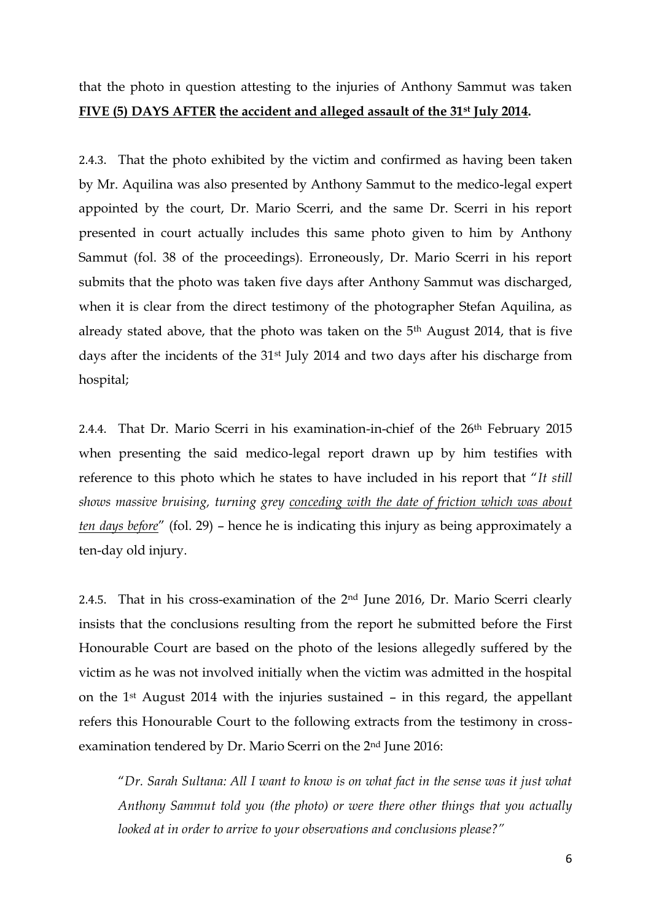that the photo in question attesting to the injuries of Anthony Sammut was taken **<u>FIVE (5) DAYS AFTER</u> <u>the accident and alleged assault of the 31st July 2014</u>.**

2.4.3. That the photo exhibited by the victim and confirmed as having been taken by Mr. Aquilina was also presented by Anthony Sammut to the medico-legal expert appointed by the court, Dr. Mario Scerri, and the same Dr. Scerri in his report presented in court actually includes this same photo given to him by Anthony Sammut (fol. 38 of the proceedings). Erroneously, Dr. Mario Scerri in his report submits that the photo was taken five days after Anthony Sammut was discharged, when it is clear from the direct testimony of the photographer Stefan Aquilina, as already stated above, that the photo was taken on the 5th August 2014, that is five days after the incidents of the 31st July 2014 and two days after his discharge from hospital;

2.4.4. That Dr. Mario Scerri in his examination-in-chief of the 26th February 2015 when presenting the said medico-legal report drawn up by him testifies with reference to this photo which he states to have included in his report that "*It still shows massive bruising, turning grey <u>conceding with the date of friction which was about ten days before</u>*" (fol. 29) – hence he is indicating this injury as being approximately a ten-day old injury.

2.4.5. That in his cross-examination of the 2nd June 2016, Dr. Mario Scerri clearly insists that the conclusions resulting from the report he submitted before the First Honourable Court are based on the photo of the lesions allegedly suffered by the victim as he was not involved initially when the victim was admitted in the hospital on the 1st August 2014 with the injuries sustained – in this regard, the appellant refers this Honourable Court to the following extracts from the testimony in cross-examination tendered by Dr. Mario Scerri on the 2nd June 2016:

> "*Dr. Sarah Sultana: All I want to know is on what fact in the sense was it just what Anthony Sammut told you (the photo) or were there other things that you actually looked at in order to arrive to your observations and conclusions please?"*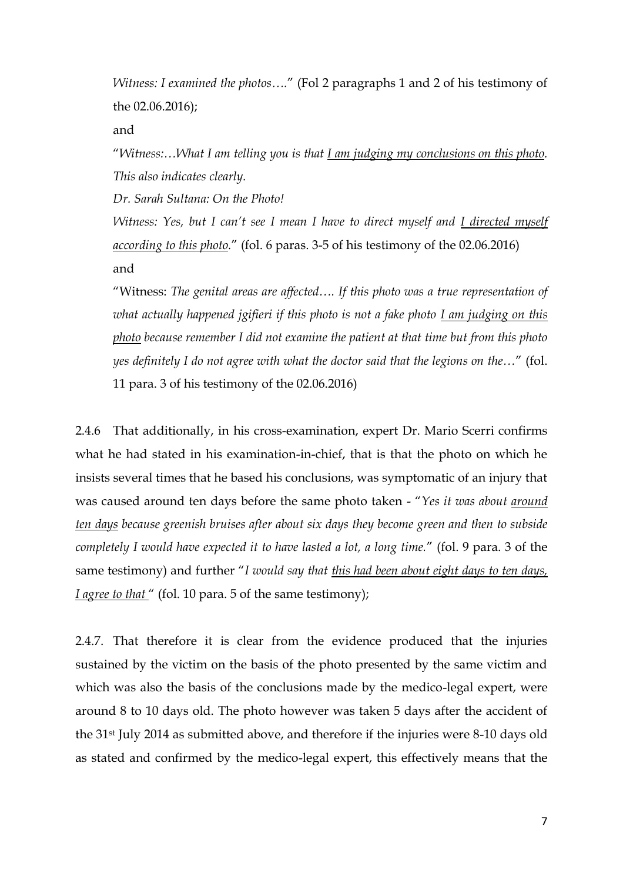*Witness: I examined the photos….*" (Fol 2 paragraphs 1 and 2 of his testimony of the 02.06.2016);

and

"*Witness:…What I am telling you is that I am judging my conclusions on this photo. This also indicates clearly.*

*Dr. Sarah Sultana: On the Photo!*

*Witness: Yes, but I can't see I mean I have to direct myself and I directed myself according to this photo.*" (fol. 6 paras. 3-5 of his testimony of the 02.06.2016)

and

"Witness: *The genital areas are affected…. If this photo was a true representation of what actually happened jgifieri if this photo is not a fake photo I am judging on this photo because remember I did not examine the patient at that time but from this photo yes definitely I do not agree with what the doctor said that the legions on the…*" (fol. 11 para. 3 of his testimony of the 02.06.2016)

2.4.6 That additionally, in his cross-examination, expert Dr. Mario Scerri confirms what he had stated in his examination-in-chief, that is that the photo on which he insists several times that he based his conclusions, was symptomatic of an injury that was caused around ten days before the same photo taken - "*Yes it was about around ten days because greenish bruises after about six days they become green and then to subside completely I would have expected it to have lasted a lot, a long time.*" (fol. 9 para. 3 of the same testimony) and further "*I would say that this had been about eight days to ten days, I agree to that* " (fol. 10 para. 5 of the same testimony);

2.4.7. That therefore it is clear from the evidence produced that the injuries sustained by the victim on the basis of the photo presented by the same victim and which was also the basis of the conclusions made by the medico-legal expert, were around 8 to 10 days old. The photo however was taken 5 days after the accident of the 31st July 2014 as submitted above, and therefore if the injuries were 8-10 days old as stated and confirmed by the medico-legal expert, this effectively means that the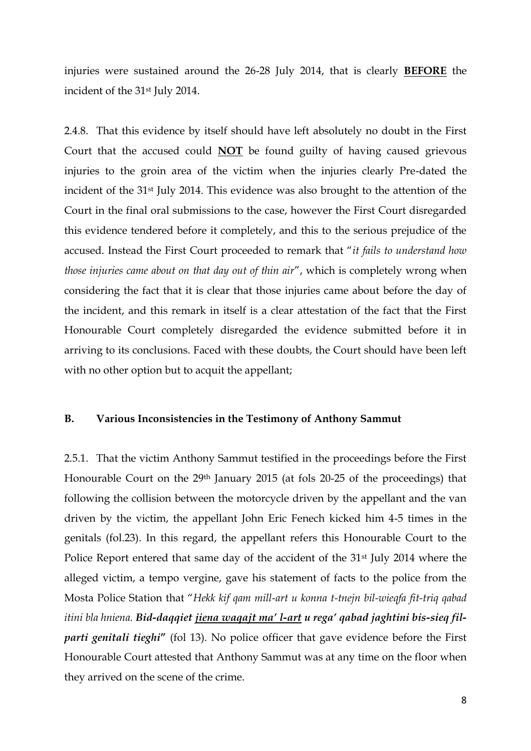injuries were sustained around the 26-28 July 2014, that is clearly **BEFORE** the incident of the 31st July 2014.

2.4.8. That this evidence by itself should have left absolutely no doubt in the First Court that the accused could **NOT** be found guilty of having caused grievous injuries to the groin area of the victim when the injuries clearly Pre-dated the incident of the 31st July 2014. This evidence was also brought to the attention of the Court in the final oral submissions to the case, however the First Court disregarded this evidence tendered before it completely, and this to the serious prejudice of the accused. Instead the First Court proceeded to remark that "*it fails to understand how those injuries came about on that day out of thin air*", which is completely wrong when considering the fact that it is clear that those injuries came about before the day of the incident, and this remark in itself is a clear attestation of the fact that the First Honourable Court completely disregarded the evidence submitted before it in arriving to its conclusions. Faced with these doubts, the Court should have been left with no other option but to acquit the appellant;

### B. Various Inconsistencies in the Testimony of Anthony Sammut

2.5.1. That the victim Anthony Sammut testified in the proceedings before the First Honourable Court on the 29th January 2015 (at fols 20-25 of the proceedings) that following the collision between the motorcycle driven by the appellant and the van driven by the victim, the appellant John Eric Fenech kicked him 4-5 times in the genitals (fol.23). In this regard, the appellant refers this Honourable Court to the Police Report entered that same day of the accident of the 31st July 2014 where the alleged victim, a tempo vergine, gave his statement of facts to the police from the Mosta Police Station that "*Hekk kif qam mill-art u konna t-tnejn bil-wieqfa fit-triq qabad itini bla hniena.* ***Bid-daqqiet <u>jiena waqajt ma' l-art</u> u rega' qabad jaghtini bis-sieq fil-parti genitali tieghi***" (fol 13). No police officer that gave evidence before the First Honourable Court attested that Anthony Sammut was at any time on the floor when they arrived on the scene of the crime.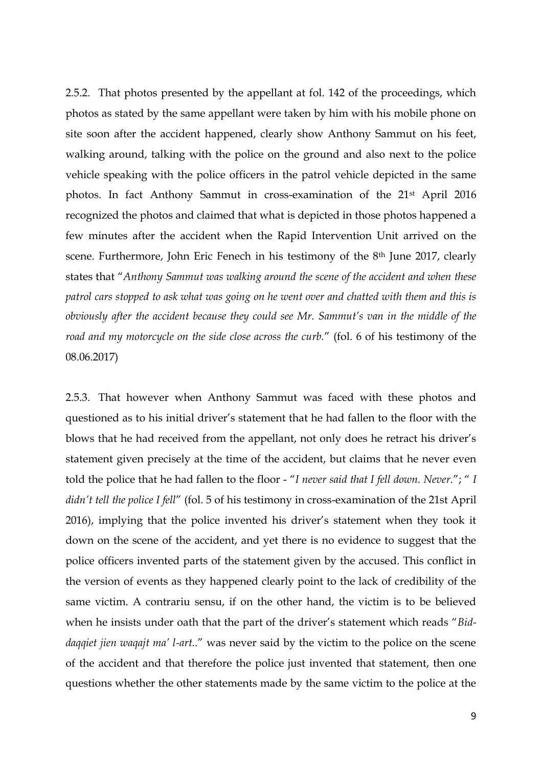2.5.2. That photos presented by the appellant at fol. 142 of the proceedings, which photos as stated by the same appellant were taken by him with his mobile phone on site soon after the accident happened, clearly show Anthony Sammut on his feet, walking around, talking with the police on the ground and also next to the police vehicle speaking with the police officers in the patrol vehicle depicted in the same photos. In fact Anthony Sammut in cross-examination of the 21st April 2016 recognized the photos and claimed that what is depicted in those photos happened a few minutes after the accident when the Rapid Intervention Unit arrived on the scene. Furthermore, John Eric Fenech in his testimony of the 8th June 2017, clearly states that "*Anthony Sammut was walking around the scene of the accident and when these patrol cars stopped to ask what was going on he went over and chatted with them and this is obviously after the accident because they could see Mr. Sammut's van in the middle of the road and my motorcycle on the side close across the curb.*" (fol. 6 of his testimony of the 08.06.2017)

2.5.3. That however when Anthony Sammut was faced with these photos and questioned as to his initial driver's statement that he had fallen to the floor with the blows that he had received from the appellant, not only does he retract his driver's statement given precisely at the time of the accident, but claims that he never even told the police that he had fallen to the floor - "*I never said that I fell down. Never.*"; " *I didn't tell the police I fell*" (fol. 5 of his testimony in cross-examination of the 21st April 2016), implying that the police invented his driver's statement when they took it down on the scene of the accident, and yet there is no evidence to suggest that the police officers invented parts of the statement given by the accused. This conflict in the version of events as they happened clearly point to the lack of credibility of the same victim. A contrariu sensu, if on the other hand, the victim is to be believed when he insists under oath that the part of the driver's statement which reads "*Bid-daqqiet jien waqajt ma' l-art..*" was never said by the victim to the police on the scene of the accident and that therefore the police just invented that statement, then one questions whether the other statements made by the same victim to the police at the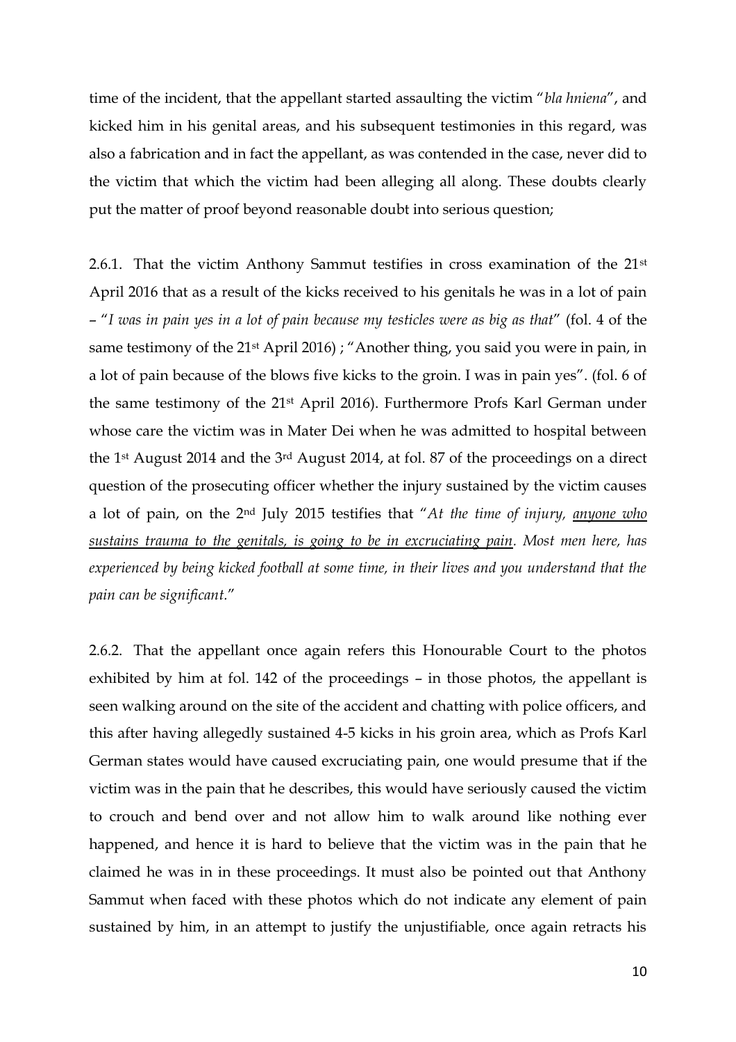time of the incident, that the appellant started assaulting the victim "*bla hniena*", and kicked him in his genital areas, and his subsequent testimonies in this regard, was also a fabrication and in fact the appellant, as was contended in the case, never did to the victim that which the victim had been alleging all along. These doubts clearly put the matter of proof beyond reasonable doubt into serious question;

2.6.1. That the victim Anthony Sammut testifies in cross examination of the 21st April 2016 that as a result of the kicks received to his genitals he was in a lot of pain – "*I was in pain yes in a lot of pain because my testicles were as big as that*" (fol. 4 of the same testimony of the 21st April 2016) ; "Another thing, you said you were in pain, in a lot of pain because of the blows five kicks to the groin. I was in pain yes". (fol. 6 of the same testimony of the 21st April 2016). Furthermore Profs Karl German under whose care the victim was in Mater Dei when he was admitted to hospital between the 1st August 2014 and the 3rd August 2014, at fol. 87 of the proceedings on a direct question of the prosecuting officer whether the injury sustained by the victim causes a lot of pain, on the 2nd July 2015 testifies that "*At the time of injury, <u>anyone who sustains trauma to the genitals, is going to be in excruciating pain</u>. Most men here, has experienced by being kicked football at some time, in their lives and you understand that the pain can be significant.*"

2.6.2. That the appellant once again refers this Honourable Court to the photos exhibited by him at fol. 142 of the proceedings – in those photos, the appellant is seen walking around on the site of the accident and chatting with police officers, and this after having allegedly sustained 4-5 kicks in his groin area, which as Profs Karl German states would have caused excruciating pain, one would presume that if the victim was in the pain that he describes, this would have seriously caused the victim to crouch and bend over and not allow him to walk around like nothing ever happened, and hence it is hard to believe that the victim was in the pain that he claimed he was in in these proceedings. It must also be pointed out that Anthony Sammut when faced with these photos which do not indicate any element of pain sustained by him, in an attempt to justify the unjustifiable, once again retracts his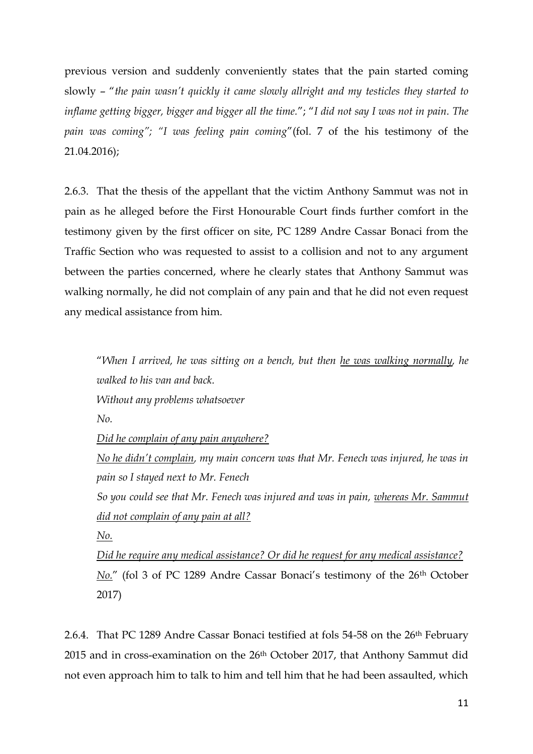previous version and suddenly conveniently states that the pain started coming slowly – "*the pain wasn't quickly it came slowly allright and my testicles they started to inflame getting bigger, bigger and bigger all the time.*"; "*I did not say I was not in pain. The pain was coming"; "I was feeling pain coming*"(fol. 7 of the his testimony of the 21.04.2016);

2.6.3. That the thesis of the appellant that the victim Anthony Sammut was not in pain as he alleged before the First Honourable Court finds further comfort in the testimony given by the first officer on site, PC 1289 Andre Cassar Bonaci from the Traffic Section who was requested to assist to a collision and not to any argument between the parties concerned, where he clearly states that Anthony Sammut was walking normally, he did not complain of any pain and that he did not even request any medical assistance from him.

> "*When I arrived, he was sitting on a bench, but then <u>he was walking normally</u>, he walked to his van and back.*
>
> *Without any problems whatsoever*
>
> *No.*
>
> *<u>Did he complain of any pain anywhere?</u>*
>
> *<u>No he didn't complain</u>, my main concern was that Mr. Fenech was injured, he was in pain so I stayed next to Mr. Fenech*
>
> *So you could see that Mr. Fenech was injured and was in pain, <u>whereas Mr. Sammut did not complain of any pain at all?</u>*
>
> *<u>No.</u>*
>
> *<u>Did he require any medical assistance? Or did he request for any medical assistance?</u>*
>
> *<u>No.</u>*" (fol 3 of PC 1289 Andre Cassar Bonaci's testimony of the 26th October 2017)

2.6.4. That PC 1289 Andre Cassar Bonaci testified at fols 54-58 on the 26th February 2015 and in cross-examination on the 26th October 2017, that Anthony Sammut did not even approach him to talk to him and tell him that he had been assaulted, which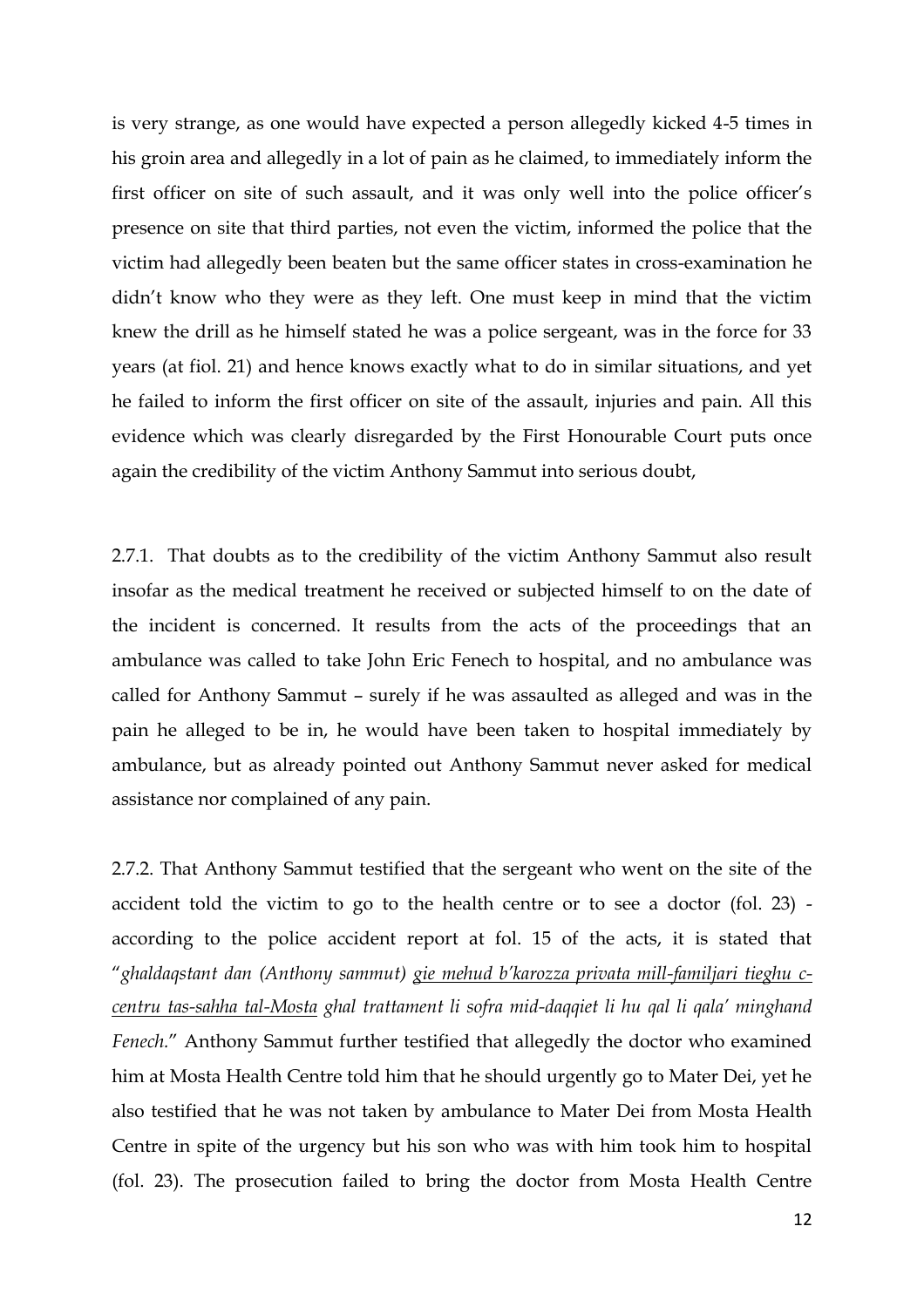is very strange, as one would have expected a person allegedly kicked 4-5 times in his groin area and allegedly in a lot of pain as he claimed, to immediately inform the first officer on site of such assault, and it was only well into the police officer's presence on site that third parties, not even the victim, informed the police that the victim had allegedly been beaten but the same officer states in cross-examination he didn't know who they were as they left. One must keep in mind that the victim knew the drill as he himself stated he was a police sergeant, was in the force for 33 years (at fiol. 21) and hence knows exactly what to do in similar situations, and yet he failed to inform the first officer on site of the assault, injuries and pain. All this evidence which was clearly disregarded by the First Honourable Court puts once again the credibility of the victim Anthony Sammut into serious doubt,

2.7.1. That doubts as to the credibility of the victim Anthony Sammut also result insofar as the medical treatment he received or subjected himself to on the date of the incident is concerned. It results from the acts of the proceedings that an ambulance was called to take John Eric Fenech to hospital, and no ambulance was called for Anthony Sammut – surely if he was assaulted as alleged and was in the pain he alleged to be in, he would have been taken to hospital immediately by ambulance, but as already pointed out Anthony Sammut never asked for medical assistance nor complained of any pain.

2.7.2. That Anthony Sammut testified that the sergeant who went on the site of the accident told the victim to go to the health centre or to see a doctor (fol. 23) - according to the police accident report at fol. 15 of the acts, it is stated that "*ghaldaqstant dan (Anthony sammut) gie mehud b'karozza privata mill-familjari tieghu c-centru tas-sahha tal-Mosta ghal trattament li sofra mid-daqqiet li hu qal li qala' minghand Fenech.*" Anthony Sammut further testified that allegedly the doctor who examined him at Mosta Health Centre told him that he should urgently go to Mater Dei, yet he also testified that he was not taken by ambulance to Mater Dei from Mosta Health Centre in spite of the urgency but his son who was with him took him to hospital (fol. 23). The prosecution failed to bring the doctor from Mosta Health Centre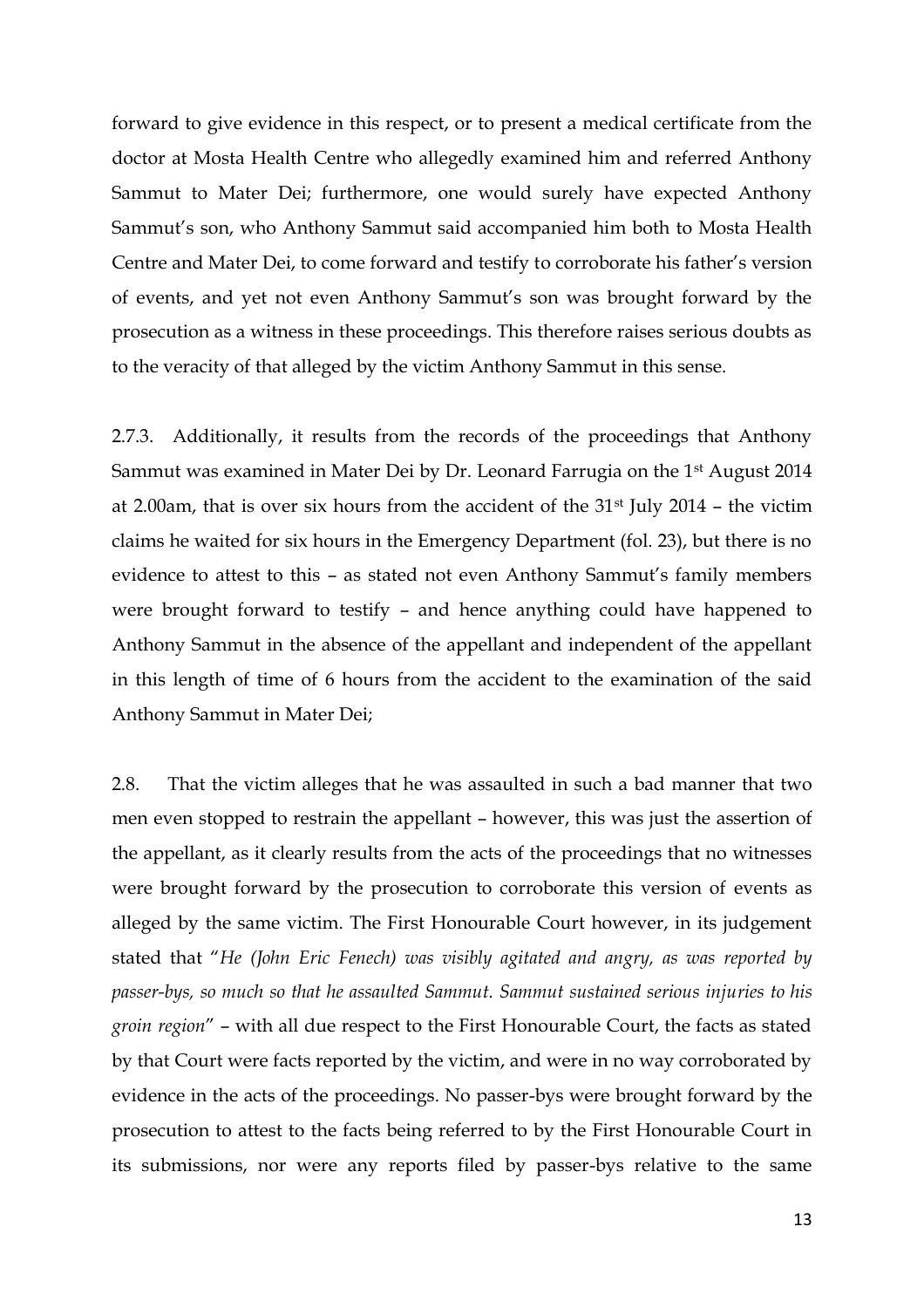forward to give evidence in this respect, or to present a medical certificate from the doctor at Mosta Health Centre who allegedly examined him and referred Anthony Sammut to Mater Dei; furthermore, one would surely have expected Anthony Sammut's son, who Anthony Sammut said accompanied him both to Mosta Health Centre and Mater Dei, to come forward and testify to corroborate his father's version of events, and yet not even Anthony Sammut's son was brought forward by the prosecution as a witness in these proceedings. This therefore raises serious doubts as to the veracity of that alleged by the victim Anthony Sammut in this sense.

2.7.3. Additionally, it results from the records of the proceedings that Anthony Sammut was examined in Mater Dei by Dr. Leonard Farrugia on the 1st August 2014 at 2.00am, that is over six hours from the accident of the 31st July 2014 – the victim claims he waited for six hours in the Emergency Department (fol. 23), but there is no evidence to attest to this – as stated not even Anthony Sammut's family members were brought forward to testify – and hence anything could have happened to Anthony Sammut in the absence of the appellant and independent of the appellant in this length of time of 6 hours from the accident to the examination of the said Anthony Sammut in Mater Dei;

2.8. That the victim alleges that he was assaulted in such a bad manner that two men even stopped to restrain the appellant – however, this was just the assertion of the appellant, as it clearly results from the acts of the proceedings that no witnesses were brought forward by the prosecution to corroborate this version of events as alleged by the same victim. The First Honourable Court however, in its judgement stated that "*He (John Eric Fenech) was visibly agitated and angry, as was reported by passer-bys, so much so that he assaulted Sammut. Sammut sustained serious injuries to his groin region*" – with all due respect to the First Honourable Court, the facts as stated by that Court were facts reported by the victim, and were in no way corroborated by evidence in the acts of the proceedings. No passer-bys were brought forward by the prosecution to attest to the facts being referred to by the First Honourable Court in its submissions, nor were any reports filed by passer-bys relative to the same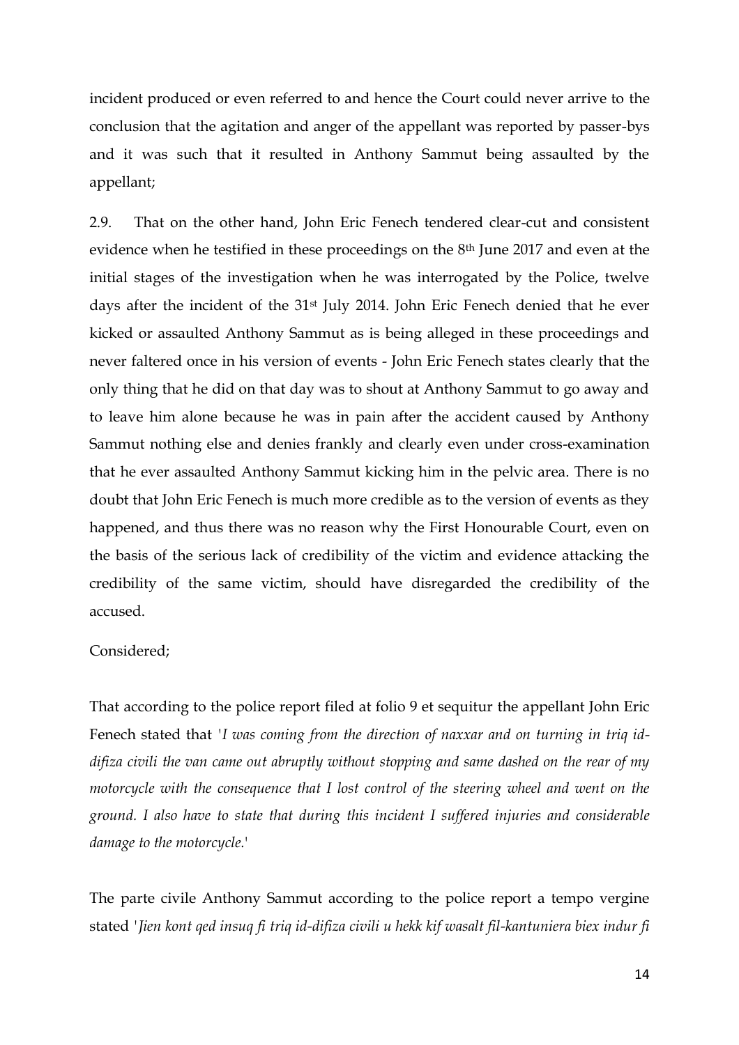incident produced or even referred to and hence the Court could never arrive to the conclusion that the agitation and anger of the appellant was reported by passer-bys and it was such that it resulted in Anthony Sammut being assaulted by the appellant;

2.9. That on the other hand, John Eric Fenech tendered clear-cut and consistent evidence when he testified in these proceedings on the 8th June 2017 and even at the initial stages of the investigation when he was interrogated by the Police, twelve days after the incident of the 31st July 2014. John Eric Fenech denied that he ever kicked or assaulted Anthony Sammut as is being alleged in these proceedings and never faltered once in his version of events - John Eric Fenech states clearly that the only thing that he did on that day was to shout at Anthony Sammut to go away and to leave him alone because he was in pain after the accident caused by Anthony Sammut nothing else and denies frankly and clearly even under cross-examination that he ever assaulted Anthony Sammut kicking him in the pelvic area. There is no doubt that John Eric Fenech is much more credible as to the version of events as they happened, and thus there was no reason why the First Honourable Court, even on the basis of the serious lack of credibility of the victim and evidence attacking the credibility of the same victim, should have disregarded the credibility of the accused.

Considered;

That according to the police report filed at folio 9 et sequitur the appellant John Eric Fenech stated that '*I was coming from the direction of naxxar and on turning in triq id-difiza civili the van came out abruptly without stopping and same dashed on the rear of my motorcycle with the consequence that I lost control of the steering wheel and went on the ground. I also have to state that during this incident I suffered injuries and considerable damage to the motorcycle.*'

The parte civile Anthony Sammut according to the police report a tempo vergine stated '*Jien kont qed insuq fi triq id-difiza civili u hekk kif wasalt fil-kantuniera biex indur fi*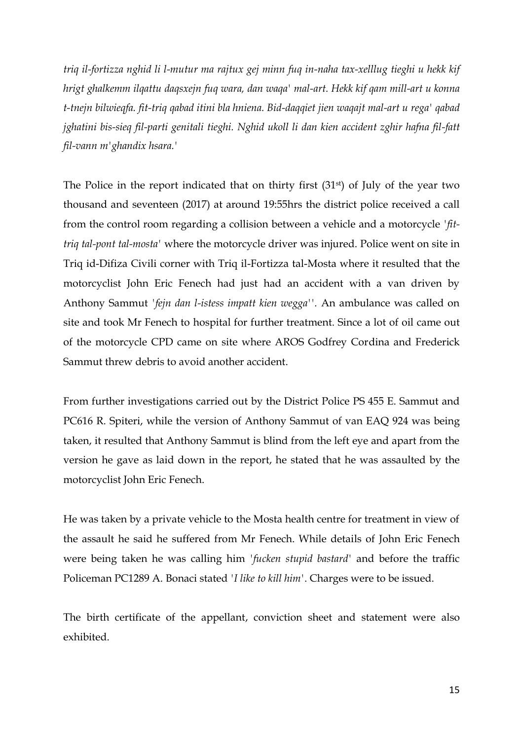*triq il-fortizza nghid li l-mutur ma rajtux gej minn fuq in-naha tax-xelllug tieghi u hekk kif hrigt ghalkemm ilqattu daqsxejn fuq wara, dan waqa' mal-art. Hekk kif qam mill-art u konna t-tnejn bilwieqfa. fit-triq qabad itini bla hniena. Bid-daqqiet jien waqajt mal-art u rega' qabad jghatini bis-sieq fil-parti genitali tieghi. Nghid ukoll li dan kien accident zghir hafna fil-fatt fil-vann m'ghandix hsara.'*

The Police in the report indicated that on thirty first (31st) of July of the year two thousand and seventeen (2017) at around 19:55hrs the district police received a call from the control room regarding a collision between a vehicle and a motorcycle '*fit-triq tal-pont tal-mosta*' where the motorcycle driver was injured. Police went on site in Triq id-Difiza Civili corner with Triq il-Fortizza tal-Mosta where it resulted that the motorcyclist John Eric Fenech had just had an accident with a van driven by Anthony Sammut '*fejn dan l-istess impatt kien wegga*''. An ambulance was called on site and took Mr Fenech to hospital for further treatment. Since a lot of oil came out of the motorcycle CPD came on site where AROS Godfrey Cordina and Frederick Sammut threw debris to avoid another accident.

From further investigations carried out by the District Police PS 455 E. Sammut and PC616 R. Spiteri, while the version of Anthony Sammut of van EAQ 924 was being taken, it resulted that Anthony Sammut is blind from the left eye and apart from the version he gave as laid down in the report, he stated that he was assaulted by the motorcyclist John Eric Fenech.

He was taken by a private vehicle to the Mosta health centre for treatment in view of the assault he said he suffered from Mr Fenech. While details of John Eric Fenech were being taken he was calling him '*fucken stupid bastard*' and before the traffic Policeman PC1289 A. Bonaci stated '*I like to kill him*'. Charges were to be issued.

The birth certificate of the appellant, conviction sheet and statement were also exhibited.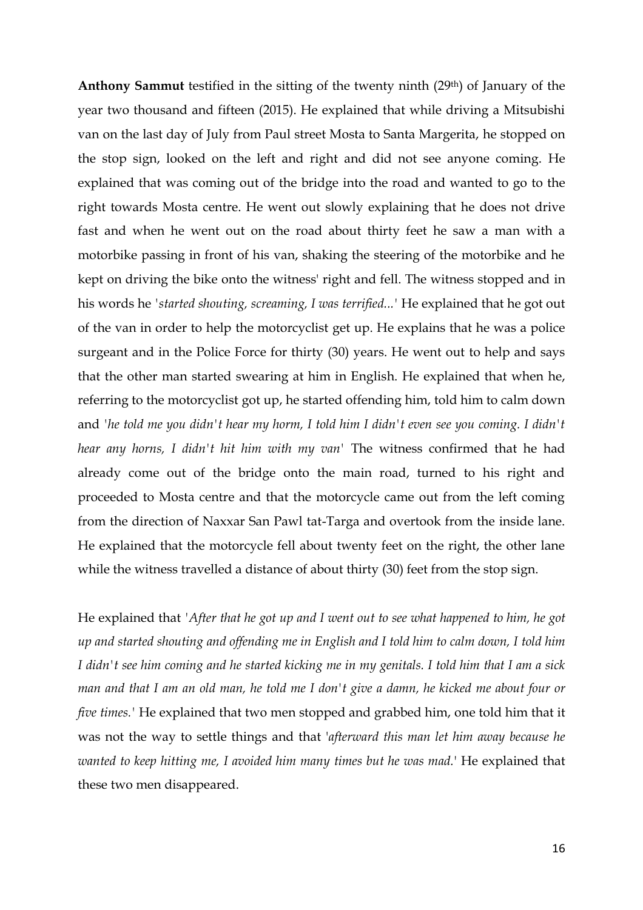**Anthony Sammut** testified in the sitting of the twenty ninth (29th) of January of the year two thousand and fifteen (2015). He explained that while driving a Mitsubishi van on the last day of July from Paul street Mosta to Santa Margerita, he stopped on the stop sign, looked on the left and right and did not see anyone coming. He explained that was coming out of the bridge into the road and wanted to go to the right towards Mosta centre. He went out slowly explaining that he does not drive fast and when he went out on the road about thirty feet he saw a man with a motorbike passing in front of his van, shaking the steering of the motorbike and he kept on driving the bike onto the witness' right and fell. The witness stopped and in his words he '*started shouting, screaming, I was terrified...*' He explained that he got out of the van in order to help the motorcyclist get up. He explains that he was a police surgeant and in the Police Force for thirty (30) years. He went out to help and says that the other man started swearing at him in English. He explained that when he, referring to the motorcyclist got up, he started offending him, told him to calm down and '*he told me you didn't hear my horm, I told him I didn't even see you coming. I didn't hear any horns, I didn't hit him with my van*' The witness confirmed that he had already come out of the bridge onto the main road, turned to his right and proceeded to Mosta centre and that the motorcycle came out from the left coming from the direction of Naxxar San Pawl tat-Targa and overtook from the inside lane. He explained that the motorcycle fell about twenty feet on the right, the other lane while the witness travelled a distance of about thirty (30) feet from the stop sign.

He explained that '*After that he got up and I went out to see what happened to him, he got up and started shouting and offending me in English and I told him to calm down, I told him I didn't see him coming and he started kicking me in my genitals. I told him that I am a sick man and that I am an old man, he told me I don't give a damn, he kicked me about four or five times.*' He explained that two men stopped and grabbed him, one told him that it was not the way to settle things and that '*afterward this man let him away because he wanted to keep hitting me, I avoided him many times but he was mad.*' He explained that these two men disappeared.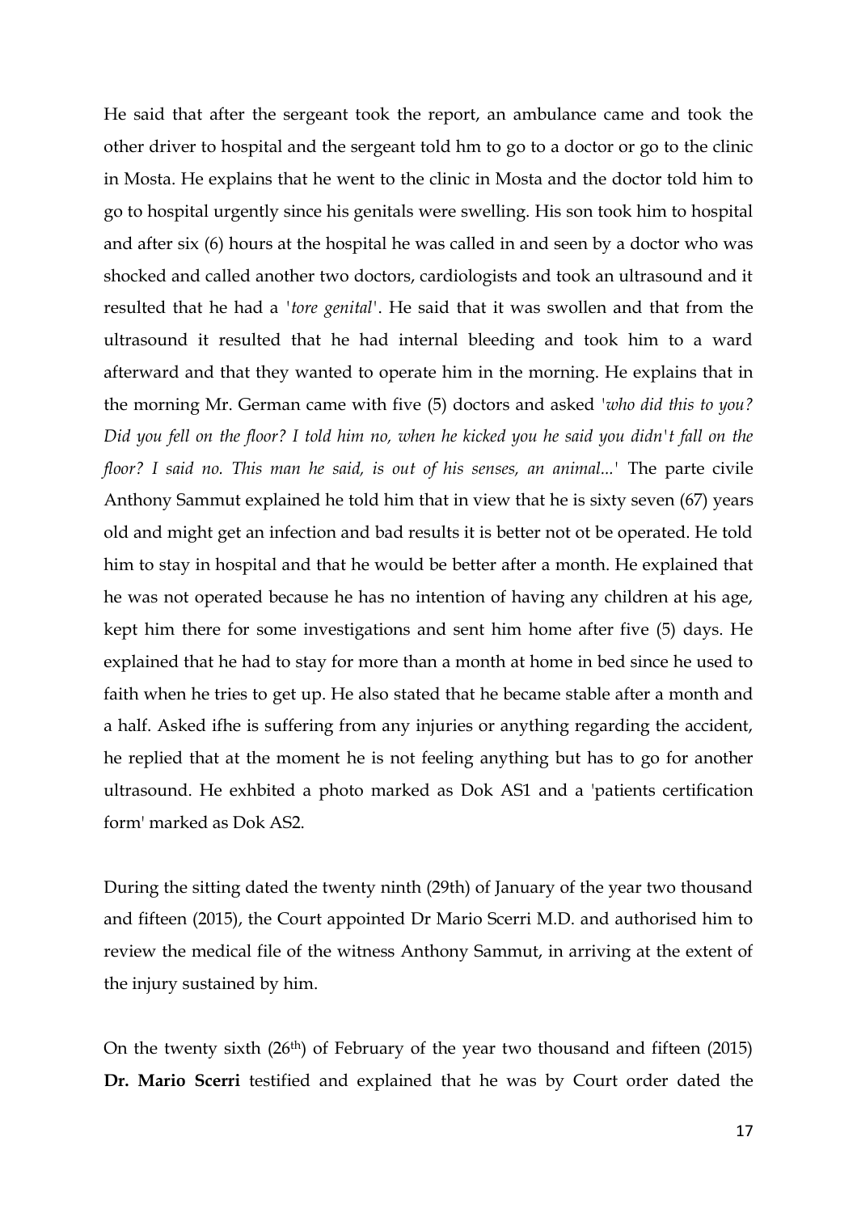He said that after the sergeant took the report, an ambulance came and took the other driver to hospital and the sergeant told hm to go to a doctor or go to the clinic in Mosta. He explains that he went to the clinic in Mosta and the doctor told him to go to hospital urgently since his genitals were swelling. His son took him to hospital and after six (6) hours at the hospital he was called in and seen by a doctor who was shocked and called another two doctors, cardiologists and took an ultrasound and it resulted that he had a '*tore genital*'. He said that it was swollen and that from the ultrasound it resulted that he had internal bleeding and took him to a ward afterward and that they wanted to operate him in the morning. He explains that in the morning Mr. German came with five (5) doctors and asked '*who did this to you? Did you fell on the floor? I told him no, when he kicked you he said you didn't fall on the floor? I said no. This man he said, is out of his senses, an animal...*' The parte civile Anthony Sammut explained he told him that in view that he is sixty seven (67) years old and might get an infection and bad results it is better not ot be operated. He told him to stay in hospital and that he would be better after a month. He explained that he was not operated because he has no intention of having any children at his age, kept him there for some investigations and sent him home after five (5) days. He explained that he had to stay for more than a month at home in bed since he used to faith when he tries to get up. He also stated that he became stable after a month and a half. Asked ifhe is suffering from any injuries or anything regarding the accident, he replied that at the moment he is not feeling anything but has to go for another ultrasound. He exhbited a photo marked as Dok AS1 and a 'patients certification form' marked as Dok AS2.

During the sitting dated the twenty ninth (29th) of January of the year two thousand and fifteen (2015), the Court appointed Dr Mario Scerri M.D. and authorised him to review the medical file of the witness Anthony Sammut, in arriving at the extent of the injury sustained by him.

On the twenty sixth (26th) of February of the year two thousand and fifteen (2015) **Dr. Mario Scerri** testified and explained that he was by Court order dated the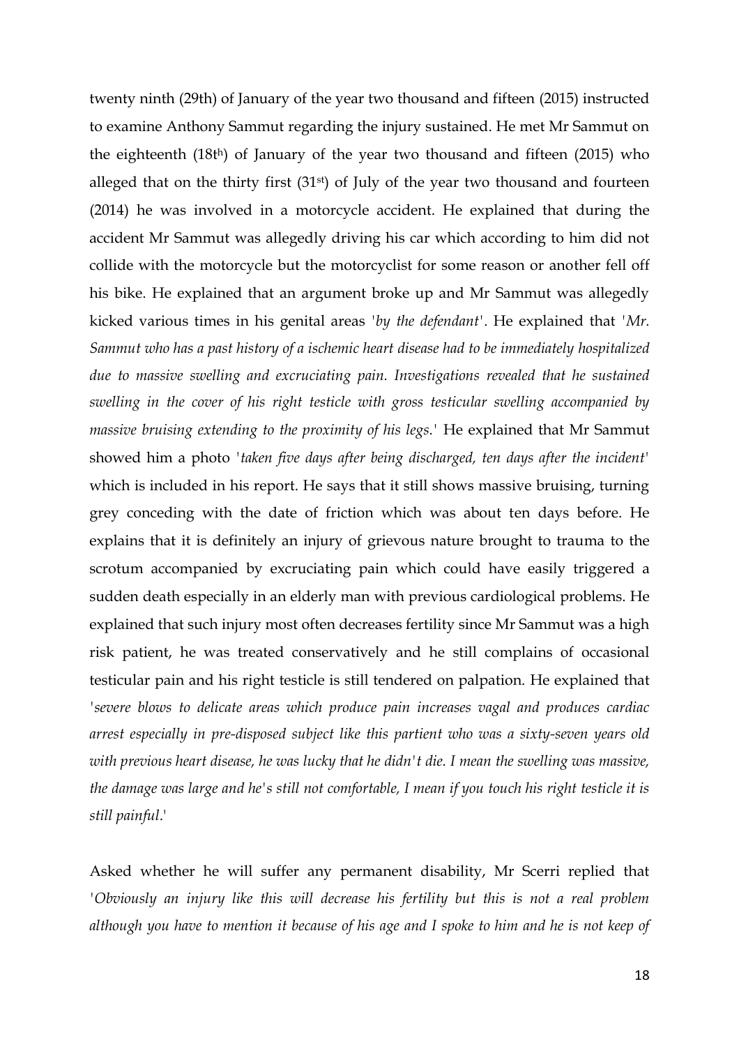twenty ninth (29th) of January of the year two thousand and fifteen (2015) instructed to examine Anthony Sammut regarding the injury sustained. He met Mr Sammut on the eighteenth (18th) of January of the year two thousand and fifteen (2015) who alleged that on the thirty first (31st) of July of the year two thousand and fourteen (2014) he was involved in a motorcycle accident. He explained that during the accident Mr Sammut was allegedly driving his car which according to him did not collide with the motorcycle but the motorcyclist for some reason or another fell off his bike. He explained that an argument broke up and Mr Sammut was allegedly kicked various times in his genital areas '*by the defendant*'. He explained that '*Mr. Sammut who has a past history of a ischemic heart disease had to be immediately hospitalized due to massive swelling and excruciating pain. Investigations revealed that he sustained swelling in the cover of his right testicle with gross testicular swelling accompanied by massive bruising extending to the proximity of his legs.*' He explained that Mr Sammut showed him a photo '*taken five days after being discharged, ten days after the incident*' which is included in his report. He says that it still shows massive bruising, turning grey conceding with the date of friction which was about ten days before. He explains that it is definitely an injury of grievous nature brought to trauma to the scrotum accompanied by excruciating pain which could have easily triggered a sudden death especially in an elderly man with previous cardiological problems. He explained that such injury most often decreases fertility since Mr Sammut was a high risk patient, he was treated conservatively and he still complains of occasional testicular pain and his right testicle is still tendered on palpation. He explained that '*severe blows to delicate areas which produce pain increases vagal and produces cardiac arrest especially in pre-disposed subject like this partient who was a sixty-seven years old with previous heart disease, he was lucky that he didn't die. I mean the swelling was massive, the damage was large and he's still not comfortable, I mean if you touch his right testicle it is still painful.*'

Asked whether he will suffer any permanent disability, Mr Scerri replied that '*Obviously an injury like this will decrease his fertility but this is not a real problem although you have to mention it because of his age and I spoke to him and he is not keep of*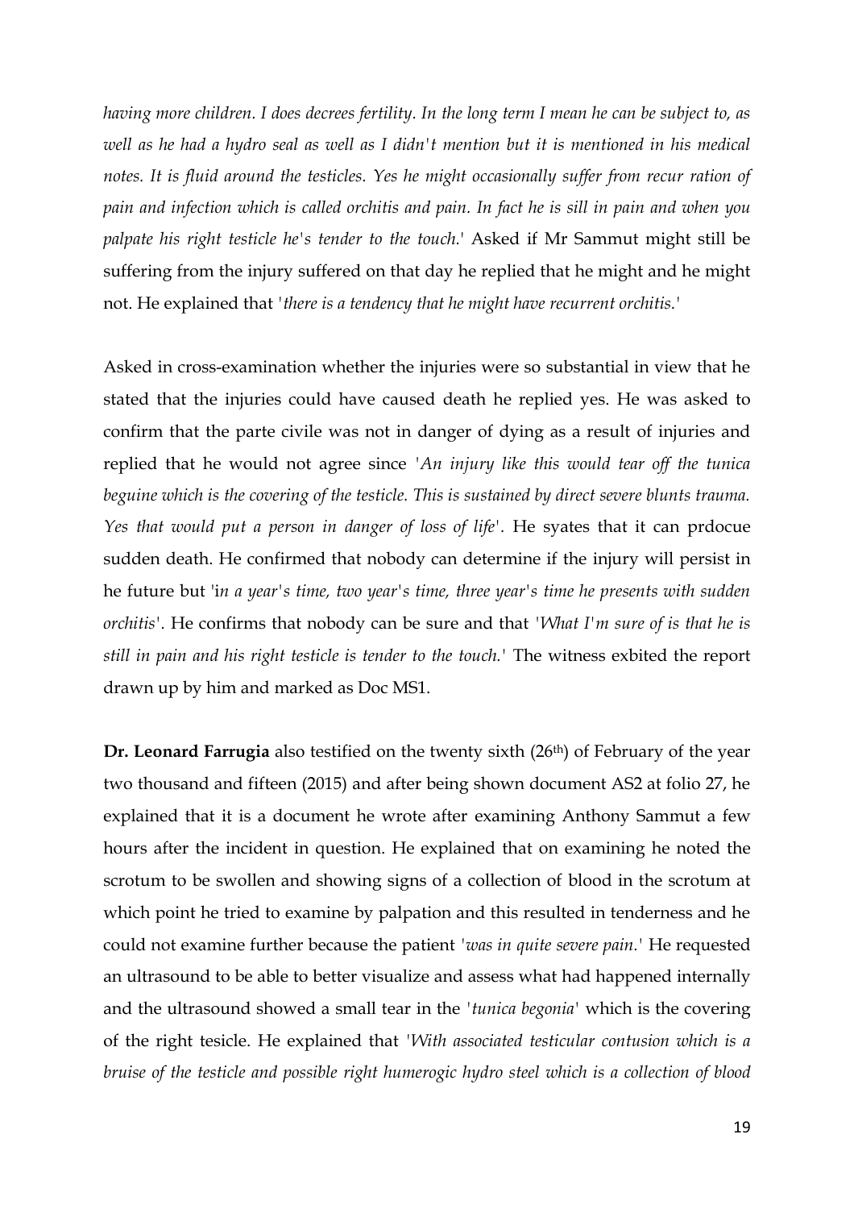*having more children. I does decrees fertility. In the long term I mean he can be subject to, as well as he had a hydro seal as well as I didn't mention but it is mentioned in his medical notes. It is fluid around the testicles. Yes he might occasionally suffer from recur ration of pain and infection which is called orchitis and pain. In fact he is sill in pain and when you palpate his right testicle he's tender to the touch.'* Asked if Mr Sammut might still be suffering from the injury suffered on that day he replied that he might and he might not. He explained that *'there is a tendency that he might have recurrent orchitis.'*

Asked in cross-examination whether the injuries were so substantial in view that he stated that the injuries could have caused death he replied yes. He was asked to confirm that the parte civile was not in danger of dying as a result of injuries and replied that he would not agree since *'An injury like this would tear off the tunica beguine which is the covering of the testicle. This is sustained by direct severe blunts trauma. Yes that would put a person in danger of loss of life'*. He syates that it can prdocue sudden death. He confirmed that nobody can determine if the injury will persist in he future but 'i*n a year's time, two year's time, three year's time he presents with sudden orchitis'*. He confirms that nobody can be sure and that *'What I'm sure of is that he is still in pain and his right testicle is tender to the touch.'* The witness exbited the report drawn up by him and marked as Doc MS1.

**Dr. Leonard Farrugia** also testified on the twenty sixth (26th) of February of the year two thousand and fifteen (2015) and after being shown document AS2 at folio 27, he explained that it is a document he wrote after examining Anthony Sammut a few hours after the incident in question. He explained that on examining he noted the scrotum to be swollen and showing signs of a collection of blood in the scrotum at which point he tried to examine by palpation and this resulted in tenderness and he could not examine further because the patient *'was in quite severe pain.'* He requested an ultrasound to be able to better visualize and assess what had happened internally and the ultrasound showed a small tear in the *'tunica begonia'* which is the covering of the right tesicle. He explained that *'With associated testicular contusion which is a bruise of the testicle and possible right humerogic hydro steel which is a collection of blood*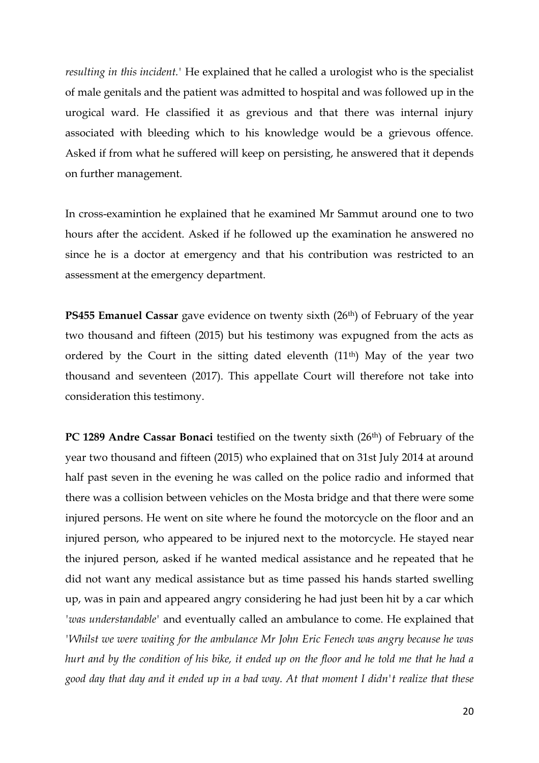*resulting in this incident.'* He explained that he called a urologist who is the specialist of male genitals and the patient was admitted to hospital and was followed up in the urogical ward. He classified it as grevious and that there was internal injury associated with bleeding which to his knowledge would be a grievous offence. Asked if from what he suffered will keep on persisting, he answered that it depends on further management.

In cross-examintion he explained that he examined Mr Sammut around one to two hours after the accident. Asked if he followed up the examination he answered no since he is a doctor at emergency and that his contribution was restricted to an assessment at the emergency department.

**PS455 Emanuel Cassar** gave evidence on twenty sixth (26th) of February of the year two thousand and fifteen (2015) but his testimony was expugned from the acts as ordered by the Court in the sitting dated eleventh (11th) May of the year two thousand and seventeen (2017). This appellate Court will therefore not take into consideration this testimony.

**PC 1289 Andre Cassar Bonaci** testified on the twenty sixth (26th) of February of the year two thousand and fifteen (2015) who explained that on 31st July 2014 at around half past seven in the evening he was called on the police radio and informed that there was a collision between vehicles on the Mosta bridge and that there were some injured persons. He went on site where he found the motorcycle on the floor and an injured person, who appeared to be injured next to the motorcycle. He stayed near the injured person, asked if he wanted medical assistance and he repeated that he did not want any medical assistance but as time passed his hands started swelling up, was in pain and appeared angry considering he had just been hit by a car which *'was understandable'* and eventually called an ambulance to come. He explained that *'Whilst we were waiting for the ambulance Mr John Eric Fenech was angry because he was hurt and by the condition of his bike, it ended up on the floor and he told me that he had a good day that day and it ended up in a bad way. At that moment I didn't realize that these*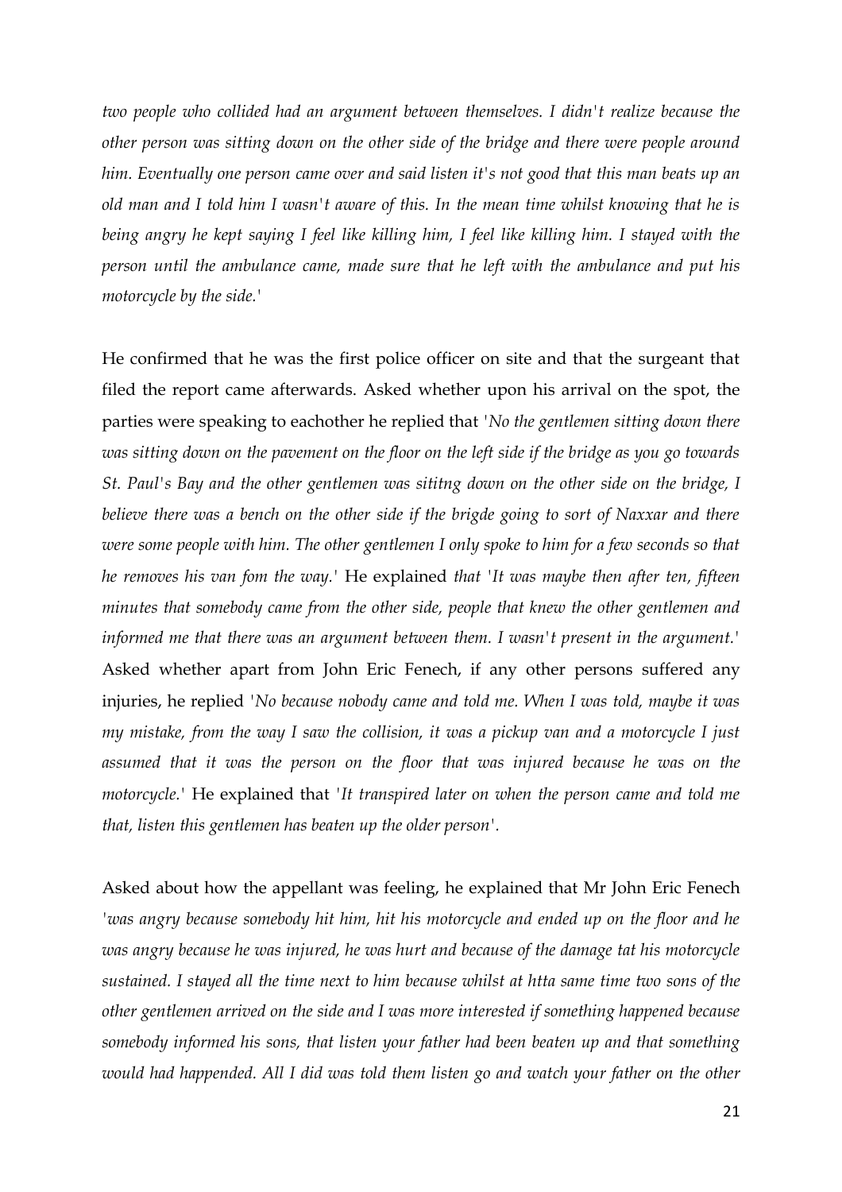*two people who collided had an argument between themselves. I didn't realize because the other person was sitting down on the other side of the bridge and there were people around him. Eventually one person came over and said listen it's not good that this man beats up an old man and I told him I wasn't aware of this. In the mean time whilst knowing that he is being angry he kept saying I feel like killing him, I feel like killing him. I stayed with the person until the ambulance came, made sure that he left with the ambulance and put his motorcycle by the side.'*

He confirmed that he was the first police officer on site and that the surgeant that filed the report came afterwards. Asked whether upon his arrival on the spot, the parties were speaking to eachother he replied that *'No the gentlemen sitting down there was sitting down on the pavement on the floor on the left side if the bridge as you go towards St. Paul's Bay and the other gentlemen was sititng down on the other side on the bridge, I believe there was a bench on the other side if the brigde going to sort of Naxxar and there were some people with him. The other gentlemen I only spoke to him for a few seconds so that he removes his van fom the way.'* He explained *that 'It was maybe then after ten, fifteen minutes that somebody came from the other side, people that knew the other gentlemen and informed me that there was an argument between them. I wasn't present in the argument.'* Asked whether apart from John Eric Fenech, if any other persons suffered any injuries, he replied *'No because nobody came and told me. When I was told, maybe it was my mistake, from the way I saw the collision, it was a pickup van and a motorcycle I just assumed that it was the person on the floor that was injured because he was on the motorcycle.'* He explained that *'It transpired later on when the person came and told me that, listen this gentlemen has beaten up the older person'.*

Asked about how the appellant was feeling, he explained that Mr John Eric Fenech *'was angry because somebody hit him, hit his motorcycle and ended up on the floor and he was angry because he was injured, he was hurt and because of the damage tat his motorcycle sustained. I stayed all the time next to him because whilst at htta same time two sons of the other gentlemen arrived on the side and I was more interested if something happened because somebody informed his sons, that listen your father had been beaten up and that something would had happended. All I did was told them listen go and watch your father on the other*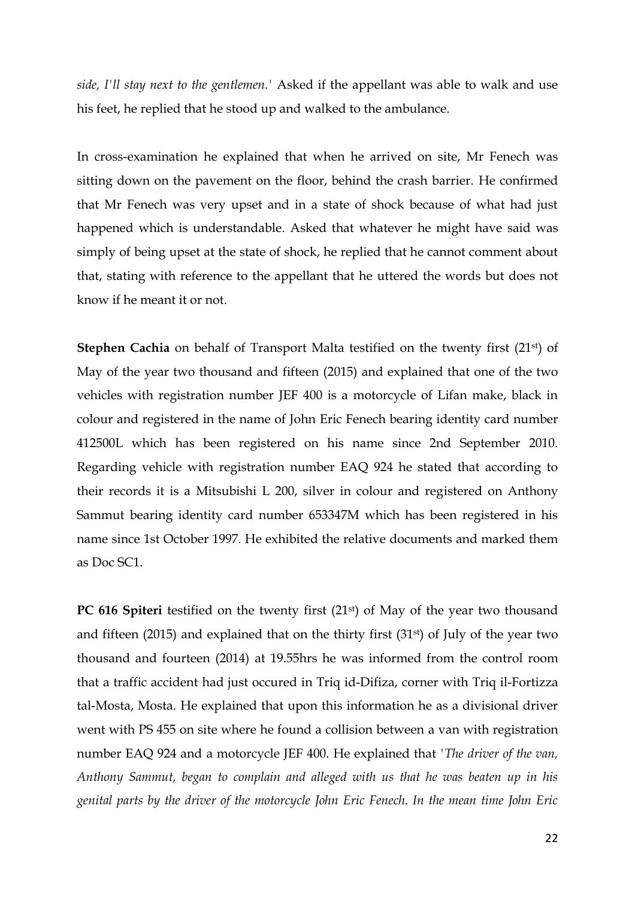*side, I'll stay next to the gentlemen.'* Asked if the appellant was able to walk and use his feet, he replied that he stood up and walked to the ambulance.

In cross-examination he explained that when he arrived on site, Mr Fenech was sitting down on the pavement on the floor, behind the crash barrier. He confirmed that Mr Fenech was very upset and in a state of shock because of what had just happened which is understandable. Asked that whatever he might have said was simply of being upset at the state of shock, he replied that he cannot comment about that, stating with reference to the appellant that he uttered the words but does not know if he meant it or not.

**Stephen Cachia** on behalf of Transport Malta testified on the twenty first (21st) of May of the year two thousand and fifteen (2015) and explained that one of the two vehicles with registration number JEF 400 is a motorcycle of Lifan make, black in colour and registered in the name of John Eric Fenech bearing identity card number 412500L which has been registered on his name since 2nd September 2010. Regarding vehicle with registration number EAQ 924 he stated that according to their records it is a Mitsubishi L 200, silver in colour and registered on Anthony Sammut bearing identity card number 653347M which has been registered in his name since 1st October 1997. He exhibited the relative documents and marked them as Doc SC1.

**PC 616 Spiteri** testified on the twenty first (21st) of May of the year two thousand and fifteen (2015) and explained that on the thirty first (31st) of July of the year two thousand and fourteen (2014) at 19.55hrs he was informed from the control room that a traffic accident had just occured in Triq id-Difiza, corner with Triq il-Fortizza tal-Mosta, Mosta. He explained that upon this information he as a divisional driver went with PS 455 on site where he found a collision between a van with registration number EAQ 924 and a motorcycle JEF 400. He explained that *'The driver of the van, Anthony Sammut, began to complain and alleged with us that he was beaten up in his genital parts by the driver of the motorcycle John Eric Fenech. In the mean time John Eric*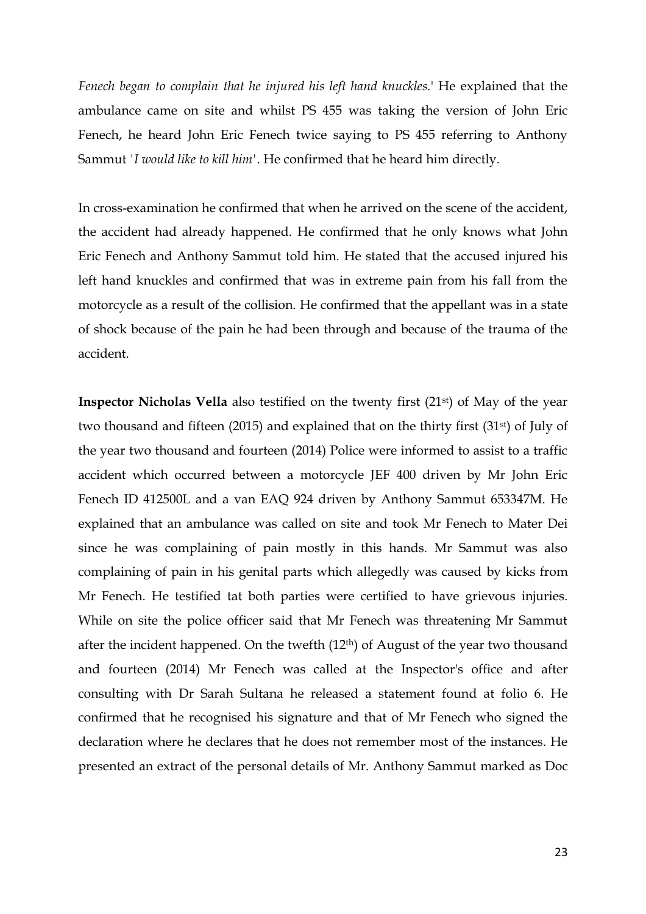*Fenech began to complain that he injured his left hand knuckles.*' He explained that the ambulance came on site and whilst PS 455 was taking the version of John Eric Fenech, he heard John Eric Fenech twice saying to PS 455 referring to Anthony Sammut '*I would like to kill him*'. He confirmed that he heard him directly.

In cross-examination he confirmed that when he arrived on the scene of the accident, the accident had already happened. He confirmed that he only knows what John Eric Fenech and Anthony Sammut told him. He stated that the accused injured his left hand knuckles and confirmed that was in extreme pain from his fall from the motorcycle as a result of the collision. He confirmed that the appellant was in a state of shock because of the pain he had been through and because of the trauma of the accident.

**Inspector Nicholas Vella** also testified on the twenty first (21st) of May of the year two thousand and fifteen (2015) and explained that on the thirty first (31st) of July of the year two thousand and fourteen (2014) Police were informed to assist to a traffic accident which occurred between a motorcycle JEF 400 driven by Mr John Eric Fenech ID 412500L and a van EAQ 924 driven by Anthony Sammut 653347M. He explained that an ambulance was called on site and took Mr Fenech to Mater Dei since he was complaining of pain mostly in this hands. Mr Sammut was also complaining of pain in his genital parts which allegedly was caused by kicks from Mr Fenech. He testified tat both parties were certified to have grievous injuries. While on site the police officer said that Mr Fenech was threatening Mr Sammut after the incident happened. On the twefth (12th) of August of the year two thousand and fourteen (2014) Mr Fenech was called at the Inspector's office and after consulting with Dr Sarah Sultana he released a statement found at folio 6. He confirmed that he recognised his signature and that of Mr Fenech who signed the declaration where he declares that he does not remember most of the instances. He presented an extract of the personal details of Mr. Anthony Sammut marked as Doc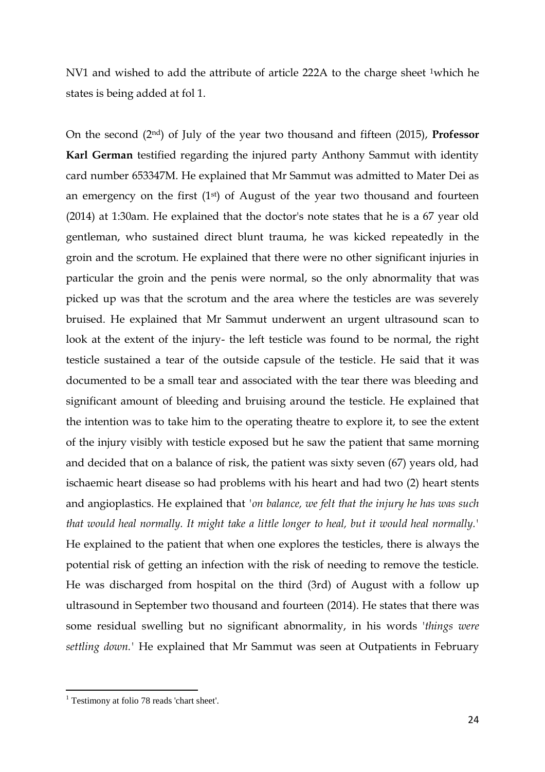NV1 and wished to add the attribute of article 222A to the charge sheet [1]which he states is being added at fol 1.

On the second (2nd) of July of the year two thousand and fifteen (2015), **Professor Karl German** testified regarding the injured party Anthony Sammut with identity card number 653347M. He explained that Mr Sammut was admitted to Mater Dei as an emergency on the first (1st) of August of the year two thousand and fourteen (2014) at 1:30am. He explained that the doctor's note states that he is a 67 year old gentleman, who sustained direct blunt trauma, he was kicked repeatedly in the groin and the scrotum. He explained that there were no other significant injuries in particular the groin and the penis were normal, so the only abnormality that was picked up was that the scrotum and the area where the testicles are was severely bruised. He explained that Mr Sammut underwent an urgent ultrasound scan to look at the extent of the injury- the left testicle was found to be normal, the right testicle sustained a tear of the outside capsule of the testicle. He said that it was documented to be a small tear and associated with the tear there was bleeding and significant amount of bleeding and bruising around the testicle. He explained that the intention was to take him to the operating theatre to explore it, to see the extent of the injury visibly with testicle exposed but he saw the patient that same morning and decided that on a balance of risk, the patient was sixty seven (67) years old, had ischaemic heart disease so had problems with his heart and had two (2) heart stents and angioplastics. He explained that '*on balance, we felt that the injury he has was such that would heal normally. It might take a little longer to heal, but it would heal normally.*' He explained to the patient that when one explores the testicles, there is always the potential risk of getting an infection with the risk of needing to remove the testicle. He was discharged from hospital on the third (3rd) of August with a follow up ultrasound in September two thousand and fourteen (2014). He states that there was some residual swelling but no significant abnormality, in his words '*things were settling down.*' He explained that Mr Sammut was seen at Outpatients in February

[1] Testimony at folio 78 reads 'chart sheet'.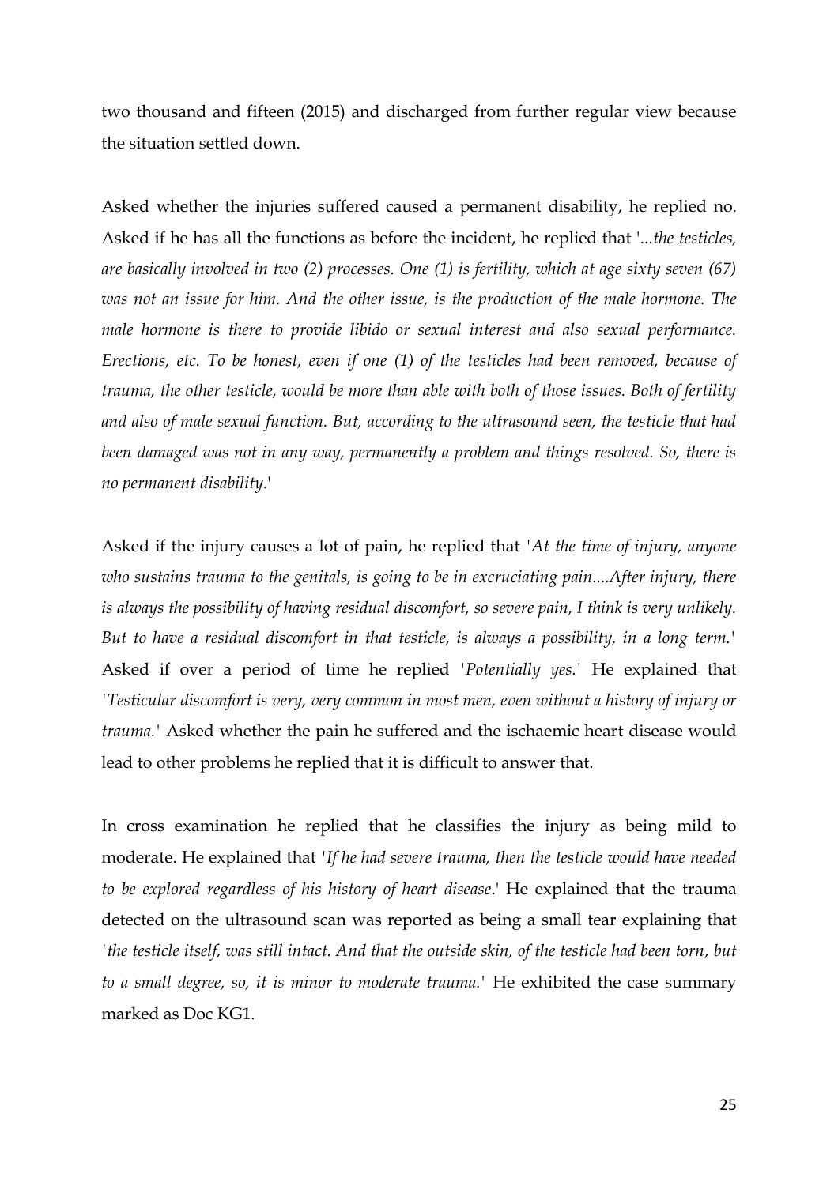two thousand and fifteen (2015) and discharged from further regular view because the situation settled down.

Asked whether the injuries suffered caused a permanent disability, he replied no. Asked if he has all the functions as before the incident, he replied that '*...the testicles, are basically involved in two (2) processes. One (1) is fertility, which at age sixty seven (67) was not an issue for him. And the other issue, is the production of the male hormone. The male hormone is there to provide libido or sexual interest and also sexual performance. Erections, etc. To be honest, even if one (1) of the testicles had been removed, because of trauma, the other testicle, would be more than able with both of those issues. Both of fertility and also of male sexual function. But, according to the ultrasound seen, the testicle that had been damaged was not in any way, permanently a problem and things resolved. So, there is no permanent disability.*'

Asked if the injury causes a lot of pain, he replied that '*At the time of injury, anyone who sustains trauma to the genitals, is going to be in excruciating pain....After injury, there is always the possibility of having residual discomfort, so severe pain, I think is very unlikely. But to have a residual discomfort in that testicle, is always a possibility, in a long term.*' Asked if over a period of time he replied '*Potentially yes.*' He explained that '*Testicular discomfort is very, very common in most men, even without a history of injury or trauma.*' Asked whether the pain he suffered and the ischaemic heart disease would lead to other problems he replied that it is difficult to answer that.

In cross examination he replied that he classifies the injury as being mild to moderate. He explained that '*If he had severe trauma, then the testicle would have needed to be explored regardless of his history of heart disease*.' He explained that the trauma detected on the ultrasound scan was reported as being a small tear explaining that '*the testicle itself, was still intact. And that the outside skin, of the testicle had been torn, but to a small degree, so, it is minor to moderate trauma.*' He exhibited the case summary marked as Doc KG1.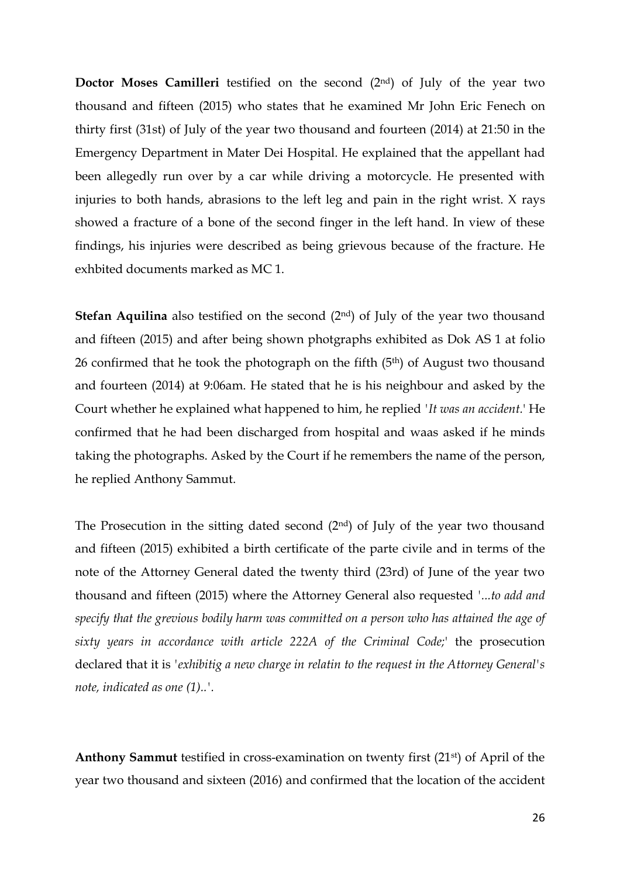**Doctor Moses Camilleri** testified on the second (2nd) of July of the year two thousand and fifteen (2015) who states that he examined Mr John Eric Fenech on thirty first (31st) of July of the year two thousand and fourteen (2014) at 21:50 in the Emergency Department in Mater Dei Hospital. He explained that the appellant had been allegedly run over by a car while driving a motorcycle. He presented with injuries to both hands, abrasions to the left leg and pain in the right wrist. X rays showed a fracture of a bone of the second finger in the left hand. In view of these findings, his injuries were described as being grievous because of the fracture. He exhbited documents marked as MC 1.

**Stefan Aquilina** also testified on the second (2nd) of July of the year two thousand and fifteen (2015) and after being shown photgraphs exhibited as Dok AS 1 at folio 26 confirmed that he took the photograph on the fifth (5th) of August two thousand and fourteen (2014) at 9:06am. He stated that he is his neighbour and asked by the Court whether he explained what happened to him, he replied '*It was an accident.*' He confirmed that he had been discharged from hospital and waas asked if he minds taking the photographs. Asked by the Court if he remembers the name of the person, he replied Anthony Sammut.

The Prosecution in the sitting dated second (2nd) of July of the year two thousand and fifteen (2015) exhibited a birth certificate of the parte civile and in terms of the note of the Attorney General dated the twenty third (23rd) of June of the year two thousand and fifteen (2015) where the Attorney General also requested '*...to add and specify that the grevious bodily harm was committed on a person who has attained the age of sixty years in accordance with article 222A of the Criminal Code;*' the prosecution declared that it is '*exhibitig a new charge in relatin to the request in the Attorney General's note, indicated as one (1)..*'.

**Anthony Sammut** testified in cross-examination on twenty first (21st) of April of the year two thousand and sixteen (2016) and confirmed that the location of the accident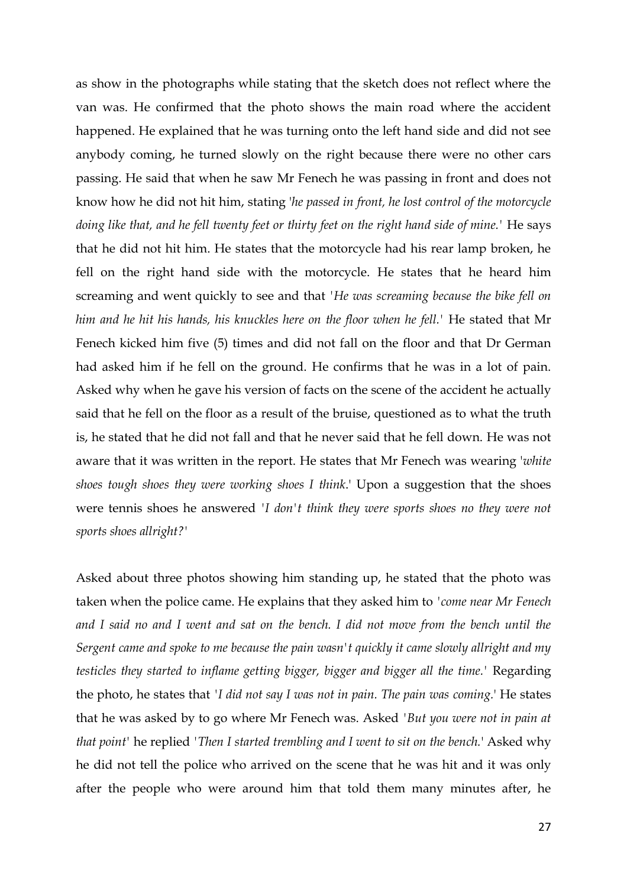as show in the photographs while stating that the sketch does not reflect where the van was. He confirmed that the photo shows the main road where the accident happened. He explained that he was turning onto the left hand side and did not see anybody coming, he turned slowly on the right because there were no other cars passing. He said that when he saw Mr Fenech he was passing in front and does not know how he did not hit him, stating '*he passed in front, he lost control of the motorcycle doing like that, and he fell twenty feet or thirty feet on the right hand side of mine.*' He says that he did not hit him. He states that the motorcycle had his rear lamp broken, he fell on the right hand side with the motorcycle. He states that he heard him screaming and went quickly to see and that '*He was screaming because the bike fell on him and he hit his hands, his knuckles here on the floor when he fell.*' He stated that Mr Fenech kicked him five (5) times and did not fall on the floor and that Dr German had asked him if he fell on the ground. He confirms that he was in a lot of pain. Asked why when he gave his version of facts on the scene of the accident he actually said that he fell on the floor as a result of the bruise, questioned as to what the truth is, he stated that he did not fall and that he never said that he fell down. He was not aware that it was written in the report. He states that Mr Fenech was wearing '*white shoes tough shoes they were working shoes I think*.' Upon a suggestion that the shoes were tennis shoes he answered '*I don't think they were sports shoes no they were not sports shoes allright?*'

Asked about three photos showing him standing up, he stated that the photo was taken when the police came. He explains that they asked him to '*come near Mr Fenech and I said no and I went and sat on the bench. I did not move from the bench until the Sergent came and spoke to me because the pain wasn't quickly it came slowly allright and my testicles they started to inflame getting bigger, bigger and bigger all the time.*' Regarding the photo, he states that '*I did not say I was not in pain. The pain was coming.*' He states that he was asked by to go where Mr Fenech was. Asked '*But you were not in pain at that point*' he replied '*Then I started trembling and I went to sit on the bench.*' Asked why he did not tell the police who arrived on the scene that he was hit and it was only after the people who were around him that told them many minutes after, he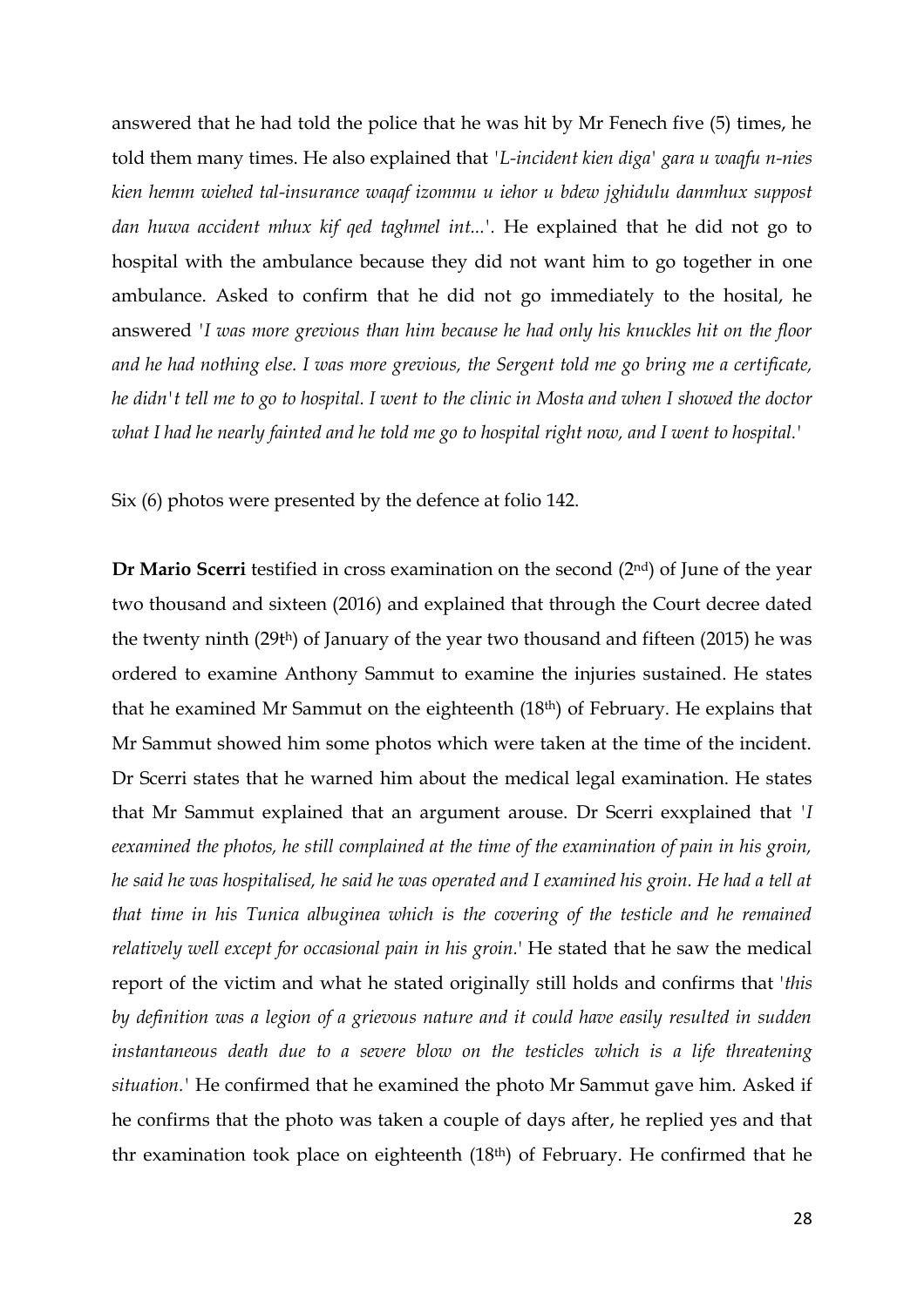answered that he had told the police that he was hit by Mr Fenech five (5) times, he told them many times. He also explained that *'L-incident kien diga' gara u waqfu n-nies kien hemm wiehed tal-insurance waqaf izommu u iehor u bdew jghidulu danmhux suppost dan huwa accident mhux kif qed taghmel int...'*. He explained that he did not go to hospital with the ambulance because they did not want him to go together in one ambulance. Asked to confirm that he did not go immediately to the hosital, he answered *'I was more grevious than him because he had only his knuckles hit on the floor and he had nothing else. I was more grevious, the Sergent told me go bring me a certificate, he didn't tell me to go to hospital. I went to the clinic in Mosta and when I showed the doctor what I had he nearly fainted and he told me go to hospital right now, and I went to hospital.'*

Six (6) photos were presented by the defence at folio 142.

**Dr Mario Scerri** testified in cross examination on the second (2nd) of June of the year two thousand and sixteen (2016) and explained that through the Court decree dated the twenty ninth (29th) of January of the year two thousand and fifteen (2015) he was ordered to examine Anthony Sammut to examine the injuries sustained. He states that he examined Mr Sammut on the eighteenth (18th) of February. He explains that Mr Sammut showed him some photos which were taken at the time of the incident. Dr Scerri states that he warned him about the medical legal examination. He states that Mr Sammut explained that an argument arouse. Dr Scerri exxplained that *'I eexamined the photos, he still complained at the time of the examination of pain in his groin, he said he was hospitalised, he said he was operated and I examined his groin. He had a tell at that time in his Tunica albuginea which is the covering of the testicle and he remained relatively well except for occasional pain in his groin.'* He stated that he saw the medical report of the victim and what he stated originally still holds and confirms that *'this by definition was a legion of a grievous nature and it could have easily resulted in sudden instantaneous death due to a severe blow on the testicles which is a life threatening situation.'* He confirmed that he examined the photo Mr Sammut gave him. Asked if he confirms that the photo was taken a couple of days after, he replied yes and that thr examination took place on eighteenth (18th) of February. He confirmed that he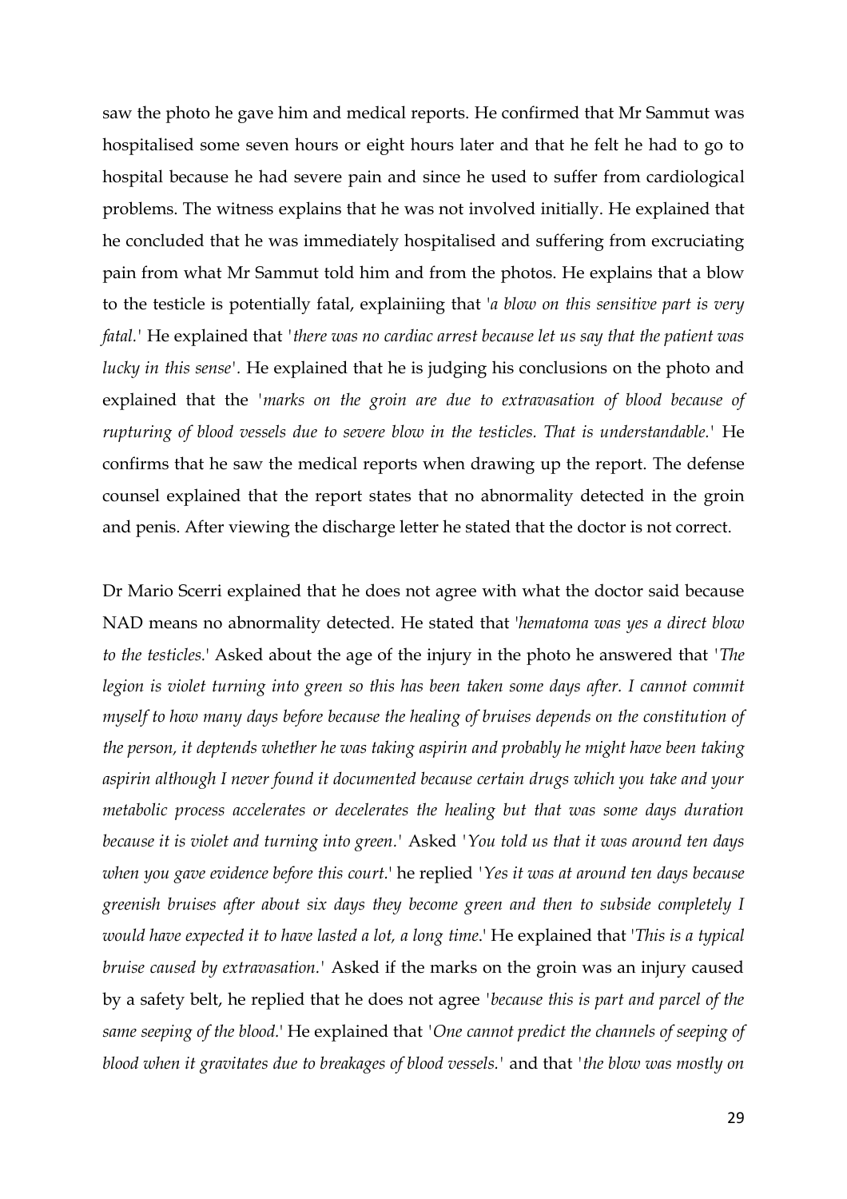saw the photo he gave him and medical reports. He confirmed that Mr Sammut was hospitalised some seven hours or eight hours later and that he felt he had to go to hospital because he had severe pain and since he used to suffer from cardiological problems. The witness explains that he was not involved initially. He explained that he concluded that he was immediately hospitalised and suffering from excruciating pain from what Mr Sammut told him and from the photos. He explains that a blow to the testicle is potentially fatal, explainiing that '*a blow on this sensitive part is very fatal.*' He explained that '*there was no cardiac arrest because let us say that the patient was lucky in this sense*'. He explained that he is judging his conclusions on the photo and explained that the '*marks on the groin are due to extravasation of blood because of rupturing of blood vessels due to severe blow in the testicles. That is understandable.*' He confirms that he saw the medical reports when drawing up the report. The defense counsel explained that the report states that no abnormality detected in the groin and penis. After viewing the discharge letter he stated that the doctor is not correct.

Dr Mario Scerri explained that he does not agree with what the doctor said because NAD means no abnormality detected. He stated that '*hematoma was yes a direct blow to the testicles.*' Asked about the age of the injury in the photo he answered that '*The legion is violet turning into green so this has been taken some days after. I cannot commit myself to how many days before because the healing of bruises depends on the constitution of the person, it deptends whether he was taking aspirin and probably he might have been taking aspirin although I never found it documented because certain drugs which you take and your metabolic process accelerates or decelerates the healing but that was some days duration because it is violet and turning into green.*' Asked '*You told us that it was around ten days when you gave evidence before this court.*' he replied '*Yes it was at around ten days because greenish bruises after about six days they become green and then to subside completely I would have expected it to have lasted a lot, a long time*.' He explained that '*This is a typical bruise caused by extravasation.*' Asked if the marks on the groin was an injury caused by a safety belt, he replied that he does not agree '*because this is part and parcel of the same seeping of the blood.*' He explained that '*One cannot predict the channels of seeping of blood when it gravitates due to breakages of blood vessels.*' and that '*the blow was mostly on*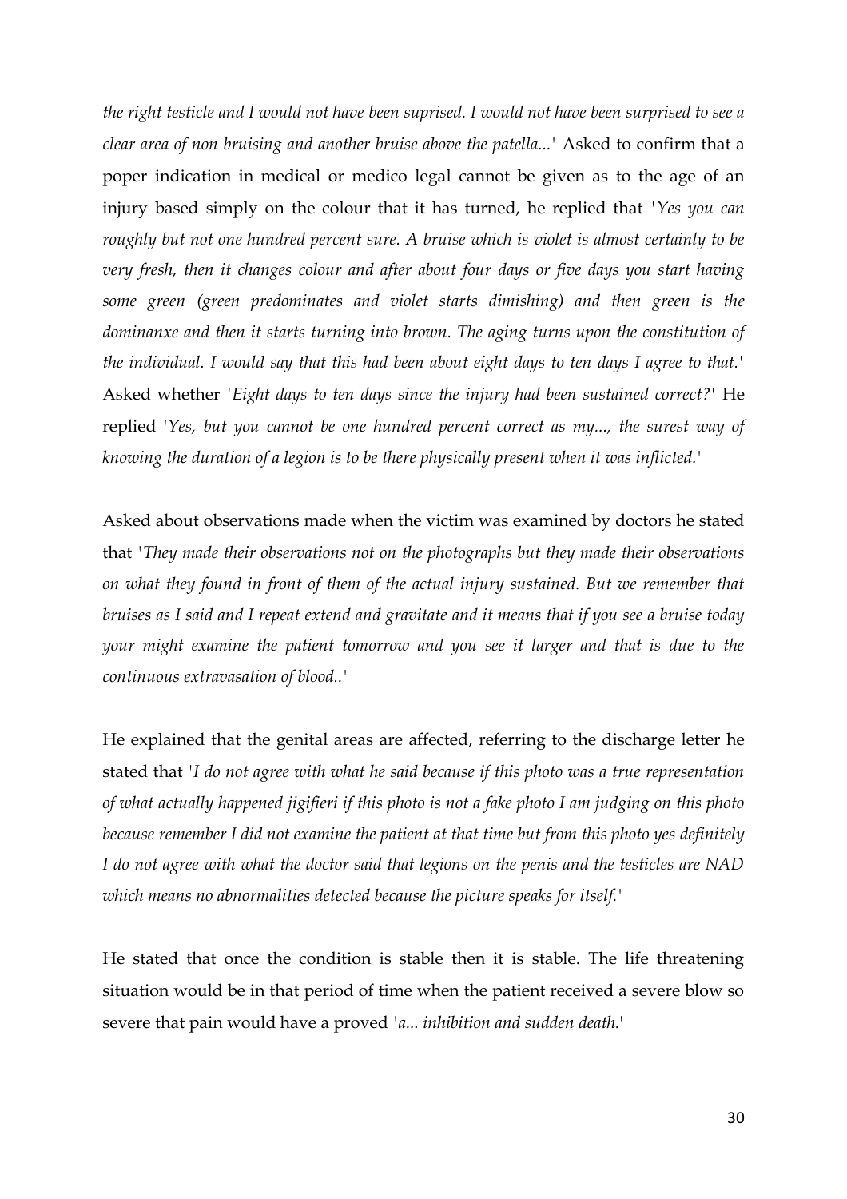*the right testicle and I would not have been suprised. I would not have been surprised to see a clear area of non bruising and another bruise above the patella...'* Asked to confirm that a poper indication in medical or medico legal cannot be given as to the age of an injury based simply on the colour that it has turned, he replied that *'Yes you can roughly but not one hundred percent sure. A bruise which is violet is almost certainly to be very fresh, then it changes colour and after about four days or five days you start having some green (green predominates and violet starts dimishing) and then green is the dominanxe and then it starts turning into brown. The aging turns upon the constitution of the individual. I would say that this had been about eight days to ten days I agree to that.'* Asked whether *'Eight days to ten days since the injury had been sustained correct?'* He replied *'Yes, but you cannot be one hundred percent correct as my..., the surest way of knowing the duration of a legion is to be there physically present when it was inflicted.'*

Asked about observations made when the victim was examined by doctors he stated that *'They made their observations not on the photographs but they made their observations on what they found in front of them of the actual injury sustained. But we remember that bruises as I said and I repeat extend and gravitate and it means that if you see a bruise today your might examine the patient tomorrow and you see it larger and that is due to the continuous extravasation of blood..'*

He explained that the genital areas are affected, referring to the discharge letter he stated that *'I do not agree with what he said because if this photo was a true representation of what actually happened jigifieri if this photo is not a fake photo I am judging on this photo because remember I did not examine the patient at that time but from this photo yes definitely I do not agree with what the doctor said that legions on the penis and the testicles are NAD which means no abnormalities detected because the picture speaks for itself.'*

He stated that once the condition is stable then it is stable. The life threatening situation would be in that period of time when the patient received a severe blow so severe that pain would have a proved *'a... inhibition and sudden death.'*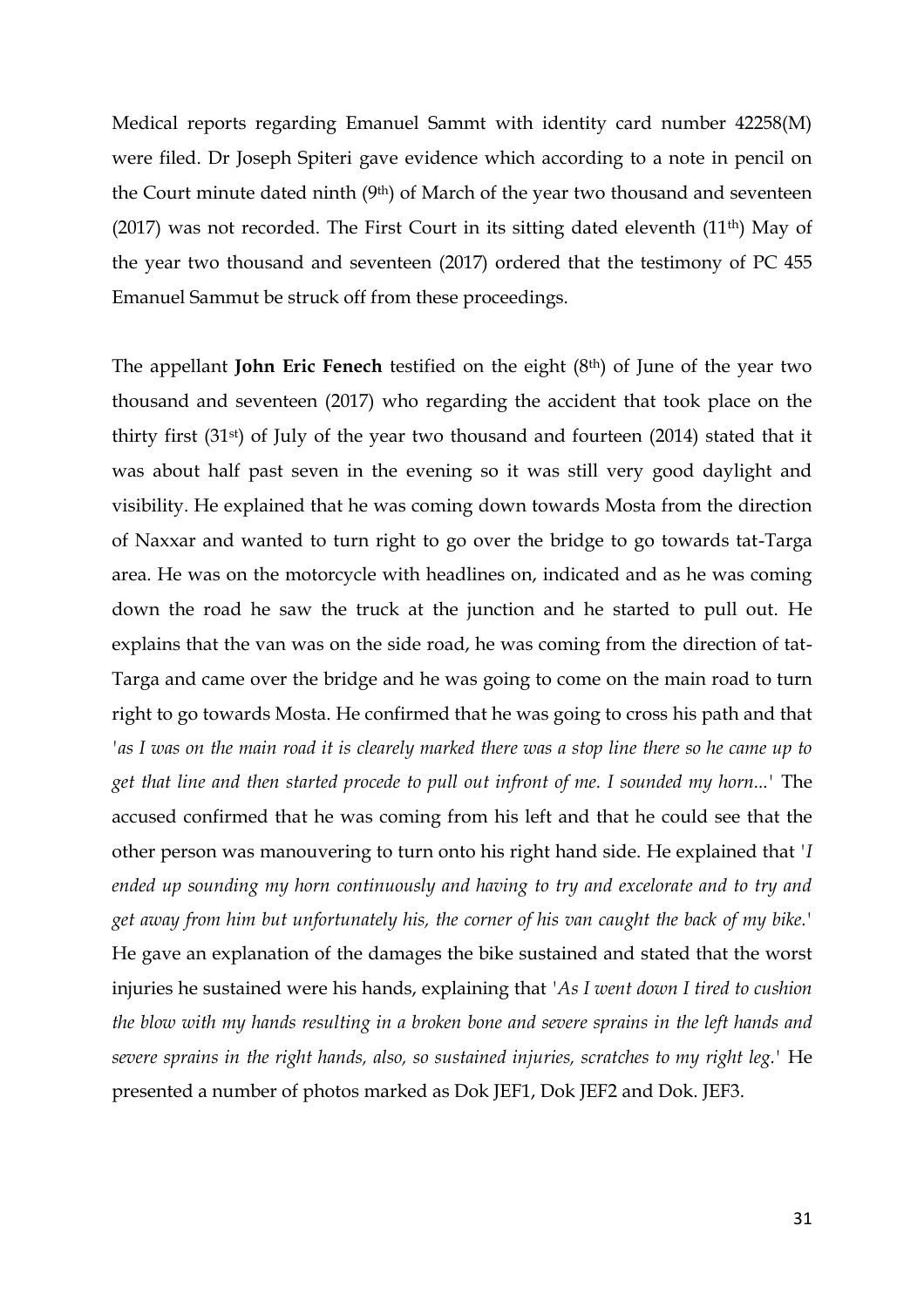Medical reports regarding Emanuel Sammt with identity card number 42258(M) were filed. Dr Joseph Spiteri gave evidence which according to a note in pencil on the Court minute dated ninth (9th) of March of the year two thousand and seventeen (2017) was not recorded. The First Court in its sitting dated eleventh (11th) May of the year two thousand and seventeen (2017) ordered that the testimony of PC 455 Emanuel Sammut be struck off from these proceedings.

The appellant **John Eric Fenech** testified on the eight (8th) of June of the year two thousand and seventeen (2017) who regarding the accident that took place on the thirty first (31st) of July of the year two thousand and fourteen (2014) stated that it was about half past seven in the evening so it was still very good daylight and visibility. He explained that he was coming down towards Mosta from the direction of Naxxar and wanted to turn right to go over the bridge to go towards tat-Targa area. He was on the motorcycle with headlines on, indicated and as he was coming down the road he saw the truck at the junction and he started to pull out. He explains that the van was on the side road, he was coming from the direction of tat-Targa and came over the bridge and he was going to come on the main road to turn right to go towards Mosta. He confirmed that he was going to cross his path and that '*as I was on the main road it is clearely marked there was a stop line there so he came up to get that line and then started procede to pull out infront of me. I sounded my horn...*' The accused confirmed that he was coming from his left and that he could see that the other person was manouvering to turn onto his right hand side. He explained that '*I ended up sounding my horn continuously and having to try and excelorate and to try and get away from him but unfortunately his, the corner of his van caught the back of my bike.*' He gave an explanation of the damages the bike sustained and stated that the worst injuries he sustained were his hands, explaining that '*As I went down I tired to cushion the blow with my hands resulting in a broken bone and severe sprains in the left hands and severe sprains in the right hands, also, so sustained injuries, scratches to my right leg.*' He presented a number of photos marked as Dok JEF1, Dok JEF2 and Dok. JEF3.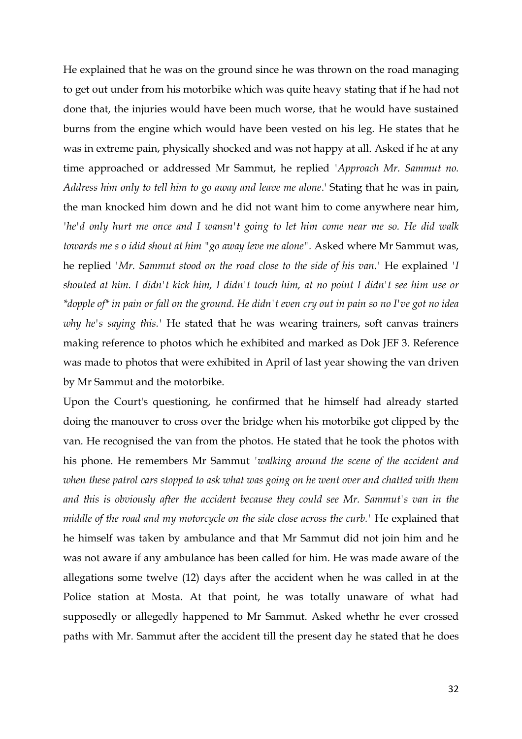He explained that he was on the ground since he was thrown on the road managing to get out under from his motorbike which was quite heavy stating that if he had not done that, the injuries would have been much worse, that he would have sustained burns from the engine which would have been vested on his leg. He states that he was in extreme pain, physically shocked and was not happy at all. Asked if he at any time approached or addressed Mr Sammut, he replied '*Approach Mr. Sammut no. Address him only to tell him to go away and leave me alone*.' Stating that he was in pain, the man knocked him down and he did not want him to come anywhere near him, '*he'd only hurt me once and I wansn't going to let him come near me so. He did walk towards me s o idid shout at him "go away leve me alone"*. Asked where Mr Sammut was, he replied '*Mr. Sammut stood on the road close to the side of his van.*' He explained '*I shouted at him. I didn't kick him, I didn't touch him, at no point I didn't see him use or *dopple of* in pain or fall on the ground. He didn't even cry out in pain so no I've got no idea why he's saying this.*' He stated that he was wearing trainers, soft canvas trainers making reference to photos which he exhibited and marked as Dok JEF 3. Reference was made to photos that were exhibited in April of last year showing the van driven by Mr Sammut and the motorbike.

Upon the Court's questioning, he confirmed that he himself had already started doing the manouver to cross over the bridge when his motorbike got clipped by the van. He recognised the van from the photos. He stated that he took the photos with his phone. He remembers Mr Sammut '*walking around the scene of the accident and when these patrol cars stopped to ask what was going on he went over and chatted with them and this is obviously after the accident because they could see Mr. Sammut's van in the middle of the road and my motorcycle on the side close across the curb.*' He explained that he himself was taken by ambulance and that Mr Sammut did not join him and he was not aware if any ambulance has been called for him. He was made aware of the allegations some twelve (12) days after the accident when he was called in at the Police station at Mosta. At that point, he was totally unaware of what had supposedly or allegedly happened to Mr Sammut. Asked whethr he ever crossed paths with Mr. Sammut after the accident till the present day he stated that he does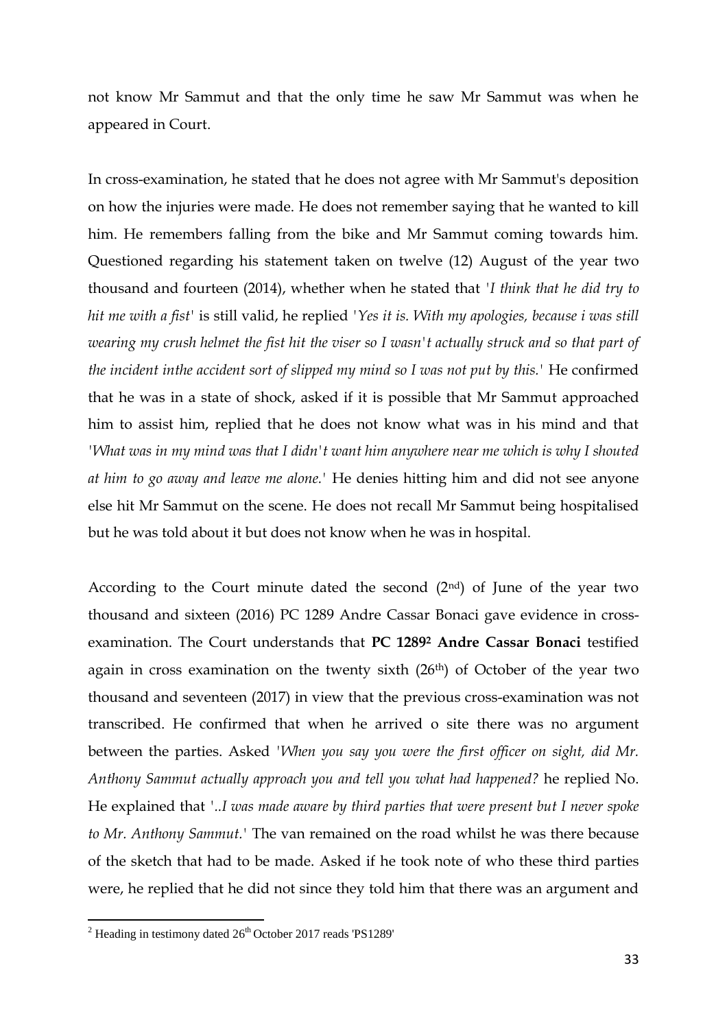not know Mr Sammut and that the only time he saw Mr Sammut was when he appeared in Court.

In cross-examination, he stated that he does not agree with Mr Sammut's deposition on how the injuries were made. He does not remember saying that he wanted to kill him. He remembers falling from the bike and Mr Sammut coming towards him. Questioned regarding his statement taken on twelve (12) August of the year two thousand and fourteen (2014), whether when he stated that *'I think that he did try to hit me with a fist'* is still valid, he replied *'Yes it is. With my apologies, because i was still wearing my crush helmet the fist hit the viser so I wasn't actually struck and so that part of the incident inthe accident sort of slipped my mind so I was not put by this.'* He confirmed that he was in a state of shock, asked if it is possible that Mr Sammut approached him to assist him, replied that he does not know what was in his mind and that *'What was in my mind was that I didn't want him anywhere near me which is why I shouted at him to go away and leave me alone.'* He denies hitting him and did not see anyone else hit Mr Sammut on the scene. He does not recall Mr Sammut being hospitalised but he was told about it but does not know when he was in hospital.

According to the Court minute dated the second (2nd) of June of the year two thousand and sixteen (2016) PC 1289 Andre Cassar Bonaci gave evidence in cross-examination. The Court understands that **PC 1289[2] Andre Cassar Bonaci** testified again in cross examination on the twenty sixth (26th) of October of the year two thousand and seventeen (2017) in view that the previous cross-examination was not transcribed. He confirmed that when he arrived o site there was no argument between the parties. Asked *'When you say you were the first officer on sight, did Mr. Anthony Sammut actually approach you and tell you what had happened?* he replied No. He explained that *'..I was made aware by third parties that were present but I never spoke to Mr. Anthony Sammut.'* The van remained on the road whilst he was there because of the sketch that had to be made. Asked if he took note of who these third parties were, he replied that he did not since they told him that there was an argument and

[2] Heading in testimony dated 26th October 2017 reads 'PS1289'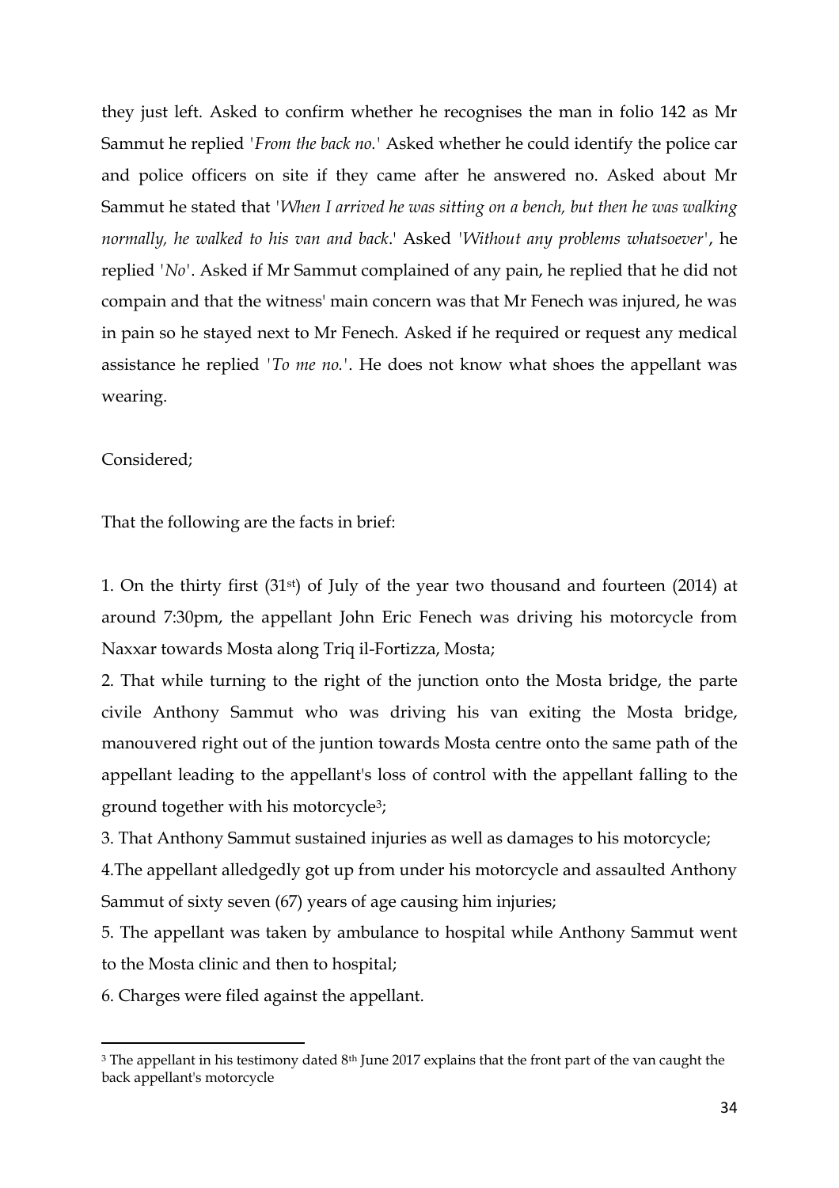they just left. Asked to confirm whether he recognises the man in folio 142 as Mr Sammut he replied '*From the back no.*' Asked whether he could identify the police car and police officers on site if they came after he answered no. Asked about Mr Sammut he stated that '*When I arrived he was sitting on a bench, but then he was walking normally, he walked to his van and back*.' Asked '*Without any problems whatsoever*', he replied '*No*'. Asked if Mr Sammut complained of any pain, he replied that he did not compain and that the witness' main concern was that Mr Fenech was injured, he was in pain so he stayed next to Mr Fenech. Asked if he required or request any medical assistance he replied '*To me no.*'. He does not know what shoes the appellant was wearing.

Considered;

That the following are the facts in brief:

1. On the thirty first (31st) of July of the year two thousand and fourteen (2014) at around 7:30pm, the appellant John Eric Fenech was driving his motorcycle from Naxxar towards Mosta along Triq il-Fortizza, Mosta;

2. That while turning to the right of the junction onto the Mosta bridge, the parte civile Anthony Sammut who was driving his van exiting the Mosta bridge, manouvered right out of the juntion towards Mosta centre onto the same path of the appellant leading to the appellant's loss of control with the appellant falling to the ground together with his motorcycle[3];

3. That Anthony Sammut sustained injuries as well as damages to his motorcycle;

4.The appellant alledgedly got up from under his motorcycle and assaulted Anthony Sammut of sixty seven (67) years of age causing him injuries;

5. The appellant was taken by ambulance to hospital while Anthony Sammut went to the Mosta clinic and then to hospital;

6. Charges were filed against the appellant.

[3] The appellant in his testimony dated 8th June 2017 explains that the front part of the van caught the back appellant's motorcycle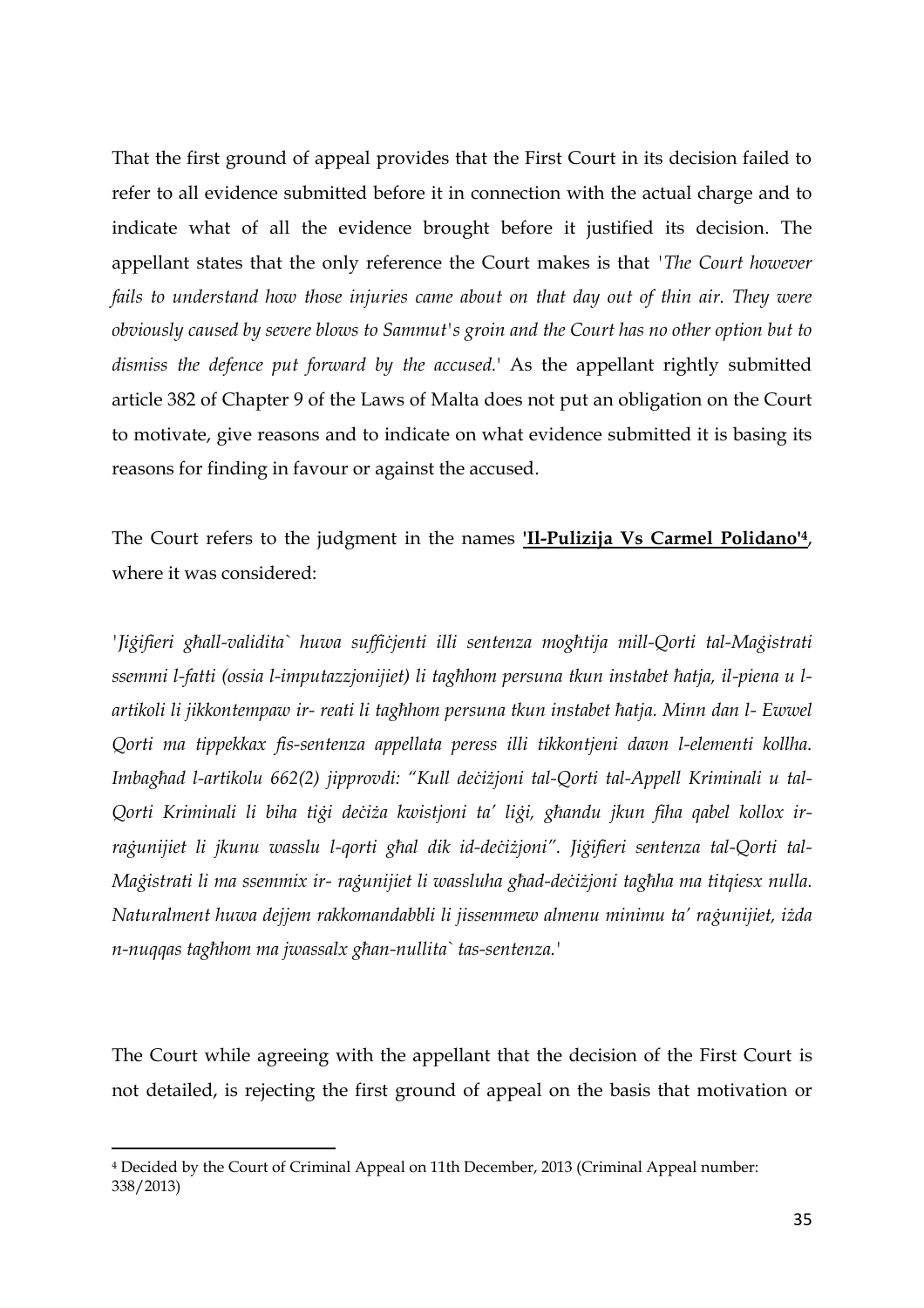That the first ground of appeal provides that the First Court in its decision failed to refer to all evidence submitted before it in connection with the actual charge and to indicate what of all the evidence brought before it justified its decision. The appellant states that the only reference the Court makes is that *'The Court however fails to understand how those injuries came about on that day out of thin air. They were obviously caused by severe blows to Sammut's groin and the Court has no other option but to dismiss the defence put forward by the accused.'* As the appellant rightly submitted article 382 of Chapter 9 of the Laws of Malta does not put an obligation on the Court to motivate, give reasons and to indicate on what evidence submitted it is basing its reasons for finding in favour or against the accused.

The Court refers to the judgment in the names **'Il-Pulizija Vs Carmel Polidano'**[4], where it was considered:

*'Jiġifieri għall-validita` huwa suffiċjenti illi sentenza mogħtija mill-Qorti tal-Maġistrati ssemmi l-fatti (ossia l-imputazzjonijiet) li tagħhom persuna tkun instabet ħatja, il-piena u l-artikoli li jikkontempaw ir- reati li tagħhom persuna tkun instabet ħatja. Minn dan l- Ewwel Qorti ma tippekkax fis-sentenza appellata peress illi tikkontjeni dawn l-elementi kollha. Imbagħad l-artikolu 662(2) jipprovdi: "Kull deċiżjoni tal-Qorti tal-Appell Kriminali u tal-Qorti Kriminali li biha tiġi deċiża kwistjoni ta' liġi, għandu jkun fiha qabel kollox ir-raġunijiet li jkunu wasslu l-qorti għal dik id-deċiżjoni". Jiġifieri sentenza tal-Qorti tal-Maġistrati li ma ssemmix ir- raġunijiet li wassluha għad-deċiżjoni tagħha ma titqiesx nulla. Naturalment huwa dejjem rakkomandabbli li jissemmew almenu minimu ta' raġunijiet, iżda n-nuqqas tagħhom ma jwassalx għan-nullita` tas-sentenza.'*

The Court while agreeing with the appellant that the decision of the First Court is not detailed, is rejecting the first ground of appeal on the basis that motivation or

[4] Decided by the Court of Criminal Appeal on 11th December, 2013 (Criminal Appeal number: 338/2013)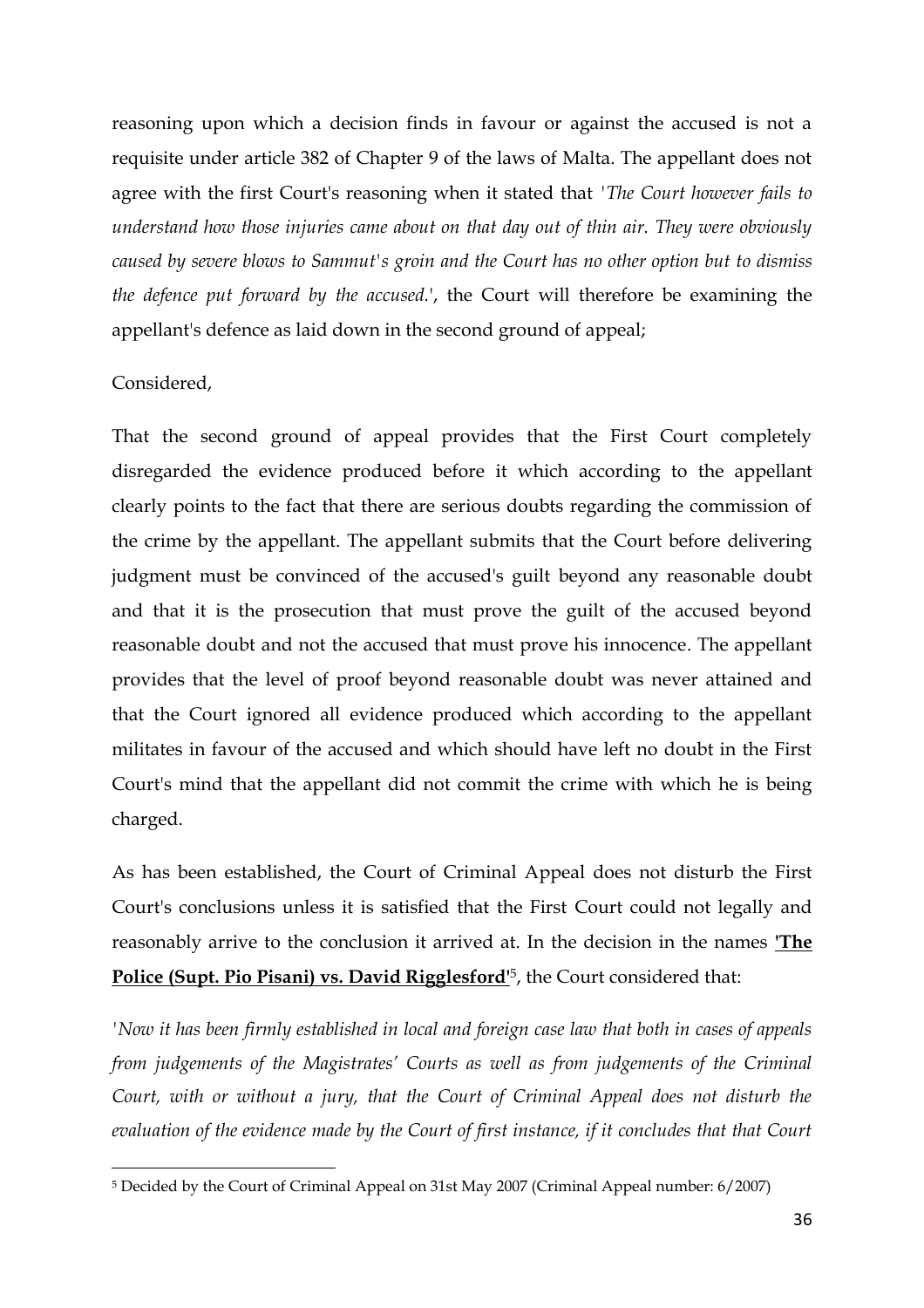reasoning upon which a decision finds in favour or against the accused is not a requisite under article 382 of Chapter 9 of the laws of Malta. The appellant does not agree with the first Court's reasoning when it stated that *'The Court however fails to understand how those injuries came about on that day out of thin air. They were obviously caused by severe blows to Sammut's groin and the Court has no other option but to dismiss the defence put forward by the accused.'*, the Court will therefore be examining the appellant's defence as laid down in the second ground of appeal;

Considered,

That the second ground of appeal provides that the First Court completely disregarded the evidence produced before it which according to the appellant clearly points to the fact that there are serious doubts regarding the commission of the crime by the appellant. The appellant submits that the Court before delivering judgment must be convinced of the accused's guilt beyond any reasonable doubt and that it is the prosecution that must prove the guilt of the accused beyond reasonable doubt and not the accused that must prove his innocence. The appellant provides that the level of proof beyond reasonable doubt was never attained and that the Court ignored all evidence produced which according to the appellant militates in favour of the accused and which should have left no doubt in the First Court's mind that the appellant did not commit the crime with which he is being charged.

As has been established, the Court of Criminal Appeal does not disturb the First Court's conclusions unless it is satisfied that the First Court could not legally and reasonably arrive to the conclusion it arrived at. In the decision in the names **'The Police (Supt. Pio Pisani) vs. David Rigglesford'**[5], the Court considered that:

*'Now it has been firmly established in local and foreign case law that both in cases of appeals from judgements of the Magistrates' Courts as well as from judgements of the Criminal Court, with or without a jury, that the Court of Criminal Appeal does not disturb the evaluation of the evidence made by the Court of first instance, if it concludes that that Court*

[5] Decided by the Court of Criminal Appeal on 31st May 2007 (Criminal Appeal number: 6/2007)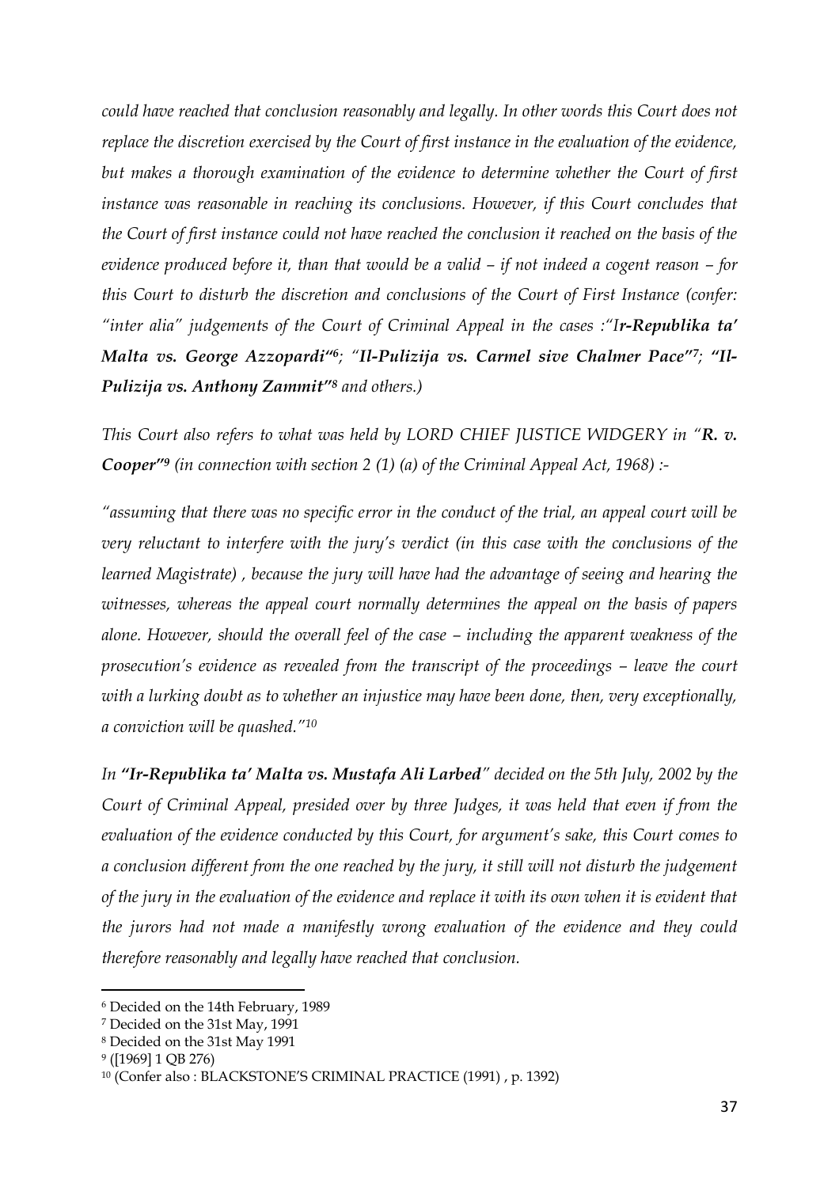*could have reached that conclusion reasonably and legally. In other words this Court does not replace the discretion exercised by the Court of first instance in the evaluation of the evidence, but makes a thorough examination of the evidence to determine whether the Court of first instance was reasonable in reaching its conclusions. However, if this Court concludes that the Court of first instance could not have reached the conclusion it reached on the basis of the evidence produced before it, than that would be a valid – if not indeed a cogent reason – for this Court to disturb the discretion and conclusions of the Court of First Instance (confer: "inter alia" judgements of the Court of Criminal Appeal in the cases :"I**r-Republika ta' Malta vs. George Azzopardi"**[6]; "**Il-Pulizija vs. Carmel sive Chalmer Pace"**[7]; **"Il-Pulizija vs. Anthony Zammit"**[8] and others.)*

*This Court also refers to what was held by LORD CHIEF JUSTICE WIDGERY in "**R. v. Cooper"**[9] (in connection with section 2 (1) (a) of the Criminal Appeal Act, 1968) :-*

*"assuming that there was no specific error in the conduct of the trial, an appeal court will be very reluctant to interfere with the jury's verdict (in this case with the conclusions of the learned Magistrate) , because the jury will have had the advantage of seeing and hearing the witnesses, whereas the appeal court normally determines the appeal on the basis of papers alone. However, should the overall feel of the case – including the apparent weakness of the prosecution's evidence as revealed from the transcript of the proceedings – leave the court with a lurking doubt as to whether an injustice may have been done, then, very exceptionally, a conviction will be quashed."*[10]

*In **"Ir-Republika ta' Malta vs. Mustafa Ali Larbed**" decided on the 5th July, 2002 by the Court of Criminal Appeal, presided over by three Judges, it was held that even if from the evaluation of the evidence conducted by this Court, for argument's sake, this Court comes to a conclusion different from the one reached by the jury, it still will not disturb the judgement of the jury in the evaluation of the evidence and replace it with its own when it is evident that the jurors had not made a manifestly wrong evaluation of the evidence and they could therefore reasonably and legally have reached that conclusion.*

---

[6] Decided on the 14th February, 1989

[7] Decided on the 31st May, 1991

[8] Decided on the 31st May 1991

[9] ([1969] 1 QB 276)

[10] (Confer also : BLACKSTONE'S CRIMINAL PRACTICE (1991) , p. 1392)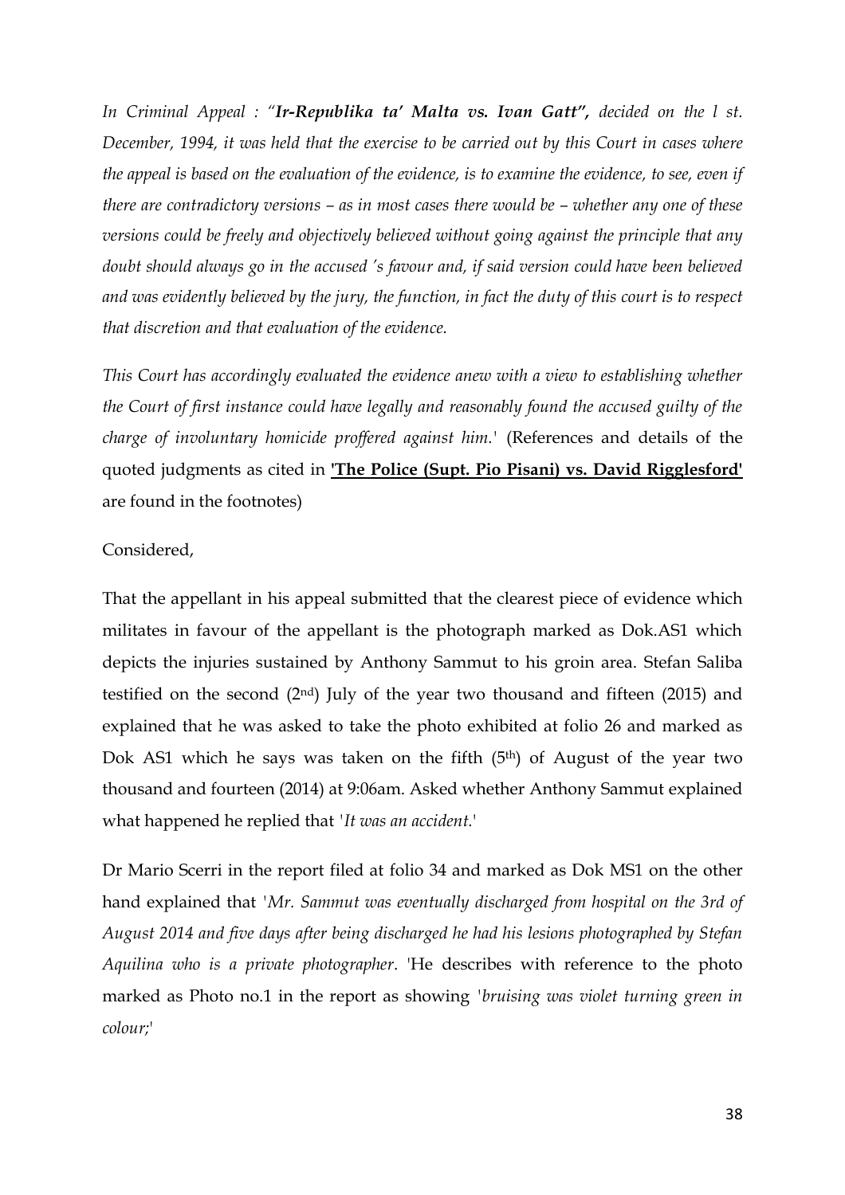*In Criminal Appeal : "**Ir-Repubblika ta' Malta vs. Ivan Gatt**", decided on the l st. December, 1994, it was held that the exercise to be carried out by this Court in cases where the appeal is based on the evaluation of the evidence, is to examine the evidence, to see, even if there are contradictory versions – as in most cases there would be – whether any one of these versions could be freely and objectively believed without going against the principle that any doubt should always go in the accused 's favour and, if said version could have been believed and was evidently believed by the jury, the function, in fact the duty of this court is to respect that discretion and that evaluation of the evidence.*

*This Court has accordingly evaluated the evidence anew with a view to establishing whether the Court of first instance could have legally and reasonably found the accused guilty of the charge of involuntary homicide proffered against him.'* (References and details of the quoted judgments as cited in **'The Police (Supt. Pio Pisani) vs. David Rigglesford'** are found in the footnotes)

Considered,

That the appellant in his appeal submitted that the clearest piece of evidence which militates in favour of the appellant is the photograph marked as Dok.AS1 which depicts the injuries sustained by Anthony Sammut to his groin area. Stefan Saliba testified on the second (2nd) July of the year two thousand and fifteen (2015) and explained that he was asked to take the photo exhibited at folio 26 and marked as Dok AS1 which he says was taken on the fifth (5th) of August of the year two thousand and fourteen (2014) at 9:06am. Asked whether Anthony Sammut explained what happened he replied that '*It was an accident.*'

Dr Mario Scerri in the report filed at folio 34 and marked as Dok MS1 on the other hand explained that '*Mr. Sammut was eventually discharged from hospital on the 3rd of August 2014 and five days after being discharged he had his lesions photographed by Stefan Aquilina who is a private photographer*. 'He describes with reference to the photo marked as Photo no.1 in the report as showing '*bruising was violet turning green in colour;*'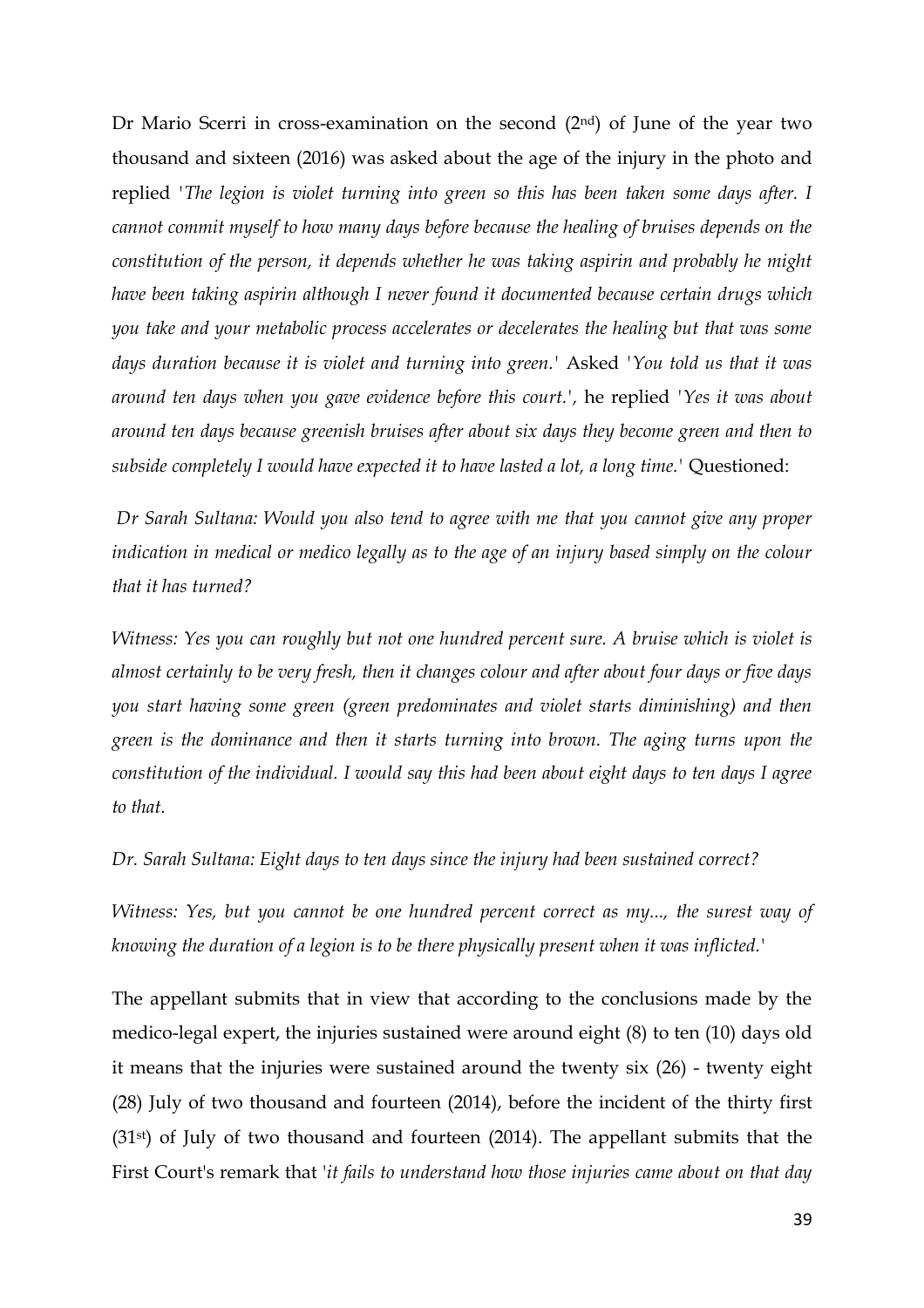Dr Mario Scerri in cross-examination on the second (2nd) of June of the year two thousand and sixteen (2016) was asked about the age of the injury in the photo and replied '*The legion is violet turning into green so this has been taken some days after. I cannot commit myself to how many days before because the healing of bruises depends on the constitution of the person, it depends whether he was taking aspirin and probably he might have been taking aspirin although I never found it documented because certain drugs which you take and your metabolic process accelerates or decelerates the healing but that was some days duration because it is violet and turning into green.*' Asked '*You told us that it was around ten days when you gave evidence before this court.*', he replied '*Yes it was about around ten days because greenish bruises after about six days they become green and then to subside completely I would have expected it to have lasted a lot, a long time.*' Questioned:

*Dr Sarah Sultana: Would you also tend to agree with me that you cannot give any proper indication in medical or medico legally as to the age of an injury based simply on the colour that it has turned?*

*Witness: Yes you can roughly but not one hundred percent sure. A bruise which is violet is almost certainly to be very fresh, then it changes colour and after about four days or five days you start having some green (green predominates and violet starts diminishing) and then green is the dominance and then it starts turning into brown. The aging turns upon the constitution of the individual. I would say this had been about eight days to ten days I agree to that.*

*Dr. Sarah Sultana: Eight days to ten days since the injury had been sustained correct?*

*Witness: Yes, but you cannot be one hundred percent correct as my..., the surest way of knowing the duration of a legion is to be there physically present when it was inflicted.*'

The appellant submits that in view that according to the conclusions made by the medico-legal expert, the injuries sustained were around eight (8) to ten (10) days old it means that the injuries were sustained around the twenty six (26) - twenty eight (28) July of two thousand and fourteen (2014), before the incident of the thirty first (31st) of July of two thousand and fourteen (2014). The appellant submits that the First Court's remark that '*it fails to understand how those injuries came about on that day*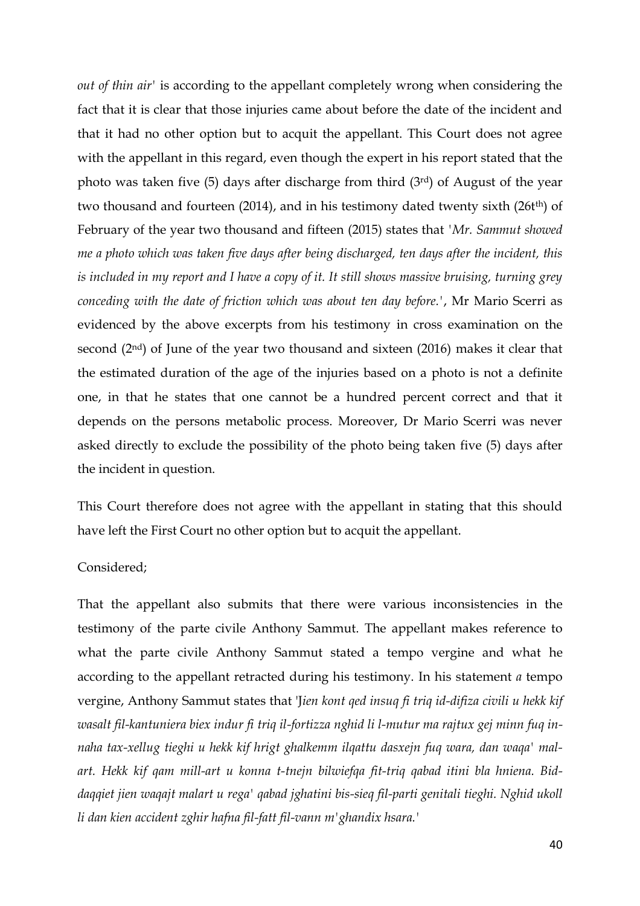*out of thin air'* is according to the appellant completely wrong when considering the fact that it is clear that those injuries came about before the date of the incident and that it had no other option but to acquit the appellant. This Court does not agree with the appellant in this regard, even though the expert in his report stated that the photo was taken five (5) days after discharge from third (3rd) of August of the year two thousand and fourteen (2014), and in his testimony dated twenty sixth (26tth) of February of the year two thousand and fifteen (2015) states that *'Mr. Sammut showed me a photo which was taken five days after being discharged, ten days after the incident, this is included in my report and I have a copy of it. It still shows massive bruising, turning grey conceding with the date of friction which was about ten day before.'*, Mr Mario Scerri as evidenced by the above excerpts from his testimony in cross examination on the second (2nd) of June of the year two thousand and sixteen (2016) makes it clear that the estimated duration of the age of the injuries based on a photo is not a definite one, in that he states that one cannot be a hundred percent correct and that it depends on the persons metabolic process. Moreover, Dr Mario Scerri was never asked directly to exclude the possibility of the photo being taken five (5) days after the incident in question.

This Court therefore does not agree with the appellant in stating that this should have left the First Court no other option but to acquit the appellant.

Considered;

That the appellant also submits that there were various inconsistencies in the testimony of the parte civile Anthony Sammut. The appellant makes reference to what the parte civile Anthony Sammut stated a tempo vergine and what he according to the appellant retracted during his testimony. In his statement *a* tempo vergine, Anthony Sammut states that *'Jien kont qed insuq fi triq id-difiza civili u hekk kif wasalt fil-kantuniera biex indur fi triq il-fortizza nghid li l-mutur ma rajtux gej minn fuq in-naha tax-xellug tieghi u hekk kif hrigt ghalkemm ilqattu dasxejn fuq wara, dan waqa' mal-art. Hekk kif qam mill-art u konna t-tnejn bilwiefqa fit-triq qabad itini bla hniena. Bid-daqqiet jien waqajt malart u rega' qabad jghatini bis-sieq fil-parti genitali tieghi. Nghid ukoll li dan kien accident zghir hafna fil-fatt fil-vann m'ghandix hsara.'*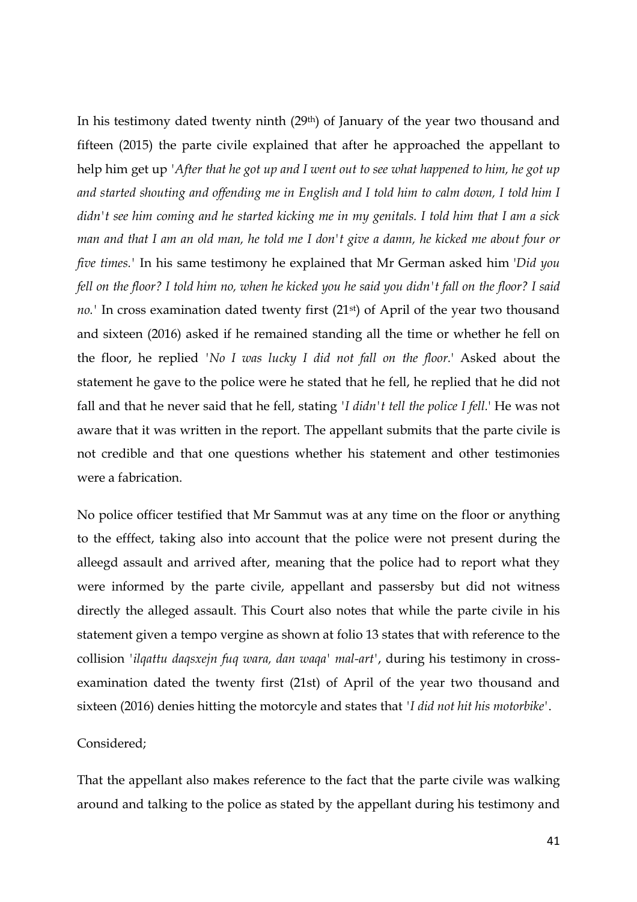In his testimony dated twenty ninth (29th) of January of the year two thousand and fifteen (2015) the parte civile explained that after he approached the appellant to help him get up '*After that he got up and I went out to see what happened to him, he got up and started shouting and offending me in English and I told him to calm down, I told him I didn't see him coming and he started kicking me in my genitals. I told him that I am a sick man and that I am an old man, he told me I don't give a damn, he kicked me about four or five times.*' In his same testimony he explained that Mr German asked him '*Did you fell on the floor? I told him no, when he kicked you he said you didn't fall on the floor? I said no.*' In cross examination dated twenty first (21st) of April of the year two thousand and sixteen (2016) asked if he remained standing all the time or whether he fell on the floor, he replied '*No I was lucky I did not fall on the floor.*' Asked about the statement he gave to the police were he stated that he fell, he replied that he did not fall and that he never said that he fell, stating '*I didn't tell the police I fell.*' He was not aware that it was written in the report. The appellant submits that the parte civile is not credible and that one questions whether his statement and other testimonies were a fabrication.

No police officer testified that Mr Sammut was at any time on the floor or anything to the efffect, taking also into account that the police were not present during the alleegd assault and arrived after, meaning that the police had to report what they were informed by the parte civile, appellant and passersby but did not witness directly the alleged assault. This Court also notes that while the parte civile in his statement given a tempo vergine as shown at folio 13 states that with reference to the collision '*ilqattu daqsxejn fuq wara, dan waqa' mal-art*', during his testimony in cross-examination dated the twenty first (21st) of April of the year two thousand and sixteen (2016) denies hitting the motorcyle and states that '*I did not hit his motorbike*'.

Considered;

That the appellant also makes reference to the fact that the parte civile was walking around and talking to the police as stated by the appellant during his testimony and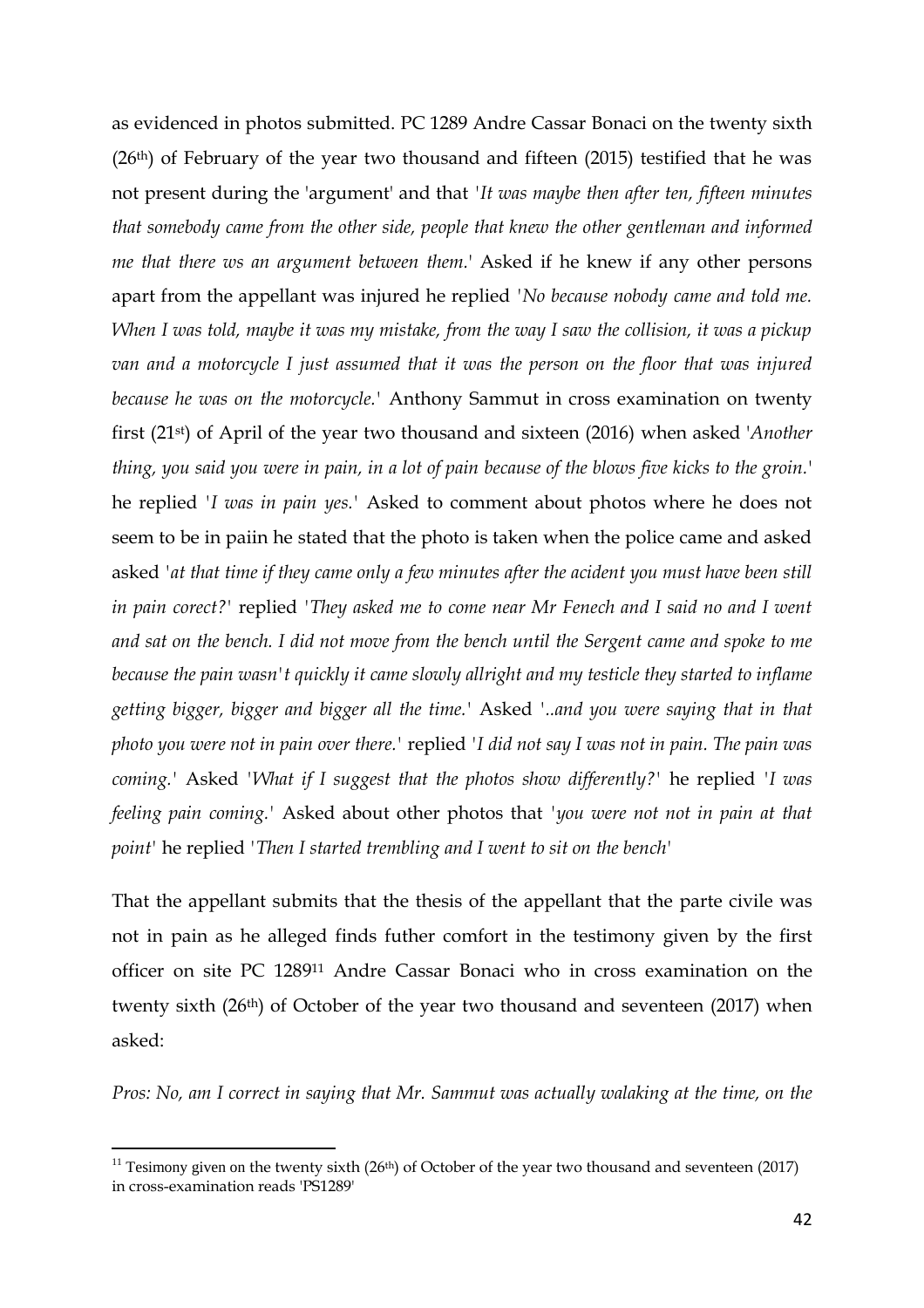as evidenced in photos submitted. PC 1289 Andre Cassar Bonaci on the twenty sixth (26th) of February of the year two thousand and fifteen (2015) testified that he was not present during the 'argument' and that '*It was maybe then after ten, fifteen minutes that somebody came from the other side, people that knew the other gentleman and informed me that there ws an argument between them.*' Asked if he knew if any other persons apart from the appellant was injured he replied '*No because nobody came and told me. When I was told, maybe it was my mistake, from the way I saw the collision, it was a pickup van and a motorcycle I just assumed that it was the person on the floor that was injured because he was on the motorcycle.*' Anthony Sammut in cross examination on twenty first (21st) of April of the year two thousand and sixteen (2016) when asked '*Another thing, you said you were in pain, in a lot of pain because of the blows five kicks to the groin.*' he replied '*I was in pain yes.*' Asked to comment about photos where he does not seem to be in paiin he stated that the photo is taken when the police came and asked asked '*at that time if they came only a few minutes after the acident you must have been still in pain corect?*' replied '*They asked me to come near Mr Fenech and I said no and I went and sat on the bench. I did not move from the bench until the Sergent came and spoke to me because the pain wasn't quickly it came slowly allright and my testicle they started to inflame getting bigger, bigger and bigger all the time.*' Asked '*..and you were saying that in that photo you were not in pain over there.*' replied '*I did not say I was not in pain. The pain was coming.*' Asked '*What if I suggest that the photos show differently?*' he replied '*I was feeling pain coming.*' Asked about other photos that '*you were not not in pain at that point*' he replied '*Then I started trembling and I went to sit on the bench*'

That the appellant submits that the thesis of the appellant that the parte civile was not in pain as he alleged finds futher comfort in the testimony given by the first officer on site PC 1289[11] Andre Cassar Bonaci who in cross examination on the twenty sixth (26th) of October of the year two thousand and seventeen (2017) when asked:

*Pros: No, am I correct in saying that Mr. Sammut was actually walaking at the time, on the*

[11] Tesimony given on the twenty sixth (26th) of October of the year two thousand and seventeen (2017) in cross-examination reads 'PS1289'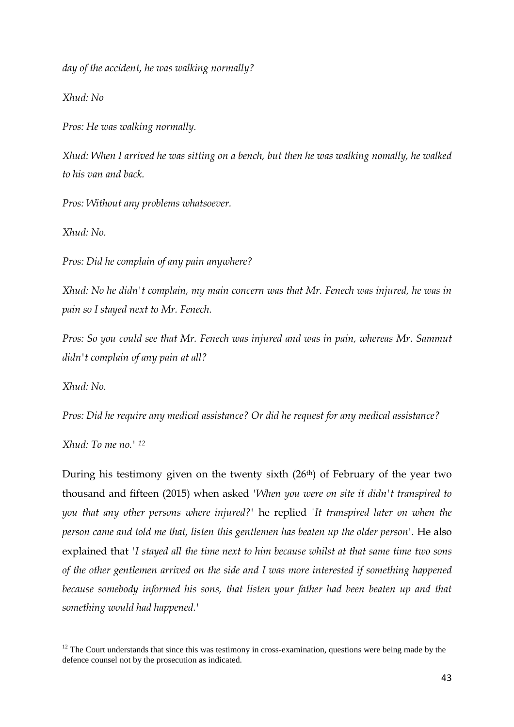*day of the accident, he was walking normally?*

*Xhud: No*

*Pros: He was walking normally.*

*Xhud: When I arrived he was sitting on a bench, but then he was walking nomally, he walked to his van and back.*

*Pros: Without any problems whatsoever.*

*Xhud: No.*

*Pros: Did he complain of any pain anywhere?*

*Xhud: No he didn't complain, my main concern was that Mr. Fenech was injured, he was in pain so I stayed next to Mr. Fenech.*

*Pros: So you could see that Mr. Fenech was injured and was in pain, whereas Mr. Sammut didn't complain of any pain at all?*

*Xhud: No.*

*Pros: Did he require any medical assistance? Or did he request for any medical assistance?*

*Xhud: To me no.'* [12]

During his testimony given on the twenty sixth (26th) of February of the year two thousand and fifteen (2015) when asked *'When you were on site it didn't transpired to you that any other persons where injured?'* he replied *'It transpired later on when the person came and told me that, listen this gentlemen has beaten up the older person'*. He also explained that *'I stayed all the time next to him because whilst at that same time two sons of the other gentlemen arrived on the side and I was more interested if something happened because somebody informed his sons, that listen your father had been beaten up and that something would had happened.'*

[12] The Court understands that since this was testimony in cross-examination, questions were being made by the defence counsel not by the prosecution as indicated.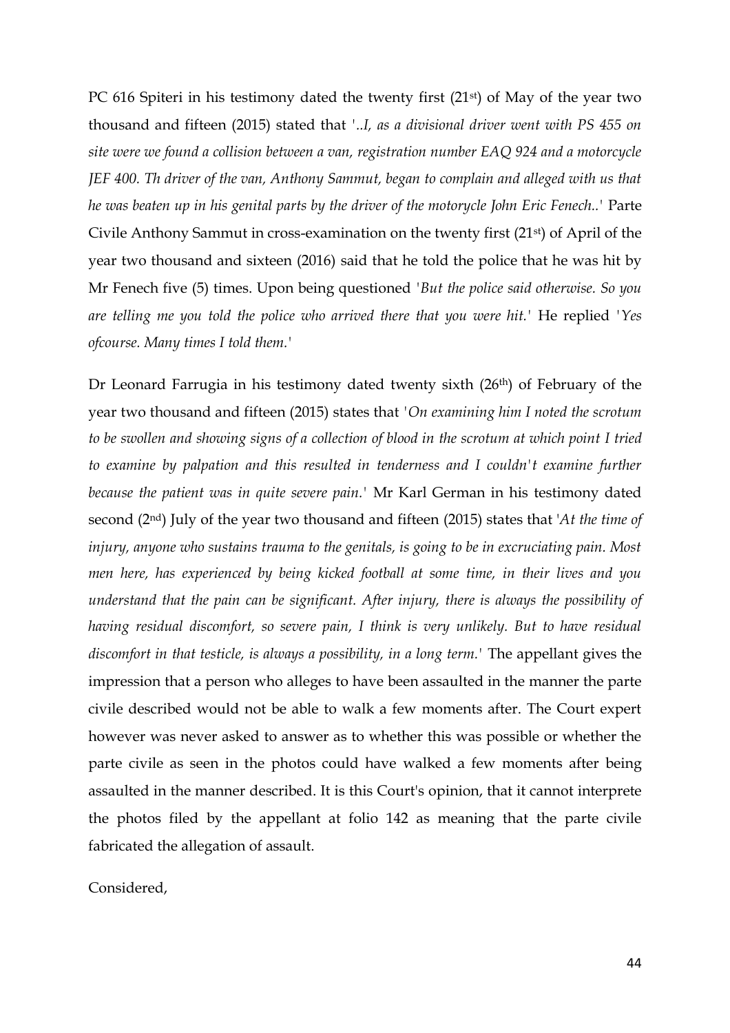PC 616 Spiteri in his testimony dated the twenty first (21st) of May of the year two thousand and fifteen (2015) stated that '*..I, as a divisional driver went with PS 455 on site were we found a collision between a van, registration number EAQ 924 and a motorcycle JEF 400. Th driver of the van, Anthony Sammut, began to complain and alleged with us that he was beaten up in his genital parts by the driver of the motorcycle John Eric Fenech..*' Parte Civile Anthony Sammut in cross-examination on the twenty first (21st) of April of the year two thousand and sixteen (2016) said that he told the police that he was hit by Mr Fenech five (5) times. Upon being questioned '*But the police said otherwise. So you are telling me you told the police who arrived there that you were hit.*' He replied '*Yes ofcourse. Many times I told them.*'

Dr Leonard Farrugia in his testimony dated twenty sixth (26th) of February of the year two thousand and fifteen (2015) states that '*On examining him I noted the scrotum to be swollen and showing signs of a collection of blood in the scrotum at which point I tried to examine by palpation and this resulted in tenderness and I couldn't examine further because the patient was in quite severe pain.*' Mr Karl German in his testimony dated second (2nd) July of the year two thousand and fifteen (2015) states that '*At the time of injury, anyone who sustains trauma to the genitals, is going to be in excruciating pain. Most men here, has experienced by being kicked football at some time, in their lives and you understand that the pain can be significant. After injury, there is always the possibility of having residual discomfort, so severe pain, I think is very unlikely. But to have residual discomfort in that testicle, is always a possibility, in a long term.*' The appellant gives the impression that a person who alleges to have been assaulted in the manner the parte civile described would not be able to walk a few moments after. The Court expert however was never asked to answer as to whether this was possible or whether the parte civile as seen in the photos could have walked a few moments after being assaulted in the manner described. It is this Court's opinion, that it cannot interprete the photos filed by the appellant at folio 142 as meaning that the parte civile fabricated the allegation of assault.

Considered,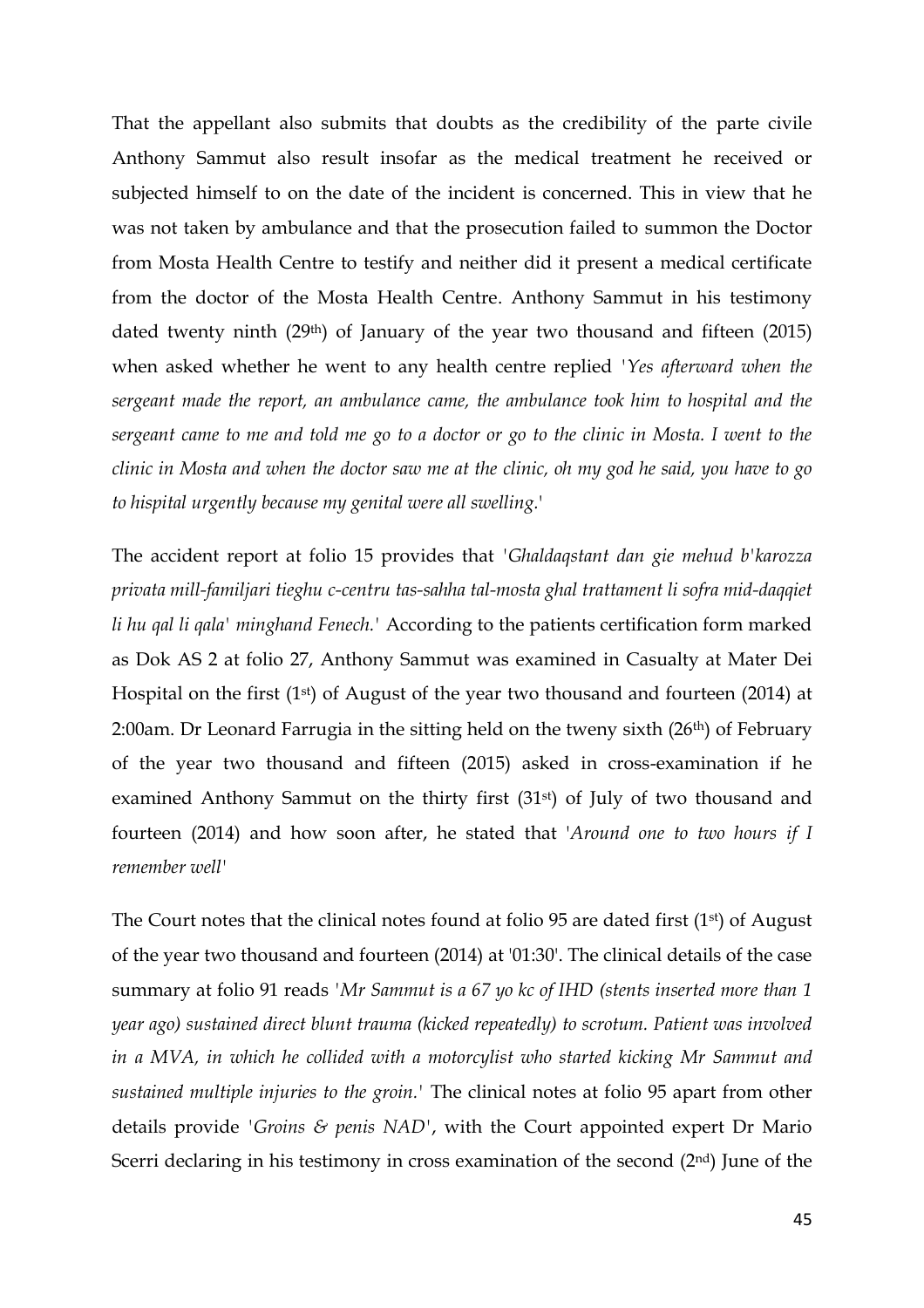That the appellant also submits that doubts as the credibility of the parte civile Anthony Sammut also result insofar as the medical treatment he received or subjected himself to on the date of the incident is concerned. This in view that he was not taken by ambulance and that the prosecution failed to summon the Doctor from Mosta Health Centre to testify and neither did it present a medical certificate from the doctor of the Mosta Health Centre. Anthony Sammut in his testimony dated twenty ninth (29th) of January of the year two thousand and fifteen (2015) when asked whether he went to any health centre replied '*Yes afterward when the sergeant made the report, an ambulance came, the ambulance took him to hospital and the sergeant came to me and told me go to a doctor or go to the clinic in Mosta. I went to the clinic in Mosta and when the doctor saw me at the clinic, oh my god he said, you have to go to hospital urgently because my genital were all swelling.*'

The accident report at folio 15 provides that '*Ghaldaqstant dan gie mehud b'karozza privata mill-familjari tieghu c-centru tas-sahha tal-mosta ghal trattament li sofra mid-daqqiet li hu qal li qala' minghand Fenech.*' According to the patients certification form marked as Dok AS 2 at folio 27, Anthony Sammut was examined in Casualty at Mater Dei Hospital on the first (1st) of August of the year two thousand and fourteen (2014) at 2:00am. Dr Leonard Farrugia in the sitting held on the tweny sixth (26th) of February of the year two thousand and fifteen (2015) asked in cross-examination if he examined Anthony Sammut on the thirty first (31st) of July of two thousand and fourteen (2014) and how soon after, he stated that '*Around one to two hours if I remember well*'

The Court notes that the clinical notes found at folio 95 are dated first (1st) of August of the year two thousand and fourteen (2014) at '01:30'. The clinical details of the case summary at folio 91 reads '*Mr Sammut is a 67 yo kc of IHD (stents inserted more than 1 year ago) sustained direct blunt trauma (kicked repeatedly) to scrotum. Patient was involved in a MVA, in which he collided with a motorcylist who started kicking Mr Sammut and sustained multiple injuries to the groin.*' The clinical notes at folio 95 apart from other details provide '*Groins & penis NAD*', with the Court appointed expert Dr Mario Scerri declaring in his testimony in cross examination of the second (2nd) June of the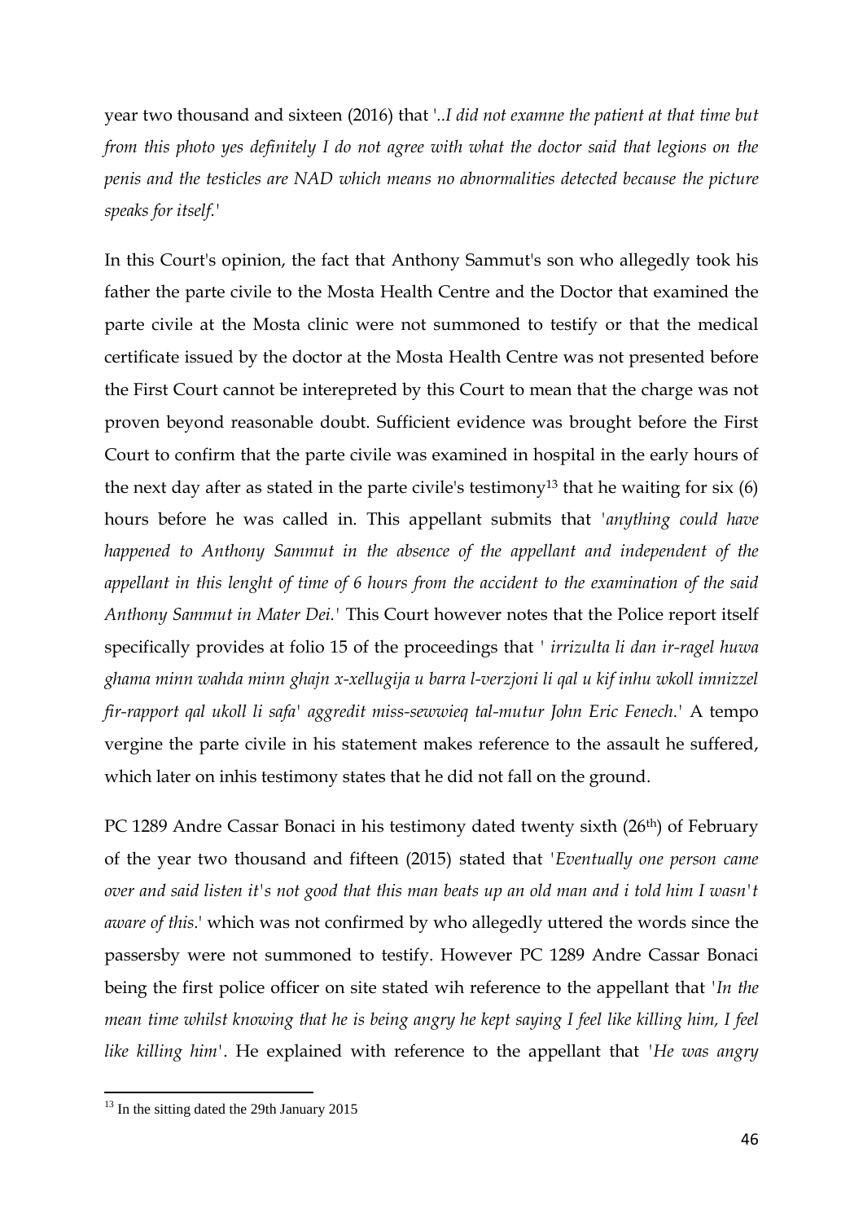year two thousand and sixteen (2016) that '*..I did not examne the patient at that time but from this photo yes definitely I do not agree with what the doctor said that legions on the penis and the testicles are NAD which means no abnormalities detected because the picture speaks for itself.*'

In this Court's opinion, the fact that Anthony Sammut's son who allegedly took his father the parte civile to the Mosta Health Centre and the Doctor that examined the parte civile at the Mosta clinic were not summoned to testify or that the medical certificate issued by the doctor at the Mosta Health Centre was not presented before the First Court cannot be interepreted by this Court to mean that the charge was not proven beyond reasonable doubt. Sufficient evidence was brought before the First Court to confirm that the parte civile was examined in hospital in the early hours of the next day after as stated in the parte civile's testimony[13] that he waiting for six (6) hours before he was called in. This appellant submits that '*anything could have happened to Anthony Sammut in the absence of the appellant and independent of the appellant in this lenght of time of 6 hours from the accident to the examination of the said Anthony Sammut in Mater Dei.*' This Court however notes that the Police report itself specifically provides at folio 15 of the proceedings that ' *irrizulta li dan ir-ragel huwa ghama minn wahda minn ghajn x-xellugija u barra l-verzjoni li qal u kif inhu wkoll imnizzel fir-rapport qal ukoll li safa' aggredit miss-sewwieq tal-mutur John Eric Fenech.*' A tempo vergine the parte civile in his statement makes reference to the assault he suffered, which later on inhis testimony states that he did not fall on the ground.

PC 1289 Andre Cassar Bonaci in his testimony dated twenty sixth (26th) of February of the year two thousand and fifteen (2015) stated that '*Eventually one person came over and said listen it's not good that this man beats up an old man and i told him I wasn't aware of this.*' which was not confirmed by who allegedly uttered the words since the passersby were not summoned to testify. However PC 1289 Andre Cassar Bonaci being the first police officer on site stated wih reference to the appellant that '*In the mean time whilst knowing that he is being angry he kept saying I feel like killing him, I feel like killing him*'. He explained with reference to the appellant that '*He was angry*

---

[13] In the sitting dated the 29th January 2015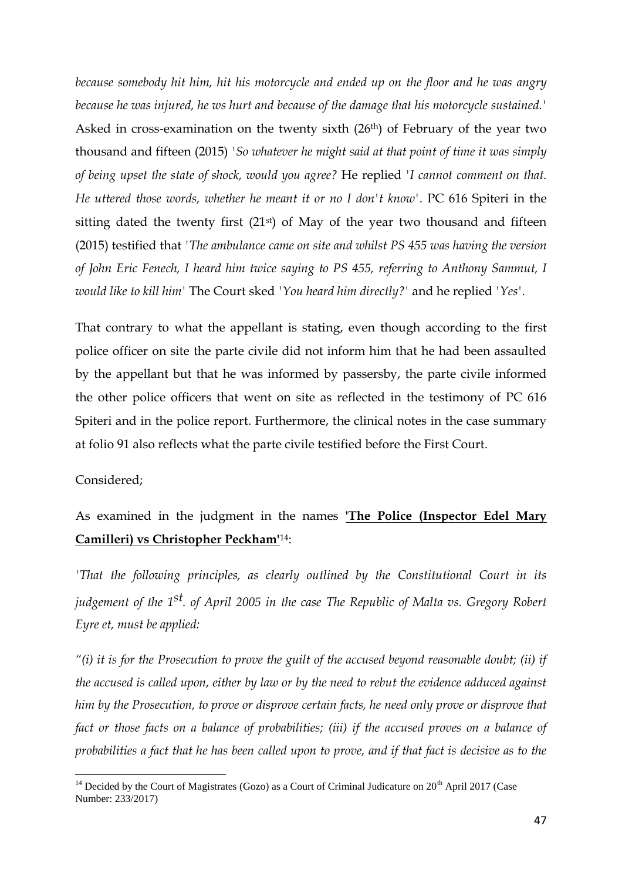*because somebody hit him, hit his motorcycle and ended up on the floor and he was angry because he was injured, he ws hurt and because of the damage that his motorcycle sustained.'* Asked in cross-examination on the twenty sixth (26th) of February of the year two thousand and fifteen (2015) *'So whatever he might said at that point of time it was simply of being upset the state of shock, would you agree?* He replied *'I cannot comment on that. He uttered those words, whether he meant it or no I don't know'.* PC 616 Spiteri in the sitting dated the twenty first (21st) of May of the year two thousand and fifteen (2015) testified that *'The ambulance came on site and whilst PS 455 was having the version of John Eric Fenech, I heard him twice saying to PS 455, referring to Anthony Sammut, I would like to kill him'* The Court sked *'You heard him directly?'* and he replied *'Yes'*.

That contrary to what the appellant is stating, even though according to the first police officer on site the parte civile did not inform him that he had been assaulted by the appellant but that he was informed by passersby, the parte civile informed the other police officers that went on site as reflected in the testimony of PC 616 Spiteri and in the police report. Furthermore, the clinical notes in the case summary at folio 91 also reflects what the parte civile testified before the First Court.

Considered;

As examined in the judgment in the names **'The Police (Inspector Edel Mary Camilleri) vs Christopher Peckham'**[14]:

*'That the following principles, as clearly outlined by the Constitutional Court in its judgement of the 1st. of April 2005 in the case The Republic of Malta vs. Gregory Robert Eyre et, must be applied:*

*"(i) it is for the Prosecution to prove the guilt of the accused beyond reasonable doubt; (ii) if the accused is called upon, either by law or by the need to rebut the evidence adduced against him by the Prosecution, to prove or disprove certain facts, he need only prove or disprove that fact or those facts on a balance of probabilities; (iii) if the accused proves on a balance of probabilities a fact that he has been called upon to prove, and if that fact is decisive as to the*

---

[14] Decided by the Court of Magistrates (Gozo) as a Court of Criminal Judicature on 20th April 2017 (Case Number: 233/2017)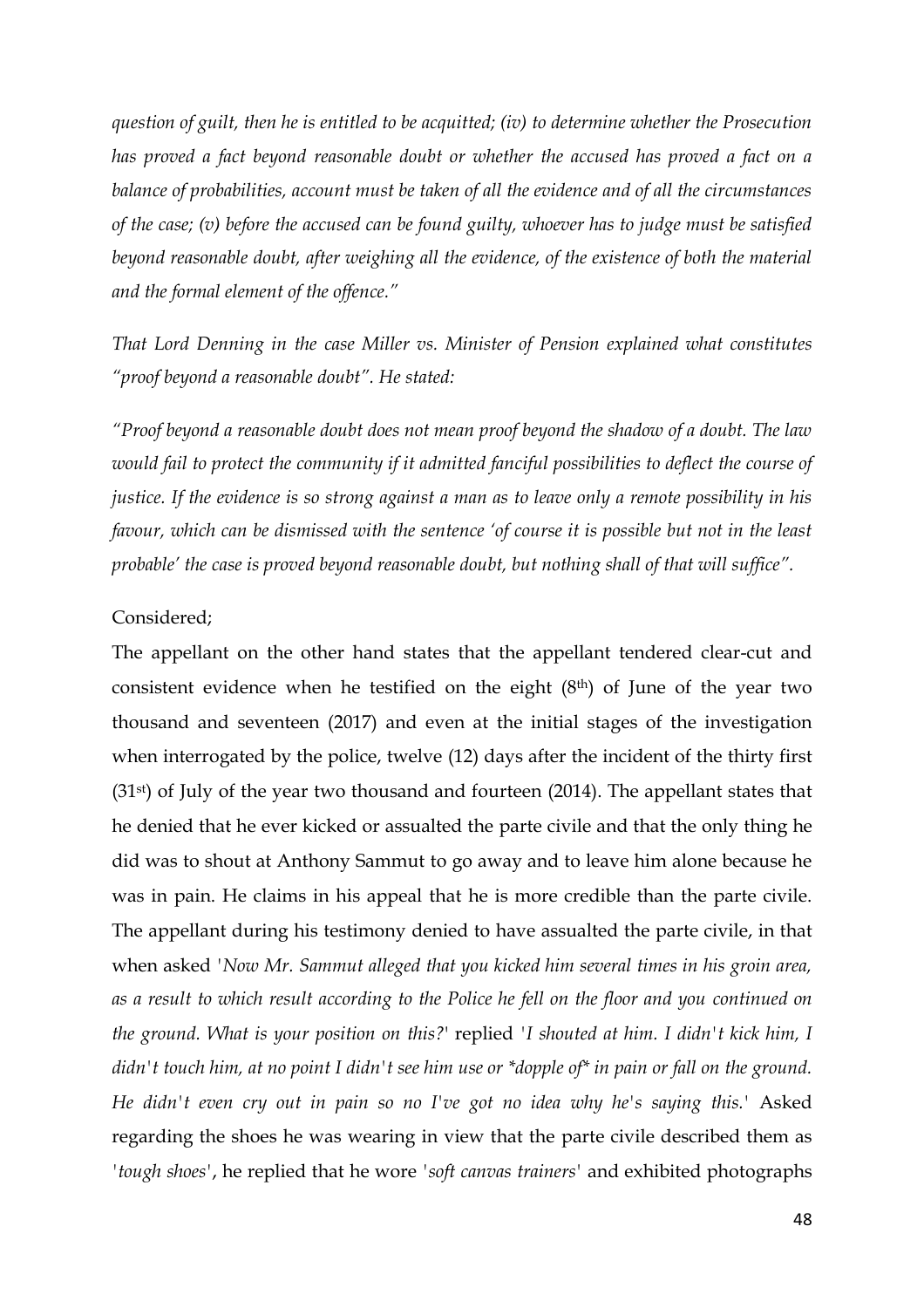*question of guilt, then he is entitled to be acquitted; (iv) to determine whether the Prosecution has proved a fact beyond reasonable doubt or whether the accused has proved a fact on a balance of probabilities, account must be taken of all the evidence and of all the circumstances of the case; (v) before the accused can be found guilty, whoever has to judge must be satisfied beyond reasonable doubt, after weighing all the evidence, of the existence of both the material and the formal element of the offence."*

*That Lord Denning in the case Miller vs. Minister of Pension explained what constitutes "proof beyond a reasonable doubt". He stated:*

*"Proof beyond a reasonable doubt does not mean proof beyond the shadow of a doubt. The law would fail to protect the community if it admitted fanciful possibilities to deflect the course of justice. If the evidence is so strong against a man as to leave only a remote possibility in his favour, which can be dismissed with the sentence 'of course it is possible but not in the least probable' the case is proved beyond reasonable doubt, but nothing shall of that will suffice".*

Considered;

The appellant on the other hand states that the appellant tendered clear-cut and consistent evidence when he testified on the eight (8th) of June of the year two thousand and seventeen (2017) and even at the initial stages of the investigation when interrogated by the police, twelve (12) days after the incident of the thirty first (31st) of July of the year two thousand and fourteen (2014). The appellant states that he denied that he ever kicked or assualted the parte civile and that the only thing he did was to shout at Anthony Sammut to go away and to leave him alone because he was in pain. He claims in his appeal that he is more credible than the parte civile. The appellant during his testimony denied to have assualted the parte civile, in that when asked '*Now Mr. Sammut alleged that you kicked him several times in his groin area, as a result to which result according to the Police he fell on the floor and you continued on the ground. What is your position on this?*' replied '*I shouted at him. I didn't kick him, I didn't touch him, at no point I didn't see him use or *dopple of* in pain or fall on the ground. He didn't even cry out in pain so no I've got no idea why he's saying this.*' Asked regarding the shoes he was wearing in view that the parte civile described them as '*tough shoes*', he replied that he wore '*soft canvas trainers*' and exhibited photographs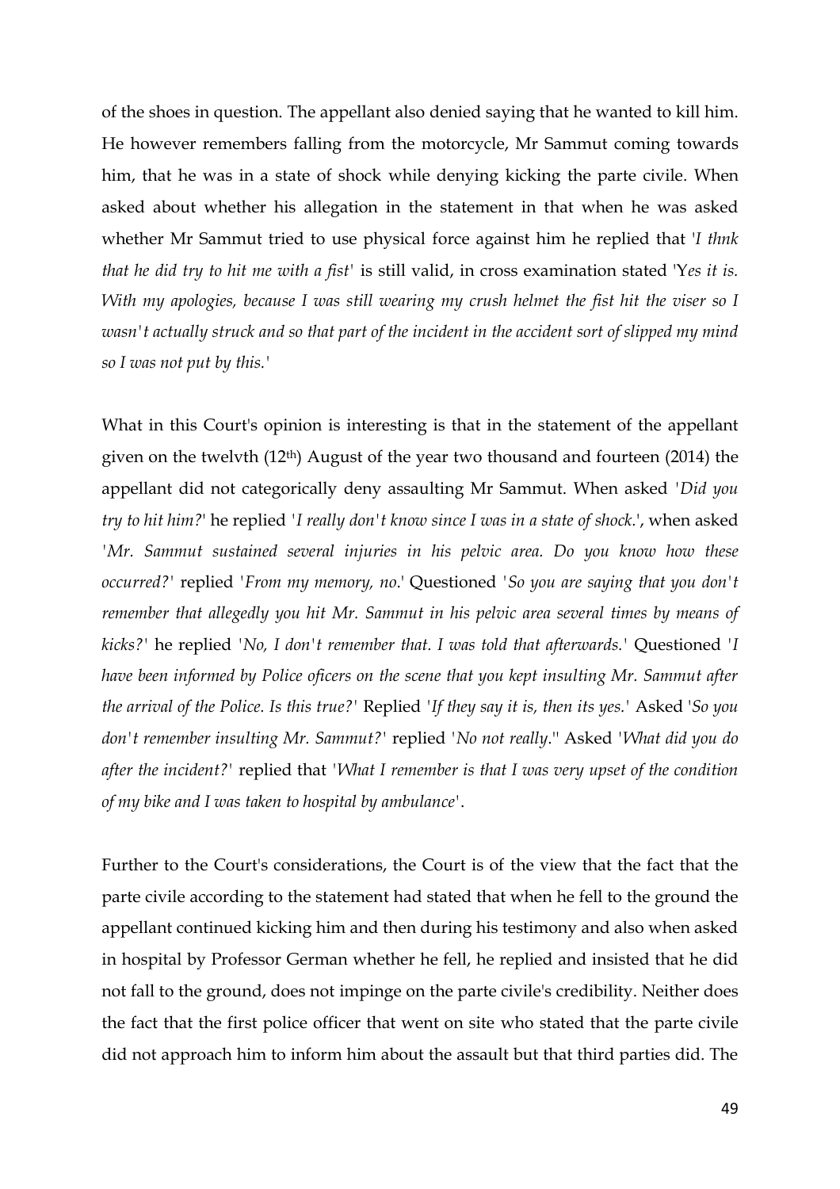of the shoes in question. The appellant also denied saying that he wanted to kill him. He however remembers falling from the motorcycle, Mr Sammut coming towards him, that he was in a state of shock while denying kicking the parte civile. When asked about whether his allegation in the statement in that when he was asked whether Mr Sammut tried to use physical force against him he replied that '*I thnk that he did try to hit me with a fist*' is still valid, in cross examination stated '*Yes it is. With my apologies, because I was still wearing my crush helmet the fist hit the viser so I wasn't actually struck and so that part of the incident in the accident sort of slipped my mind so I was not put by this.*'

What in this Court's opinion is interesting is that in the statement of the appellant given on the twelvth (12th) August of the year two thousand and fourteen (2014) the appellant did not categorically deny assaulting Mr Sammut. When asked '*Did you try to hit him?*' he replied '*I really don't know since I was in a state of shock.*', when asked '*Mr. Sammut sustained several injuries in his pelvic area. Do you know how these occurred?*' replied '*From my memory, no.*' Questioned '*So you are saying that you don't remember that allegedly you hit Mr. Sammut in his pelvic area several times by means of kicks?*' he replied '*No, I don't remember that. I was told that afterwards.*' Questioned '*I have been informed by Police oficers on the scene that you kept insulting Mr. Sammut after the arrival of the Police. Is this true?*' Replied '*If they say it is, then its yes.*' Asked '*So you don't remember insulting Mr. Sammut?*' replied '*No not really.*'' Asked '*What did you do after the incident?*' replied that '*What I remember is that I was very upset of the condition of my bike and I was taken to hospital by ambulance*'.

Further to the Court's considerations, the Court is of the view that the fact that the parte civile according to the statement had stated that when he fell to the ground the appellant continued kicking him and then during his testimony and also when asked in hospital by Professor German whether he fell, he replied and insisted that he did not fall to the ground, does not impinge on the parte civile's credibility. Neither does the fact that the first police officer that went on site who stated that the parte civile did not approach him to inform him about the assault but that third parties did. The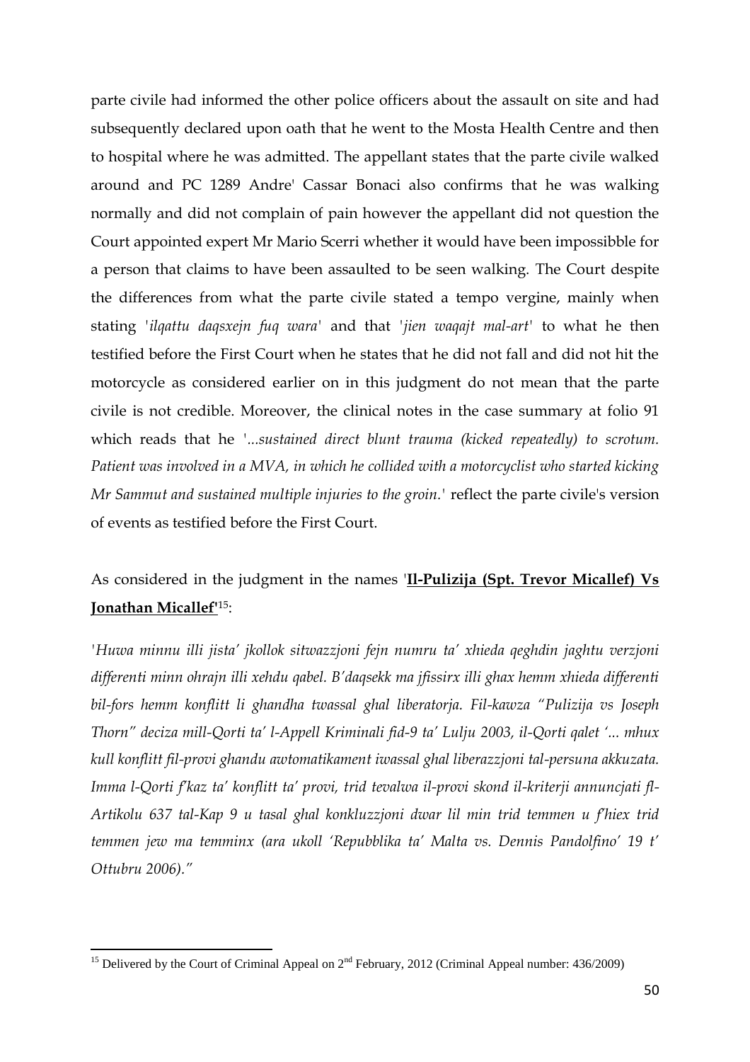parte civile had informed the other police officers about the assault on site and had subsequently declared upon oath that he went to the Mosta Health Centre and then to hospital where he was admitted. The appellant states that the parte civile walked around and PC 1289 Andre' Cassar Bonaci also confirms that he was walking normally and did not complain of pain however the appellant did not question the Court appointed expert Mr Mario Scerri whether it would have been impossibble for a person that claims to have been assaulted to be seen walking. The Court despite the differences from what the parte civile stated a tempo vergine, mainly when stating '*ilqattu daqsxejn fuq wara*' and that '*jien waqajt mal-art*' to what he then testified before the First Court when he states that he did not fall and did not hit the motorcycle as considered earlier on in this judgment do not mean that the parte civile is not credible. Moreover, the clinical notes in the case summary at folio 91 which reads that he '*...sustained direct blunt trauma (kicked repeatedly) to scrotum. Patient was involved in a MVA, in which he collided with a motorcyclist who started kicking Mr Sammut and sustained multiple injuries to the groin.*' reflect the parte civile's version of events as testified before the First Court.

As considered in the judgment in the names '**Il-Pulizija (Spt. Trevor Micallef) Vs Jonathan Micallef**'[15]:

*'Huwa minnu illi jista' jkollok sitwazzjoni fejn numru ta' xhieda qeghdin jaghtu verzjoni differenti minn ohrajn illi xehdu qabel. B'daqsekk ma jfissirx illi ghax hemm xhieda differenti bil-fors hemm konflitt li ghandha twassal ghal liberatorja. Fil-kawza "Pulizija vs Joseph Thorn" deciza mill-Qorti ta' l-Appell Kriminali fid-9 ta' Lulju 2003, il-Qorti qalet '... mhux kull konflitt fil-provi ghandu awtomatikament iwassal ghal liberazzjoni tal-persuna akkuzata. Imma l-Qorti f'kaz ta' konflitt ta' provi, trid tevalwa il-provi skond il-kriterji annuncjati fl-Artikolu 637 tal-Kap 9 u tasal ghal konkluzzjoni dwar lil min trid temmen u f'hiex trid temmen jew ma temminx (ara ukoll 'Repubblika ta' Malta vs. Dennis Pandolfino' 19 t' Ottubru 2006)."*

[15] Delivered by the Court of Criminal Appeal on 2nd February, 2012 (Criminal Appeal number: 436/2009)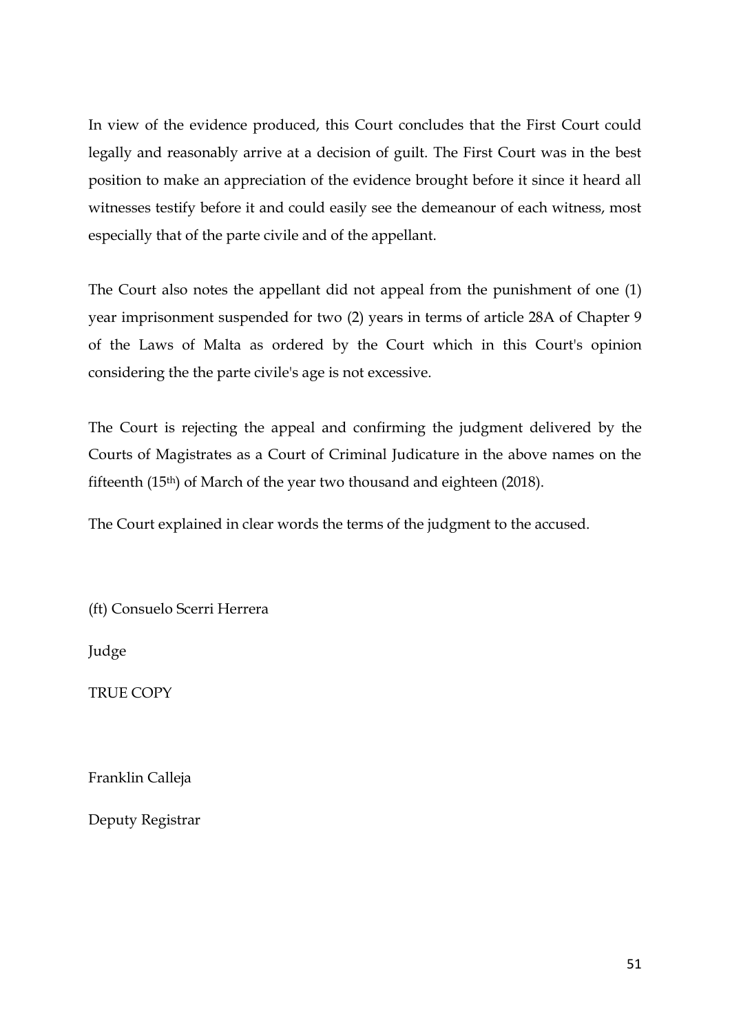In view of the evidence produced, this Court concludes that the First Court could legally and reasonably arrive at a decision of guilt. The First Court was in the best position to make an appreciation of the evidence brought before it since it heard all witnesses testify before it and could easily see the demeanour of each witness, most especially that of the parte civile and of the appellant.

The Court also notes the appellant did not appeal from the punishment of one (1) year imprisonment suspended for two (2) years in terms of article 28A of Chapter 9 of the Laws of Malta as ordered by the Court which in this Court's opinion considering the the parte civile's age is not excessive.

The Court is rejecting the appeal and confirming the judgment delivered by the Courts of Magistrates as a Court of Criminal Judicature in the above names on the fifteenth (15th) of March of the year two thousand and eighteen (2018).

The Court explained in clear words the terms of the judgment to the accused.

(ft) Consuelo Scerri Herrera

Judge

TRUE COPY

Franklin Calleja

Deputy Registrar